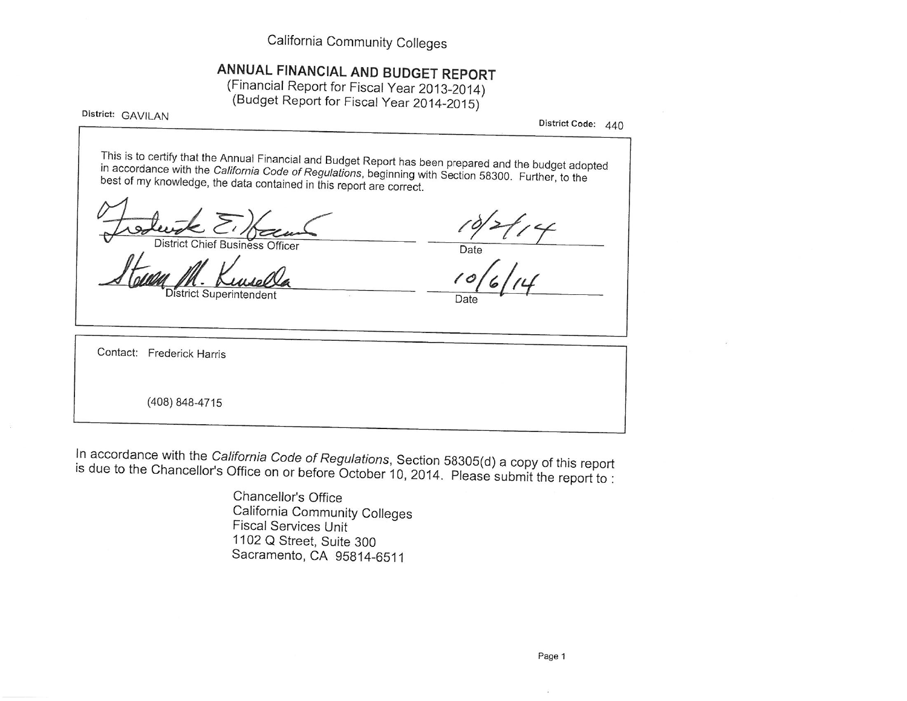California Community Colleges

# ANNUAL FINANCIAL AND BUDGET REPORT

(Financial Report for Fiscal Year 2013-2014)
(Budget Report for Fiscal Year 2014-2015)

District: GAVILAN

District Code: 440

This is to certify that the Annual Financial and Budget Report has been prepared and the budget adopted in accordance with the *California Code of Regulations*, beginning with Section 58300. Further, to the best of my knowledge, the data contained in this report are correct.

Frederick E. Harris — District Chief Business Officer — Date: 10/2/14

Steven M. Kinsella — District Superintendent — Date: 10/6/14

Contact: Frederick Harris

(408) 848-4715

In accordance with the *California Code of Regulations*, Section 58305(d) a copy of this report is due to the Chancellor's Office on or before October 10, 2014. Please submit the report to :

Chancellor's Office
California Community Colleges
Fiscal Services Unit
1102 Q Street, Suite 300
Sacramento, CA 95814-6511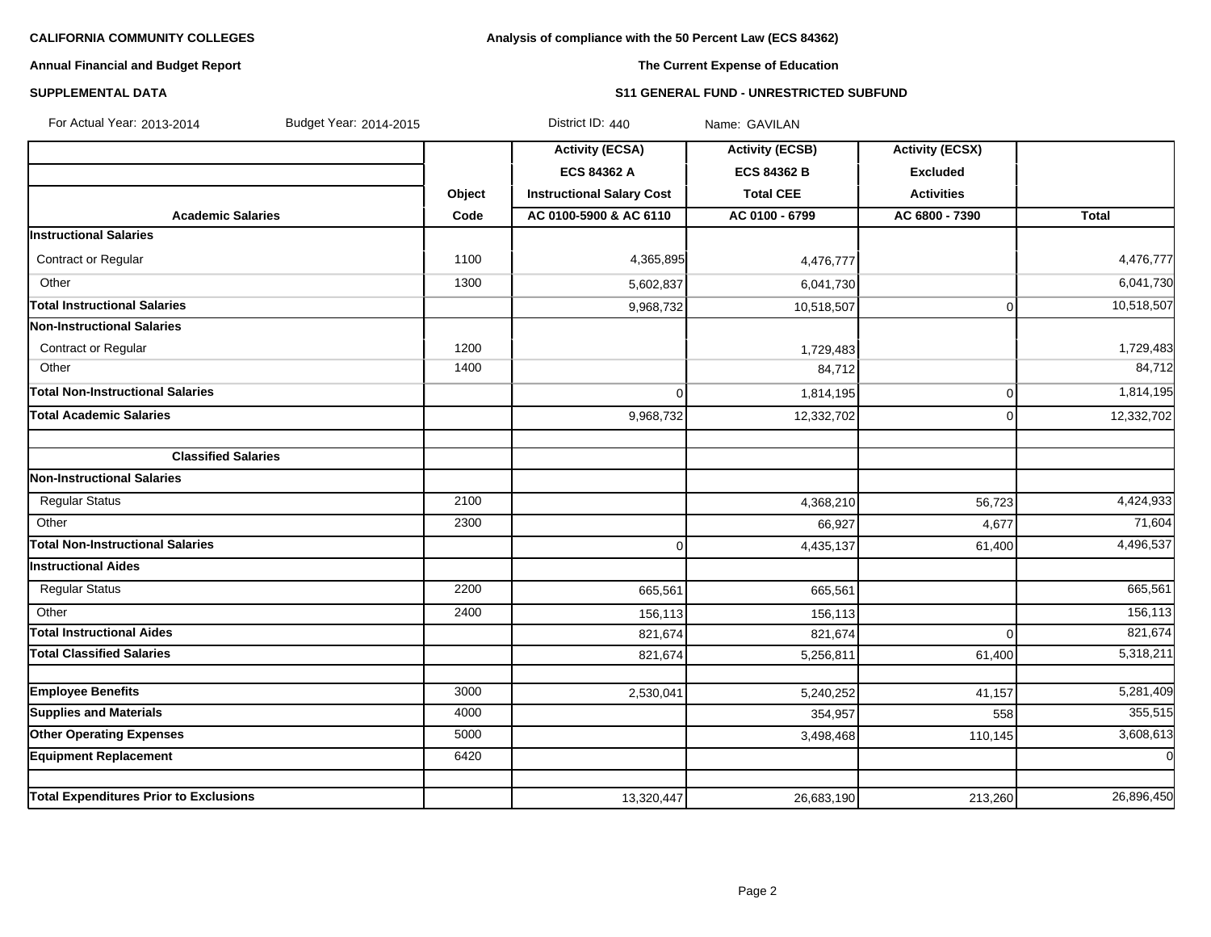**CALIFORNIA COMMUNITY COLLEGES**

**Annual Financial and Budget Report**

**SUPPLEMENTAL DATA**

**Analysis of compliance with the 50 Percent Law (ECS 84362)**

**The Current Expense of Education**

**S11 GENERAL FUND - UNRESTRICTED SUBFUND**

For Actual Year: 2013-2014 Budget Year: 2014-2015 District ID: 440 Name: GAVILAN

| Academic Salaries | Object Code | Activity (ECSA) ECS 84362 A Instructional Salary Cost AC 0100-5900 & AC 6110 | Activity (ECSB) ECS 84362 B Total CEE AC 0100 - 6799 | Activity (ECSX) Excluded Activities AC 6800 - 7390 | Total |
|---|---|---|---|---|---|
| **Instructional Salaries** | | | | | |
| Contract or Regular | 1100 | 4,365,895 | 4,476,777 | | 4,476,777 |
| Other | 1300 | 5,602,837 | 6,041,730 | | 6,041,730 |
| **Total Instructional Salaries** | | 9,968,732 | 10,518,507 | 0 | 10,518,507 |
| **Non-Instructional Salaries** | | | | | |
| Contract or Regular | 1200 | | 1,729,483 | | 1,729,483 |
| Other | 1400 | | 84,712 | | 84,712 |
| **Total Non-Instructional Salaries** | | 0 | 1,814,195 | 0 | 1,814,195 |
| **Total Academic Salaries** | | 9,968,732 | 12,332,702 | 0 | 12,332,702 |
| | | | | | |
| **Classified Salaries** | | | | | |
| **Non-Instructional Salaries** | | | | | |
| Regular Status | 2100 | | 4,368,210 | 56,723 | 4,424,933 |
| Other | 2300 | | 66,927 | 4,677 | 71,604 |
| **Total Non-Instructional Salaries** | | 0 | 4,435,137 | 61,400 | 4,496,537 |
| **Instructional Aides** | | | | | |
| Regular Status | 2200 | 665,561 | 665,561 | | 665,561 |
| Other | 2400 | 156,113 | 156,113 | | 156,113 |
| **Total Instructional Aides** | | 821,674 | 821,674 | 0 | 821,674 |
| **Total Classified Salaries** | | 821,674 | 5,256,811 | 61,400 | 5,318,211 |
| | | | | | |
| **Employee Benefits** | 3000 | 2,530,041 | 5,240,252 | 41,157 | 5,281,409 |
| **Supplies and Materials** | 4000 | | 354,957 | 558 | 355,515 |
| **Other Operating Expenses** | 5000 | | 3,498,468 | 110,145 | 3,608,613 |
| **Equipment Replacement** | 6420 | | | | 0 |
| | | | | | |
| **Total Expenditures Prior to Exclusions** | | 13,320,447 | 26,683,190 | 213,260 | 26,896,450 |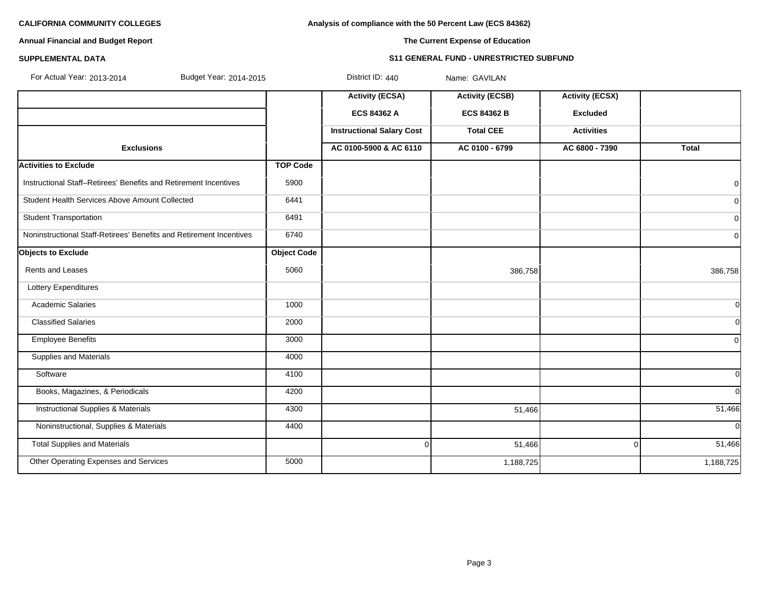**CALIFORNIA COMMUNITY COLLEGES**

**Annual Financial and Budget Report**

**SUPPLEMENTAL DATA**

**Analysis of compliance with the 50 Percent Law (ECS 84362)**

**The Current Expense of Education**

**S11 GENERAL FUND - UNRESTRICTED SUBFUND**

For Actual Year: 2013-2014 Budget Year: 2014-2015 District ID: 440 Name: GAVILAN

| | | Activity (ECSA) | Activity (ECSB) | Activity (ECSX) | |
|---|---|---|---|---|---|
| | | ECS 84362 A | ECS 84362 B | Excluded | |
| | | Instructional Salary Cost | Total CEE | Activities | |
| **Exclusions** | | AC 0100-5900 & AC 6110 | AC 0100 - 6799 | AC 6800 - 7390 | Total |
| **Activities to Exclude** | **TOP Code** | | | | |
| Instructional Staff–Retirees' Benefits and Retirement Incentives | 5900 | | | | 0 |
| Student Health Services Above Amount Collected | 6441 | | | | 0 |
| Student Transportation | 6491 | | | | 0 |
| Noninstructional Staff-Retirees' Benefits and Retirement Incentives | 6740 | | | | 0 |
| **Objects to Exclude** | **Object Code** | | | | |
| Rents and Leases | 5060 | | 386,758 | | 386,758 |
| Lottery Expenditures | | | | | |
| Academic Salaries | 1000 | | | | 0 |
| Classified Salaries | 2000 | | | | 0 |
| Employee Benefits | 3000 | | | | 0 |
| Supplies and Materials | 4000 | | | | |
| Software | 4100 | | | | 0 |
| Books, Magazines, & Periodicals | 4200 | | | | 0 |
| Instructional Supplies & Materials | 4300 | | 51,466 | | 51,466 |
| Noninstructional, Supplies & Materials | 4400 | | | | 0 |
| Total Supplies and Materials | | 0 | 51,466 | 0 | 51,466 |
| Other Operating Expenses and Services | 5000 | | 1,188,725 | | 1,188,725 |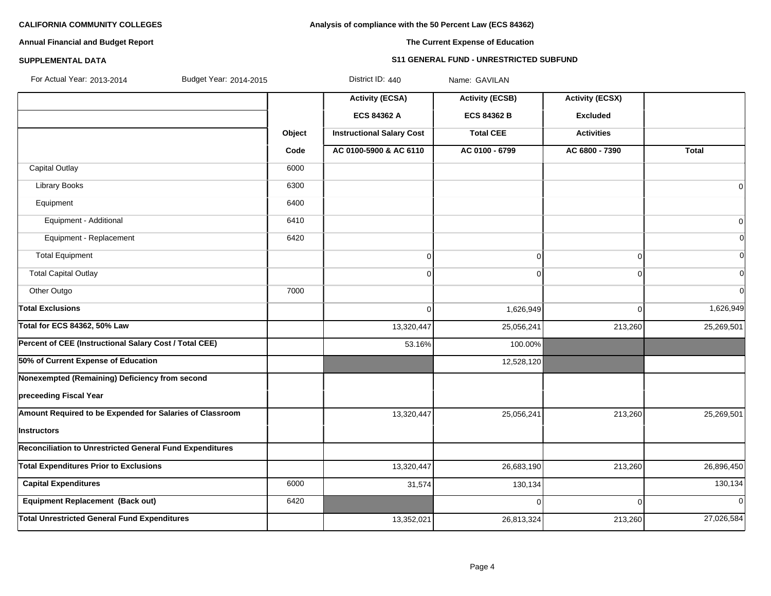**CALIFORNIA COMMUNITY COLLEGES**

**Annual Financial and Budget Report**

**SUPPLEMENTAL DATA**

**Analysis of compliance with the 50 Percent Law (ECS 84362)**

**The Current Expense of Education**

**S11 GENERAL FUND - UNRESTRICTED SUBFUND**

For Actual Year: 2013-2014 Budget Year: 2014-2015 District ID: 440 Name: GAVILAN

| | Object Code | Activity (ECSA) ECS 84362 A Instructional Salary Cost AC 0100-5900 & AC 6110 | Activity (ECSB) ECS 84362 B Total CEE AC 0100 - 6799 | Activity (ECSX) Excluded Activities AC 6800 - 7390 | Total |
|---|---|---|---|---|---|
| Capital Outlay | 6000 | | | | |
| Library Books | 6300 | | | | 0 |
| Equipment | 6400 | | | | |
| Equipment - Additional | 6410 | | | | 0 |
| Equipment - Replacement | 6420 | | | | 0 |
| Total Equipment | | 0 | 0 | 0 | 0 |
| Total Capital Outlay | | 0 | 0 | 0 | 0 |
| Other Outgo | 7000 | | | | 0 |
| **Total Exclusions** | | 0 | 1,626,949 | 0 | 1,626,949 |
| **Total for ECS 84362, 50% Law** | | 13,320,447 | 25,056,241 | 213,260 | 25,269,501 |
| **Percent of CEE (Instructional Salary Cost / Total CEE)** | | 53.16% | 100.00% | | |
| **50% of Current Expense of Education** | | | 12,528,120 | | |
| **Nonexempted (Remaining) Deficiency from second preceeding Fiscal Year** | | | | | |
| **Amount Required to be Expended for Salaries of Classroom Instructors** | | 13,320,447 | 25,056,241 | 213,260 | 25,269,501 |
| **Reconciliation to Unrestricted General Fund Expenditures** | | | | | |
| **Total Expenditures Prior to Exclusions** | | 13,320,447 | 26,683,190 | 213,260 | 26,896,450 |
| **Capital Expenditures** | 6000 | 31,574 | 130,134 | | 130,134 |
| **Equipment Replacement (Back out)** | 6420 | | 0 | 0 | 0 |
| **Total Unrestricted General Fund Expenditures** | | 13,352,021 | 26,813,324 | 213,260 | 27,026,584 |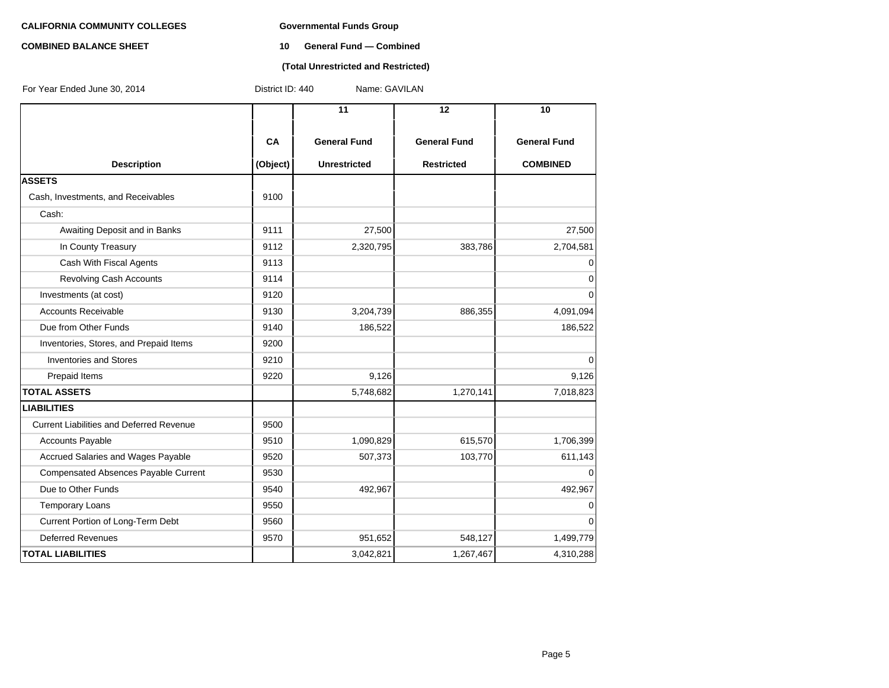**CALIFORNIA COMMUNITY COLLEGES**

**COMBINED BALANCE SHEET**

**Governmental Funds Group**

**10 General Fund — Combined**

**(Total Unrestricted and Restricted)**

For Year Ended June 30, 2014 District ID: 440 Name: GAVILAN

| Description | CA (Object) | 11 General Fund Unrestricted | 12 General Fund Restricted | 10 General Fund COMBINED |
|---|---|---|---|---|
| **ASSETS** | | | | |
| Cash, Investments, and Receivables | 9100 | | | |
| Cash: | | | | |
| Awaiting Deposit and in Banks | 9111 | 27,500 | | 27,500 |
| In County Treasury | 9112 | 2,320,795 | 383,786 | 2,704,581 |
| Cash With Fiscal Agents | 9113 | | | 0 |
| Revolving Cash Accounts | 9114 | | | 0 |
| Investments (at cost) | 9120 | | | 0 |
| Accounts Receivable | 9130 | 3,204,739 | 886,355 | 4,091,094 |
| Due from Other Funds | 9140 | 186,522 | | 186,522 |
| Inventories, Stores, and Prepaid Items | 9200 | | | |
| Inventories and Stores | 9210 | | | 0 |
| Prepaid Items | 9220 | 9,126 | | 9,126 |
| **TOTAL ASSETS** | | 5,748,682 | 1,270,141 | 7,018,823 |
| **LIABILITIES** | | | | |
| Current Liabilities and Deferred Revenue | 9500 | | | |
| Accounts Payable | 9510 | 1,090,829 | 615,570 | 1,706,399 |
| Accrued Salaries and Wages Payable | 9520 | 507,373 | 103,770 | 611,143 |
| Compensated Absences Payable Current | 9530 | | | 0 |
| Due to Other Funds | 9540 | 492,967 | | 492,967 |
| Temporary Loans | 9550 | | | 0 |
| Current Portion of Long-Term Debt | 9560 | | | 0 |
| Deferred Revenues | 9570 | 951,652 | 548,127 | 1,499,779 |
| **TOTAL LIABILITIES** | | 3,042,821 | 1,267,467 | 4,310,288 |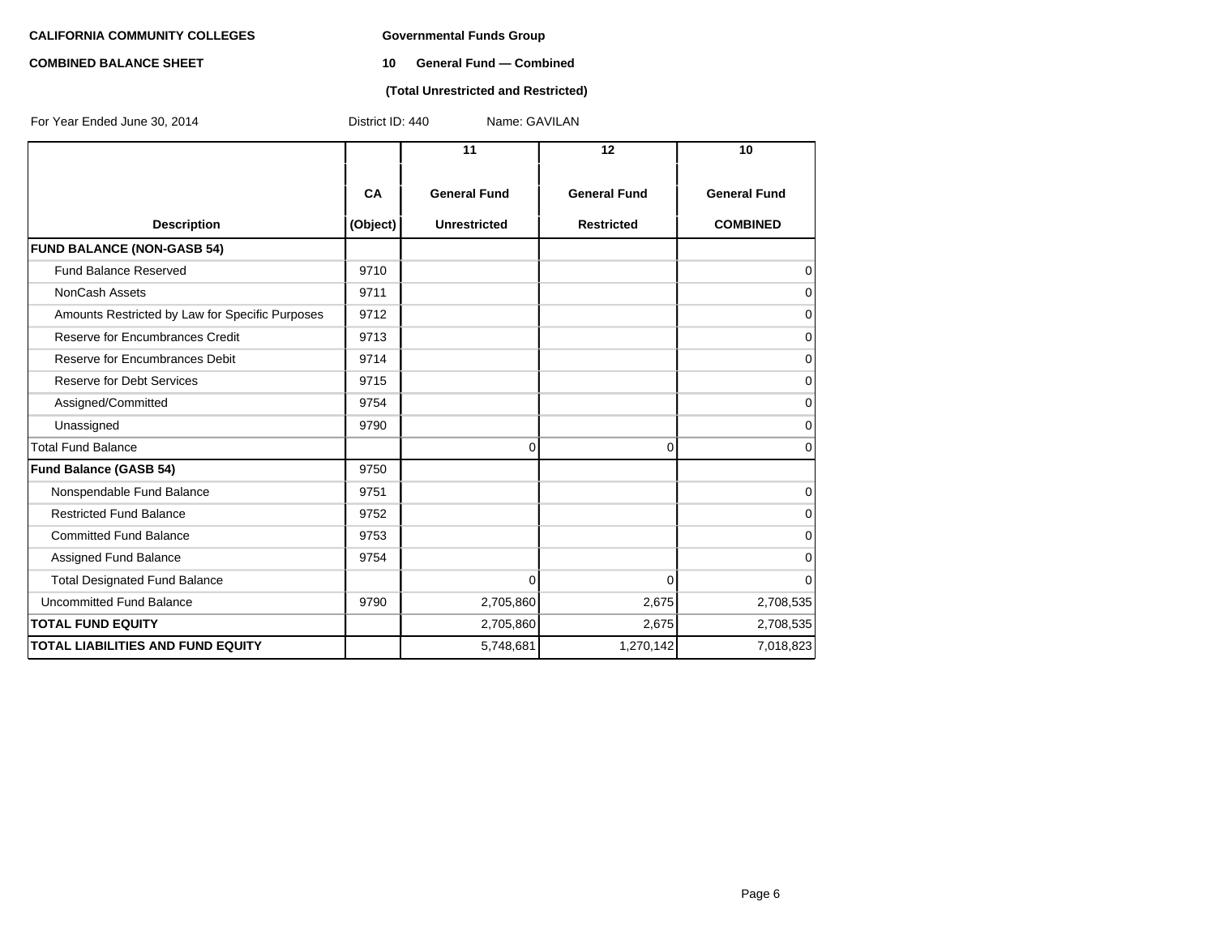**CALIFORNIA COMMUNITY COLLEGES** **Governmental Funds Group**

**COMBINED BALANCE SHEET** **10 General Fund — Combined**

**(Total Unrestricted and Restricted)**

For Year Ended June 30, 2014 District ID: 440 Name: GAVILAN

| Description | CA (Object) | 11 General Fund Unrestricted | 12 General Fund Restricted | 10 General Fund COMBINED |
|---|---|---|---|---|
| **FUND BALANCE (NON-GASB 54)** | | | | |
| Fund Balance Reserved | 9710 | | | 0 |
| NonCash Assets | 9711 | | | 0 |
| Amounts Restricted by Law for Specific Purposes | 9712 | | | 0 |
| Reserve for Encumbrances Credit | 9713 | | | 0 |
| Reserve for Encumbrances Debit | 9714 | | | 0 |
| Reserve for Debt Services | 9715 | | | 0 |
| Assigned/Committed | 9754 | | | 0 |
| Unassigned | 9790 | | | 0 |
| Total Fund Balance | | 0 | 0 | 0 |
| **Fund Balance (GASB 54)** | 9750 | | | |
| Nonspendable Fund Balance | 9751 | | | 0 |
| Restricted Fund Balance | 9752 | | | 0 |
| Committed Fund Balance | 9753 | | | 0 |
| Assigned Fund Balance | 9754 | | | 0 |
| Total Designated Fund Balance | | 0 | 0 | 0 |
| Uncommitted Fund Balance | 9790 | 2,705,860 | 2,675 | 2,708,535 |
| **TOTAL FUND EQUITY** | | 2,705,860 | 2,675 | 2,708,535 |
| **TOTAL LIABILITIES AND FUND EQUITY** | | 5,748,681 | 1,270,142 | 7,018,823 |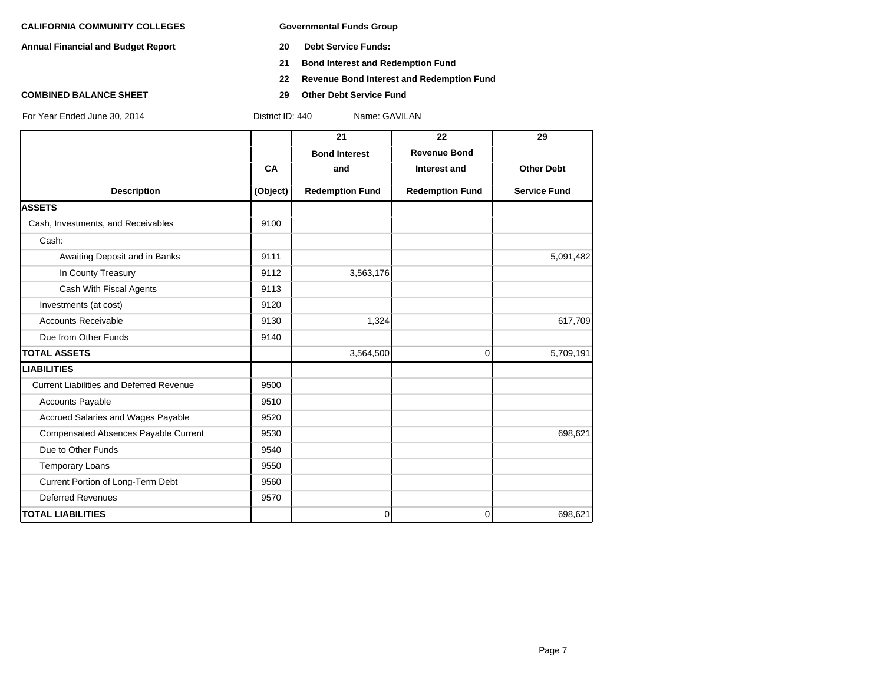**CALIFORNIA COMMUNITY COLLEGES**

**Annual Financial and Budget Report**

**COMBINED BALANCE SHEET**

**Governmental Funds Group**

**20 Debt Service Funds:**

**21 Bond Interest and Redemption Fund**

**22 Revenue Bond Interest and Redemption Fund**

**29 Other Debt Service Fund**

For Year Ended June 30, 2014 — District ID: 440 — Name: GAVILAN

| Description | CA (Object) | 21 Bond Interest and Redemption Fund | 22 Revenue Bond Interest and Redemption Fund | 29 Other Debt Service Fund |
|---|---|---|---|---|
| **ASSETS** | | | | |
| Cash, Investments, and Receivables | 9100 | | | |
| Cash: | | | | |
| Awaiting Deposit and in Banks | 9111 | | | 5,091,482 |
| In County Treasury | 9112 | 3,563,176 | | |
| Cash With Fiscal Agents | 9113 | | | |
| Investments (at cost) | 9120 | | | |
| Accounts Receivable | 9130 | 1,324 | | 617,709 |
| Due from Other Funds | 9140 | | | |
| **TOTAL ASSETS** | | 3,564,500 | 0 | 5,709,191 |
| **LIABILITIES** | | | | |
| Current Liabilities and Deferred Revenue | 9500 | | | |
| Accounts Payable | 9510 | | | |
| Accrued Salaries and Wages Payable | 9520 | | | |
| Compensated Absences Payable Current | 9530 | | | 698,621 |
| Due to Other Funds | 9540 | | | |
| Temporary Loans | 9550 | | | |
| Current Portion of Long-Term Debt | 9560 | | | |
| Deferred Revenues | 9570 | | | |
| **TOTAL LIABILITIES** | | 0 | 0 | 698,621 |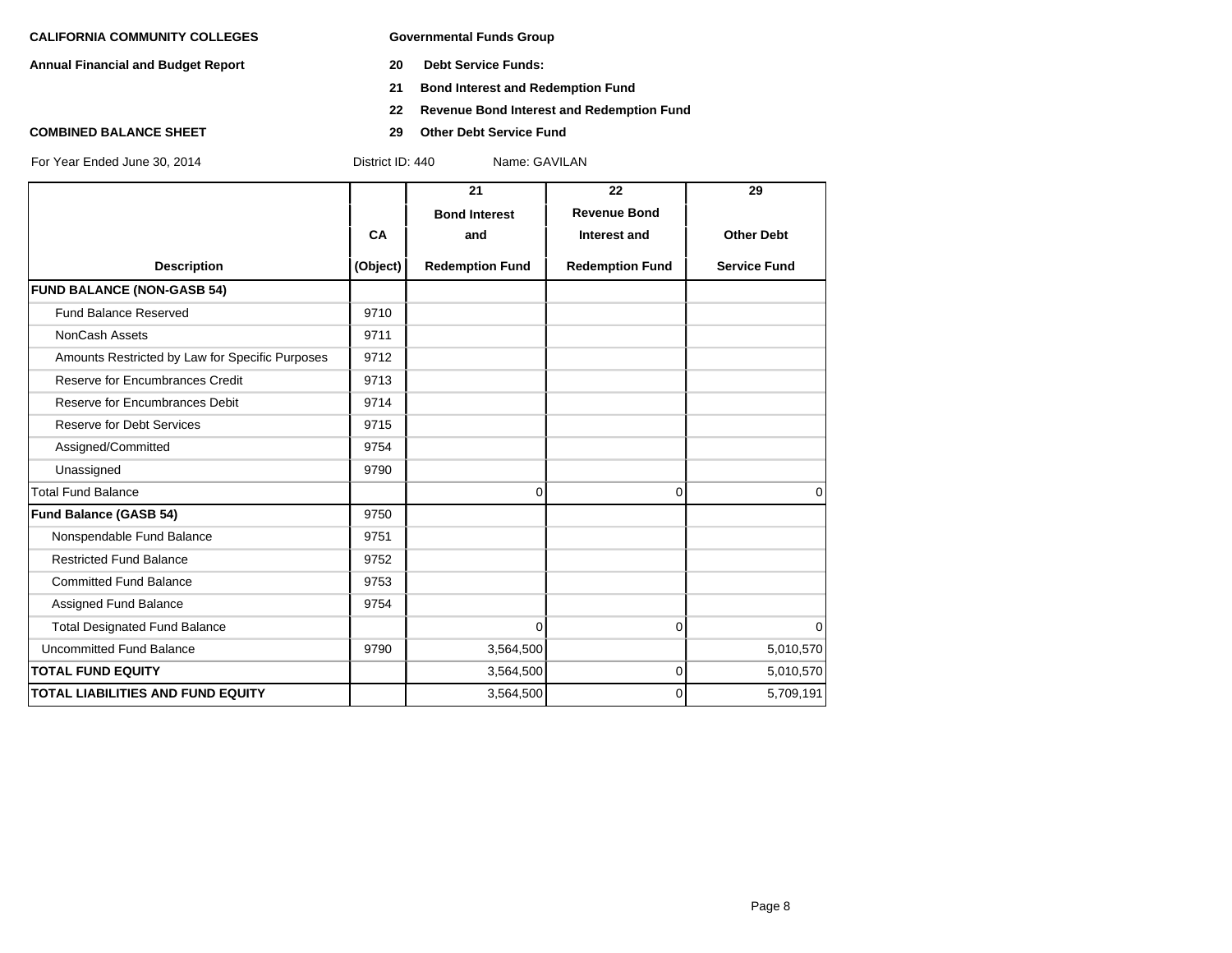**CALIFORNIA COMMUNITY COLLEGES**

**Annual Financial and Budget Report**

**COMBINED BALANCE SHEET**

**Governmental Funds Group**

**20 Debt Service Funds:**

**21 Bond Interest and Redemption Fund**

**22 Revenue Bond Interest and Redemption Fund**

**29 Other Debt Service Fund**

For Year Ended June 30, 2014 District ID: 440 Name: GAVILAN

| Description | CA (Object) | 21 Bond Interest and Redemption Fund | 22 Revenue Bond Interest and Redemption Fund | 29 Other Debt Service Fund |
|---|---|---|---|---|
| **FUND BALANCE (NON-GASB 54)** | | | | |
| Fund Balance Reserved | 9710 | | | |
| NonCash Assets | 9711 | | | |
| Amounts Restricted by Law for Specific Purposes | 9712 | | | |
| Reserve for Encumbrances Credit | 9713 | | | |
| Reserve for Encumbrances Debit | 9714 | | | |
| Reserve for Debt Services | 9715 | | | |
| Assigned/Committed | 9754 | | | |
| Unassigned | 9790 | | | |
| Total Fund Balance | | 0 | 0 | 0 |
| **Fund Balance (GASB 54)** | 9750 | | | |
| Nonspendable Fund Balance | 9751 | | | |
| Restricted Fund Balance | 9752 | | | |
| Committed Fund Balance | 9753 | | | |
| Assigned Fund Balance | 9754 | | | |
| Total Designated Fund Balance | | 0 | 0 | 0 |
| Uncommitted Fund Balance | 9790 | 3,564,500 | | 5,010,570 |
| **TOTAL FUND EQUITY** | | 3,564,500 | 0 | 5,010,570 |
| **TOTAL LIABILITIES AND FUND EQUITY** | | 3,564,500 | 0 | 5,709,191 |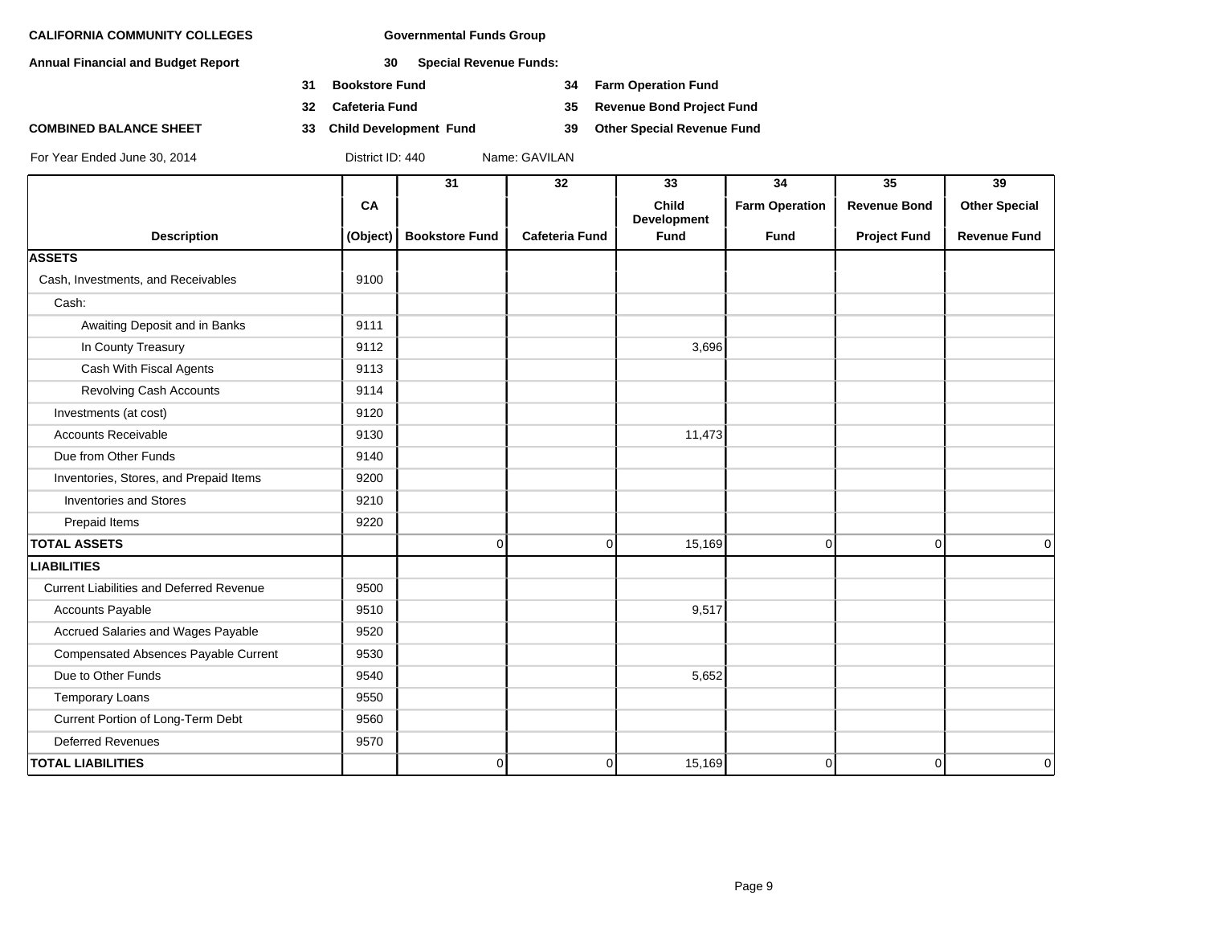**CALIFORNIA COMMUNITY COLLEGES**

**Annual Financial and Budget Report**

**COMBINED BALANCE SHEET**

For Year Ended June 30, 2014

**Governmental Funds Group**

**30 Special Revenue Funds:**

- **31 Bookstore Fund**
- **32 Cafeteria Fund**
- **33 Child Development Fund**
- **34 Farm Operation Fund**
- **35 Revenue Bond Project Fund**
- **39 Other Special Revenue Fund**

District ID: 440 Name: GAVILAN

| Description | CA (Object) | 31 Bookstore Fund | 32 Cafeteria Fund | 33 Child Development Fund | 34 Farm Operation Fund | 35 Revenue Bond Project Fund | 39 Other Special Revenue Fund |
|---|---|---|---|---|---|---|---|
| **ASSETS** | | | | | | | |
| Cash, Investments, and Receivables | 9100 | | | | | | |
| Cash: | | | | | | | |
| Awaiting Deposit and in Banks | 9111 | | | | | | |
| In County Treasury | 9112 | | | 3,696 | | | |
| Cash With Fiscal Agents | 9113 | | | | | | |
| Revolving Cash Accounts | 9114 | | | | | | |
| Investments (at cost) | 9120 | | | | | | |
| Accounts Receivable | 9130 | | | 11,473 | | | |
| Due from Other Funds | 9140 | | | | | | |
| Inventories, Stores, and Prepaid Items | 9200 | | | | | | |
| Inventories and Stores | 9210 | | | | | | |
| Prepaid Items | 9220 | | | | | | |
| **TOTAL ASSETS** | | 0 | 0 | 15,169 | 0 | 0 | 0 |
| **LIABILITIES** | | | | | | | |
| Current Liabilities and Deferred Revenue | 9500 | | | | | | |
| Accounts Payable | 9510 | | | 9,517 | | | |
| Accrued Salaries and Wages Payable | 9520 | | | | | | |
| Compensated Absences Payable Current | 9530 | | | | | | |
| Due to Other Funds | 9540 | | | 5,652 | | | |
| Temporary Loans | 9550 | | | | | | |
| Current Portion of Long-Term Debt | 9560 | | | | | | |
| Deferred Revenues | 9570 | | | | | | |
| **TOTAL LIABILITIES** | | 0 | 0 | 15,169 | 0 | 0 | 0 |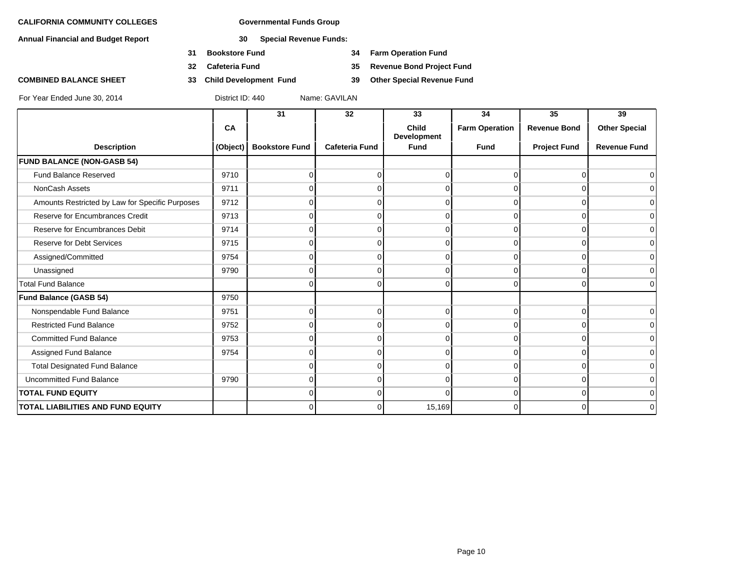**CALIFORNIA COMMUNITY COLLEGES** **Governmental Funds Group**

**Annual Financial and Budget Report** **30 Special Revenue Funds:**

**31 Bookstore Fund** **34 Farm Operation Fund**

**32 Cafeteria Fund** **35 Revenue Bond Project Fund**

**COMBINED BALANCE SHEET** **33 Child Development Fund** **39 Other Special Revenue Fund**

For Year Ended June 30, 2014 District ID: 440 Name: GAVILAN

| Description | CA (Object) | 31 Bookstore Fund | 32 Cafeteria Fund | 33 Child Development Fund | 34 Farm Operation Fund | 35 Revenue Bond Project Fund | 39 Other Special Revenue Fund |
|---|---|---|---|---|---|---|---|
| **FUND BALANCE (NON-GASB 54)** | | | | | | | |
| Fund Balance Reserved | 9710 | 0 | 0 | 0 | 0 | 0 | 0 |
| NonCash Assets | 9711 | 0 | 0 | 0 | 0 | 0 | 0 |
| Amounts Restricted by Law for Specific Purposes | 9712 | 0 | 0 | 0 | 0 | 0 | 0 |
| Reserve for Encumbrances Credit | 9713 | 0 | 0 | 0 | 0 | 0 | 0 |
| Reserve for Encumbrances Debit | 9714 | 0 | 0 | 0 | 0 | 0 | 0 |
| Reserve for Debt Services | 9715 | 0 | 0 | 0 | 0 | 0 | 0 |
| Assigned/Committed | 9754 | 0 | 0 | 0 | 0 | 0 | 0 |
| Unassigned | 9790 | 0 | 0 | 0 | 0 | 0 | 0 |
| Total Fund Balance | | 0 | 0 | 0 | 0 | 0 | 0 |
| **Fund Balance (GASB 54)** | 9750 | | | | | | |
| Nonspendable Fund Balance | 9751 | 0 | 0 | 0 | 0 | 0 | 0 |
| Restricted Fund Balance | 9752 | 0 | 0 | 0 | 0 | 0 | 0 |
| Committed Fund Balance | 9753 | 0 | 0 | 0 | 0 | 0 | 0 |
| Assigned Fund Balance | 9754 | 0 | 0 | 0 | 0 | 0 | 0 |
| Total Designated Fund Balance | | 0 | 0 | 0 | 0 | 0 | 0 |
| Uncommitted Fund Balance | 9790 | 0 | 0 | 0 | 0 | 0 | 0 |
| **TOTAL FUND EQUITY** | | 0 | 0 | 0 | 0 | 0 | 0 |
| **TOTAL LIABILITIES AND FUND EQUITY** | | 0 | 0 | 15,169 | 0 | 0 | 0 |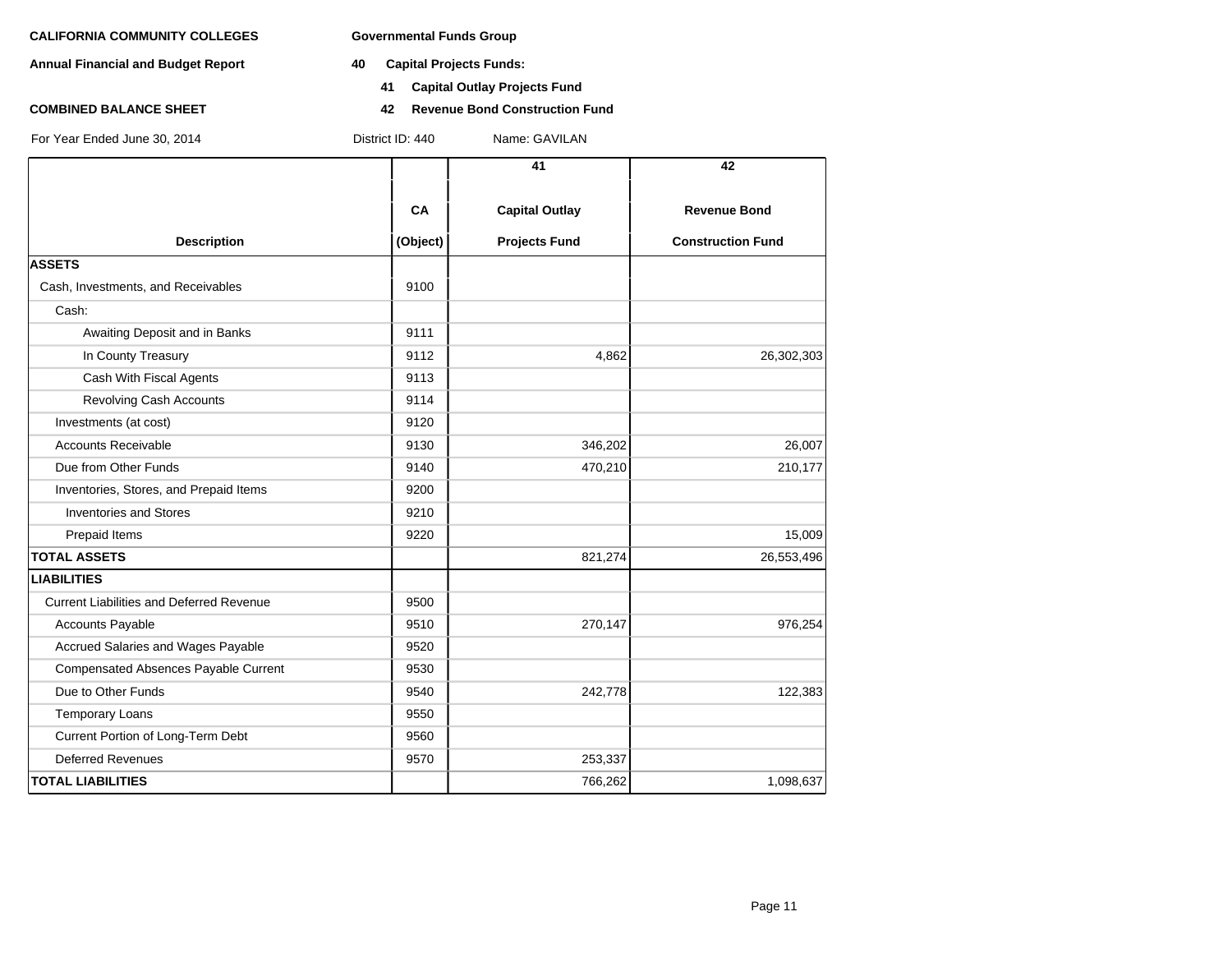**CALIFORNIA COMMUNITY COLLEGES** **Governmental Funds Group**

**Annual Financial and Budget Report** **40 Capital Projects Funds:**

**41 Capital Outlay Projects Fund**

**COMBINED BALANCE SHEET** **42 Revenue Bond Construction Fund**

For Year Ended June 30, 2014 District ID: 440 Name: GAVILAN

| Description | CA (Object) | 41 Capital Outlay Projects Fund | 42 Revenue Bond Construction Fund |
|---|---|---|---|
| **ASSETS** | | | |
| Cash, Investments, and Receivables | 9100 | | |
| Cash: | | | |
| Awaiting Deposit and in Banks | 9111 | | |
| In County Treasury | 9112 | 4,862 | 26,302,303 |
| Cash With Fiscal Agents | 9113 | | |
| Revolving Cash Accounts | 9114 | | |
| Investments (at cost) | 9120 | | |
| Accounts Receivable | 9130 | 346,202 | 26,007 |
| Due from Other Funds | 9140 | 470,210 | 210,177 |
| Inventories, Stores, and Prepaid Items | 9200 | | |
| Inventories and Stores | 9210 | | |
| Prepaid Items | 9220 | | 15,009 |
| **TOTAL ASSETS** | | 821,274 | 26,553,496 |
| **LIABILITIES** | | | |
| Current Liabilities and Deferred Revenue | 9500 | | |
| Accounts Payable | 9510 | 270,147 | 976,254 |
| Accrued Salaries and Wages Payable | 9520 | | |
| Compensated Absences Payable Current | 9530 | | |
| Due to Other Funds | 9540 | 242,778 | 122,383 |
| Temporary Loans | 9550 | | |
| Current Portion of Long-Term Debt | 9560 | | |
| Deferred Revenues | 9570 | 253,337 | |
| **TOTAL LIABILITIES** | | 766,262 | 1,098,637 |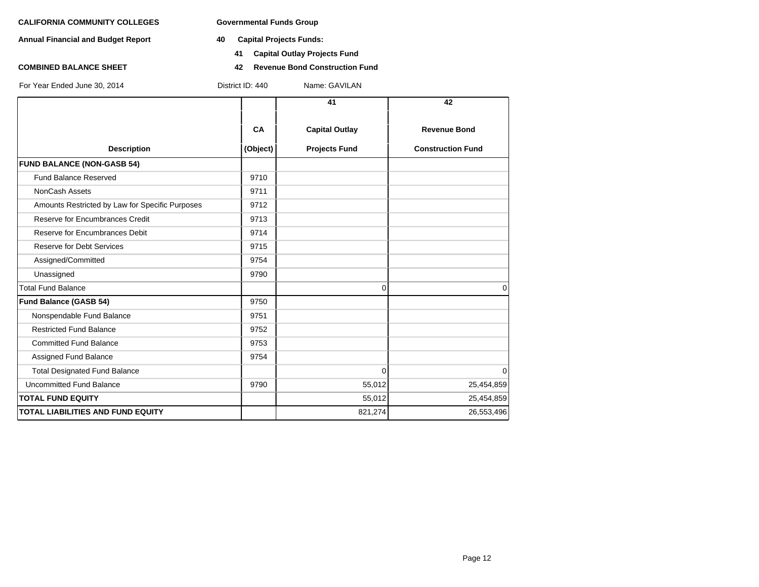**CALIFORNIA COMMUNITY COLLEGES** **Governmental Funds Group**

**Annual Financial and Budget Report** **40 Capital Projects Funds:**

**41 Capital Outlay Projects Fund**

**COMBINED BALANCE SHEET** **42 Revenue Bond Construction Fund**

For Year Ended June 30, 2014 District ID: 440 Name: GAVILAN

| Description | CA (Object) | 41 Capital Outlay Projects Fund | 42 Revenue Bond Construction Fund |
|---|---|---|---|
| **FUND BALANCE (NON-GASB 54)** | | | |
| Fund Balance Reserved | 9710 | | |
| NonCash Assets | 9711 | | |
| Amounts Restricted by Law for Specific Purposes | 9712 | | |
| Reserve for Encumbrances Credit | 9713 | | |
| Reserve for Encumbrances Debit | 9714 | | |
| Reserve for Debt Services | 9715 | | |
| Assigned/Committed | 9754 | | |
| Unassigned | 9790 | | |
| Total Fund Balance | | 0 | 0 |
| **Fund Balance (GASB 54)** | 9750 | | |
| Nonspendable Fund Balance | 9751 | | |
| Restricted Fund Balance | 9752 | | |
| Committed Fund Balance | 9753 | | |
| Assigned Fund Balance | 9754 | | |
| Total Designated Fund Balance | | 0 | 0 |
| Uncommitted Fund Balance | 9790 | 55,012 | 25,454,859 |
| **TOTAL FUND EQUITY** | | 55,012 | 25,454,859 |
| **TOTAL LIABILITIES AND FUND EQUITY** | | 821,274 | 26,553,496 |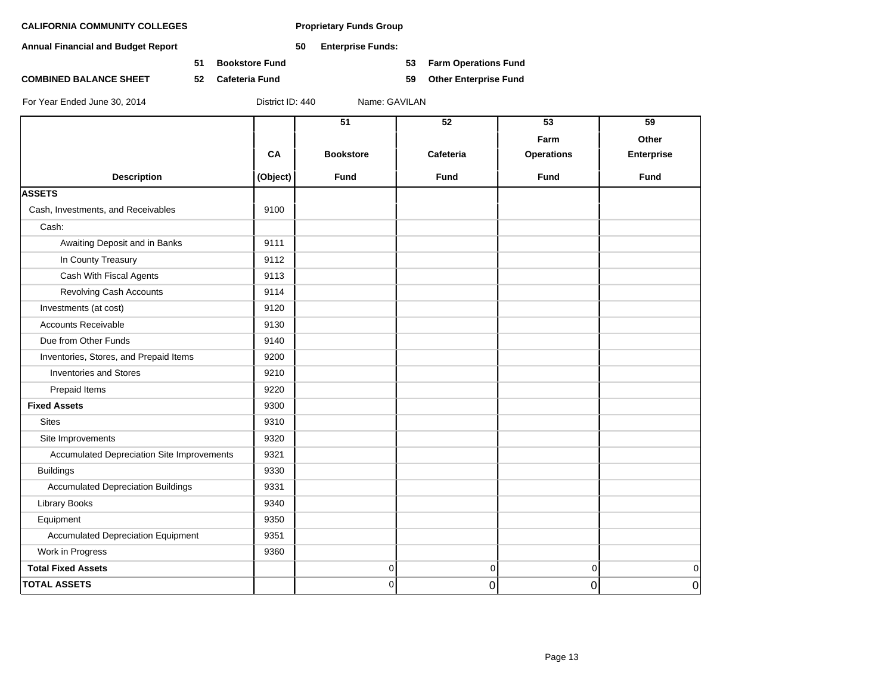**CALIFORNIA COMMUNITY COLLEGES** **Proprietary Funds Group**

**Annual Financial and Budget Report** **50 Enterprise Funds:**

**51 Bookstore Fund** **53 Farm Operations Fund**

**COMBINED BALANCE SHEET** **52 Cafeteria Fund** **59 Other Enterprise Fund**

For Year Ended June 30, 2014 District ID: 440 Name: GAVILAN

| Description | CA (Object) | 51 Bookstore Fund | 52 Cafeteria Fund | 53 Farm Operations Fund | 59 Other Enterprise Fund |
|---|---|---|---|---|---|
| **ASSETS** | | | | | |
| Cash, Investments, and Receivables | 9100 | | | | |
| Cash: | | | | | |
| Awaiting Deposit and in Banks | 9111 | | | | |
| In County Treasury | 9112 | | | | |
| Cash With Fiscal Agents | 9113 | | | | |
| Revolving Cash Accounts | 9114 | | | | |
| Investments (at cost) | 9120 | | | | |
| Accounts Receivable | 9130 | | | | |
| Due from Other Funds | 9140 | | | | |
| Inventories, Stores, and Prepaid Items | 9200 | | | | |
| Inventories and Stores | 9210 | | | | |
| Prepaid Items | 9220 | | | | |
| **Fixed Assets** | 9300 | | | | |
| Sites | 9310 | | | | |
| Site Improvements | 9320 | | | | |
| Accumulated Depreciation Site Improvements | 9321 | | | | |
| Buildings | 9330 | | | | |
| Accumulated Depreciation Buildings | 9331 | | | | |
| Library Books | 9340 | | | | |
| Equipment | 9350 | | | | |
| Accumulated Depreciation Equipment | 9351 | | | | |
| Work in Progress | 9360 | | | | |
| **Total Fixed Assets** | | 0 | 0 | 0 | 0 |
| **TOTAL ASSETS** | | 0 | 0 | 0 | 0 |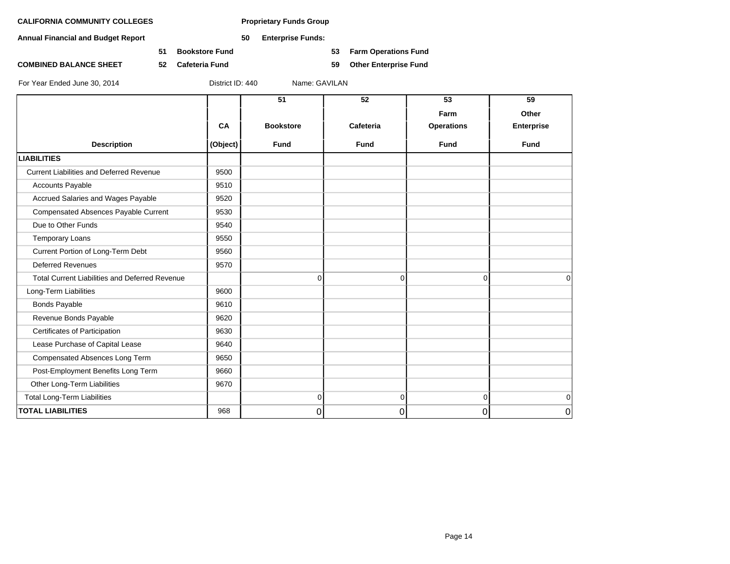**CALIFORNIA COMMUNITY COLLEGES**

**Annual Financial and Budget Report**

**COMBINED BALANCE SHEET**

**Proprietary Funds Group**

**50 Enterprise Funds:**

**51 Bookstore Fund**

**52 Cafeteria Fund**

**53 Farm Operations Fund**

**59 Other Enterprise Fund**

For Year Ended June 30, 2014 District ID: 440 Name: GAVILAN

| Description | CA (Object) | 51 Bookstore Fund | 52 Cafeteria Fund | 53 Farm Operations Fund | 59 Other Enterprise Fund |
|---|---|---|---|---|---|
| **LIABILITIES** | | | | | |
| Current Liabilities and Deferred Revenue | 9500 | | | | |
| Accounts Payable | 9510 | | | | |
| Accrued Salaries and Wages Payable | 9520 | | | | |
| Compensated Absences Payable Current | 9530 | | | | |
| Due to Other Funds | 9540 | | | | |
| Temporary Loans | 9550 | | | | |
| Current Portion of Long-Term Debt | 9560 | | | | |
| Deferred Revenues | 9570 | | | | |
| Total Current Liabilities and Deferred Revenue | | 0 | 0 | 0 | 0 |
| Long-Term Liabilities | 9600 | | | | |
| Bonds Payable | 9610 | | | | |
| Revenue Bonds Payable | 9620 | | | | |
| Certificates of Participation | 9630 | | | | |
| Lease Purchase of Capital Lease | 9640 | | | | |
| Compensated Absences Long Term | 9650 | | | | |
| Post-Employment Benefits Long Term | 9660 | | | | |
| Other Long-Term Liabilities | 9670 | | | | |
| Total Long-Term Liabilities | | 0 | 0 | 0 | 0 |
| **TOTAL LIABILITIES** | 968 | 0 | 0 | 0 | 0 |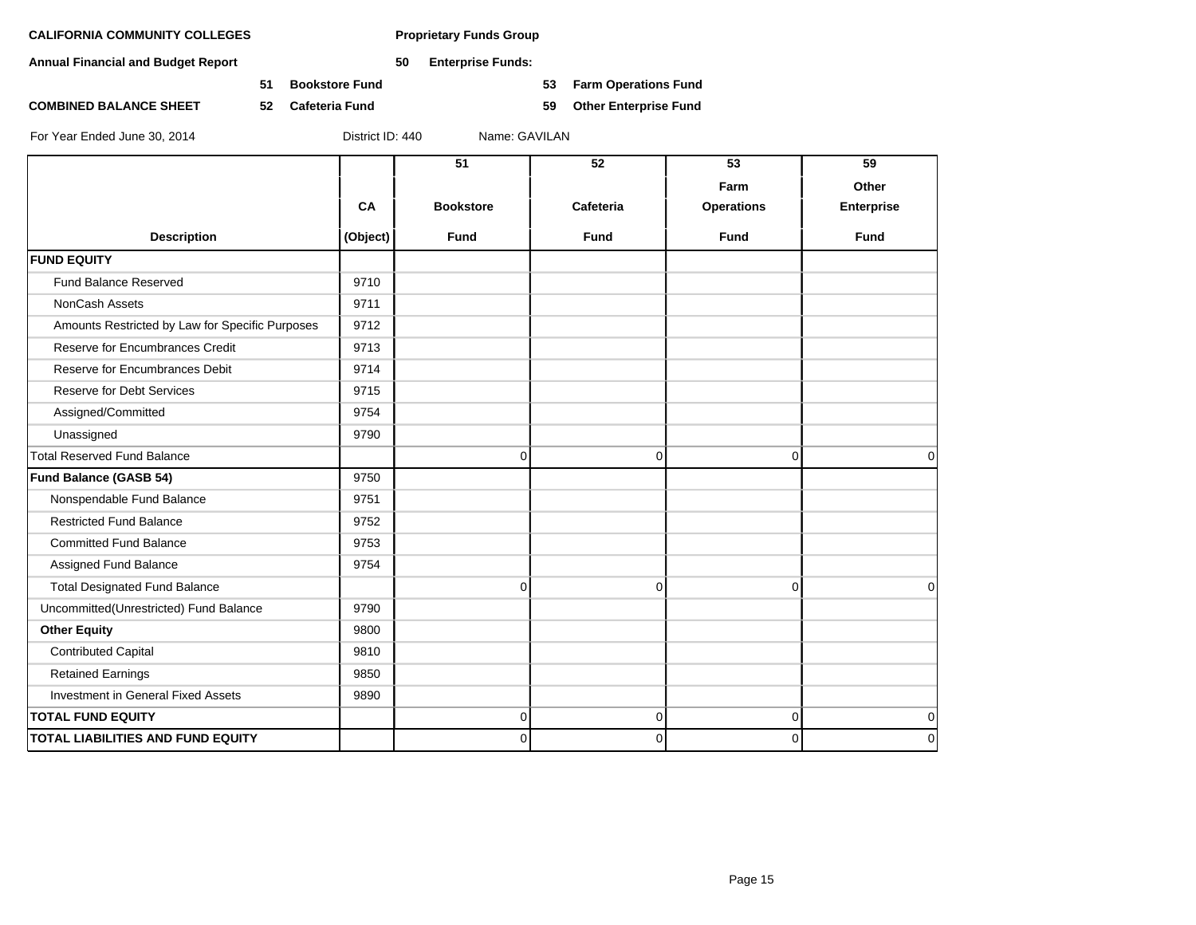**CALIFORNIA COMMUNITY COLLEGES**

**Annual Financial and Budget Report**

**COMBINED BALANCE SHEET**

**Proprietary Funds Group**

**50 Enterprise Funds:**

**51 Bookstore Fund**

**52 Cafeteria Fund**

**53 Farm Operations Fund**

**59 Other Enterprise Fund**

For Year Ended June 30, 2014 District ID: 440 Name: GAVILAN

| Description | CA (Object) | 51 Bookstore Fund | 52 Cafeteria Fund | 53 Farm Operations Fund | 59 Other Enterprise Fund |
|---|---|---|---|---|---|
| **FUND EQUITY** | | | | | |
| Fund Balance Reserved | 9710 | | | | |
| NonCash Assets | 9711 | | | | |
| Amounts Restricted by Law for Specific Purposes | 9712 | | | | |
| Reserve for Encumbrances Credit | 9713 | | | | |
| Reserve for Encumbrances Debit | 9714 | | | | |
| Reserve for Debt Services | 9715 | | | | |
| Assigned/Committed | 9754 | | | | |
| Unassigned | 9790 | | | | |
| Total Reserved Fund Balance | | 0 | 0 | 0 | 0 |
| **Fund Balance (GASB 54)** | 9750 | | | | |
| Nonspendable Fund Balance | 9751 | | | | |
| Restricted Fund Balance | 9752 | | | | |
| Committed Fund Balance | 9753 | | | | |
| Assigned Fund Balance | 9754 | | | | |
| Total Designated Fund Balance | | 0 | 0 | 0 | 0 |
| Uncommitted(Unrestricted) Fund Balance | 9790 | | | | |
| **Other Equity** | 9800 | | | | |
| Contributed Capital | 9810 | | | | |
| Retained Earnings | 9850 | | | | |
| Investment in General Fixed Assets | 9890 | | | | |
| **TOTAL FUND EQUITY** | | 0 | 0 | 0 | 0 |
| **TOTAL LIABILITIES AND FUND EQUITY** | | 0 | 0 | 0 | 0 |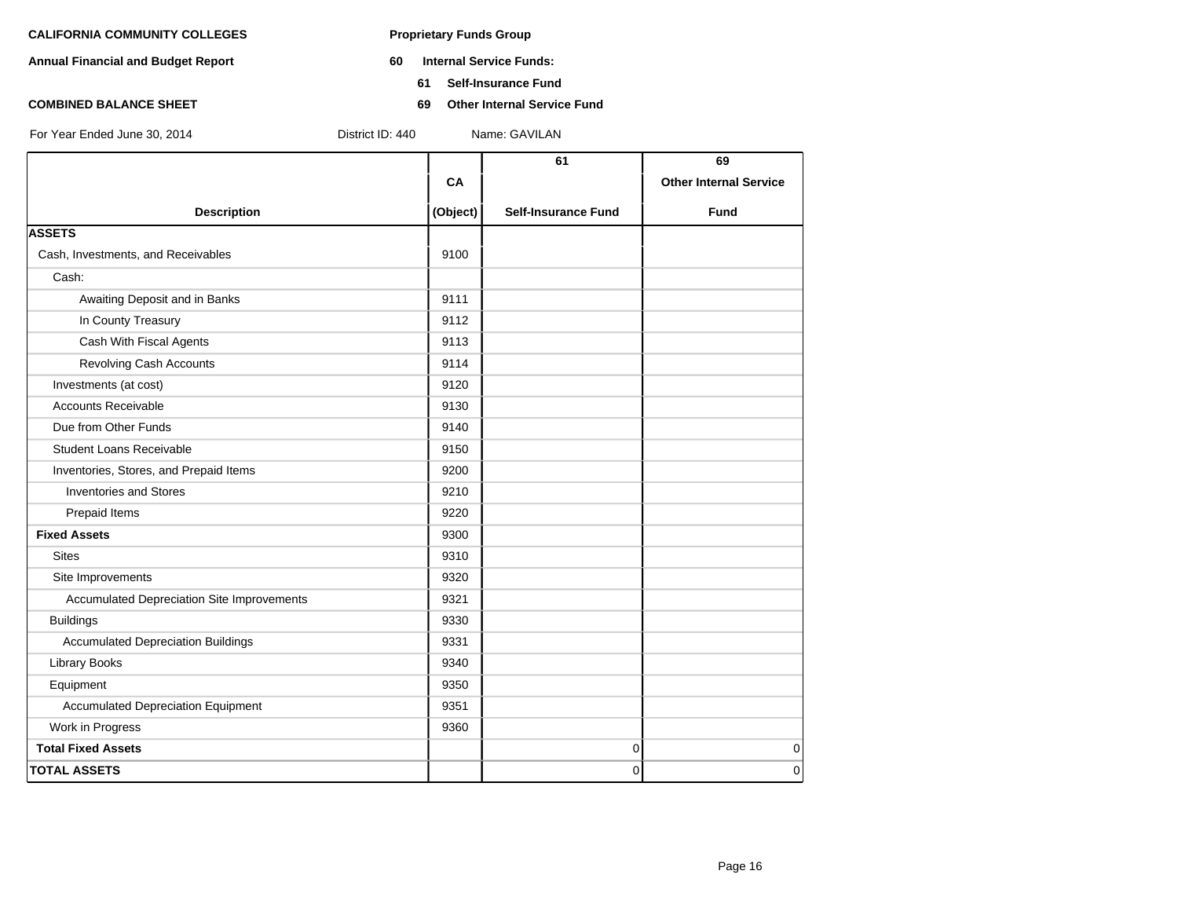**CALIFORNIA COMMUNITY COLLEGES**

**Annual Financial and Budget Report**

**COMBINED BALANCE SHEET**

**Proprietary Funds Group**

**60 Internal Service Funds:**

**61 Self-Insurance Fund**

**69 Other Internal Service Fund**

For Year Ended June 30, 2014 District ID: 440 Name: GAVILAN

| Description | CA (Object) | 61 Self-Insurance Fund | 69 Other Internal Service Fund |
|---|---|---|---|
| **ASSETS** | | | |
| Cash, Investments, and Receivables | 9100 | | |
| Cash: | | | |
| Awaiting Deposit and in Banks | 9111 | | |
| In County Treasury | 9112 | | |
| Cash With Fiscal Agents | 9113 | | |
| Revolving Cash Accounts | 9114 | | |
| Investments (at cost) | 9120 | | |
| Accounts Receivable | 9130 | | |
| Due from Other Funds | 9140 | | |
| Student Loans Receivable | 9150 | | |
| Inventories, Stores, and Prepaid Items | 9200 | | |
| Inventories and Stores | 9210 | | |
| Prepaid Items | 9220 | | |
| **Fixed Assets** | 9300 | | |
| Sites | 9310 | | |
| Site Improvements | 9320 | | |
| Accumulated Depreciation Site Improvements | 9321 | | |
| Buildings | 9330 | | |
| Accumulated Depreciation Buildings | 9331 | | |
| Library Books | 9340 | | |
| Equipment | 9350 | | |
| Accumulated Depreciation Equipment | 9351 | | |
| Work in Progress | 9360 | | |
| **Total Fixed Assets** | | 0 | 0 |
| **TOTAL ASSETS** | | 0 | 0 |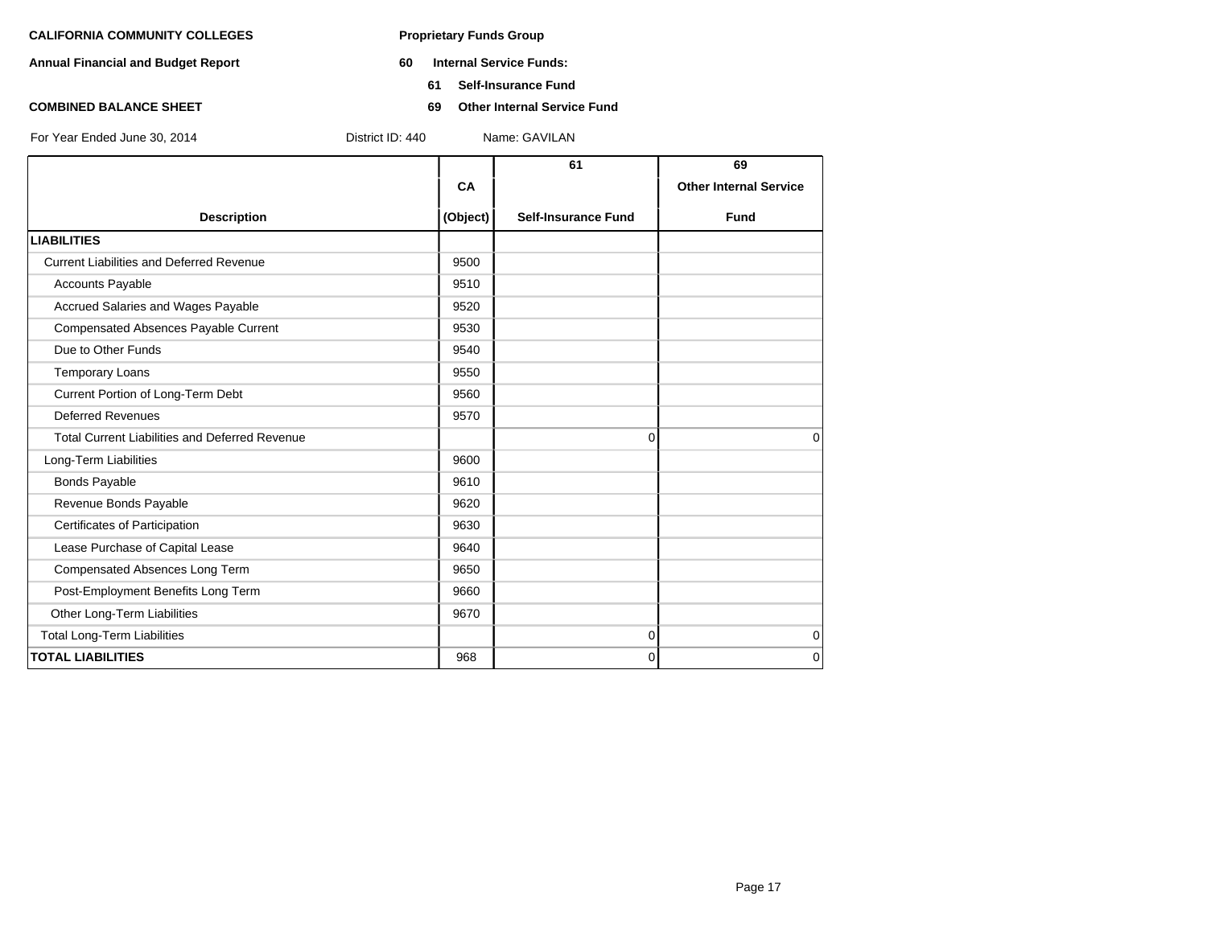**CALIFORNIA COMMUNITY COLLEGES** **Proprietary Funds Group**

**Annual Financial and Budget Report** **60 Internal Service Funds:**

**61 Self-Insurance Fund**

**COMBINED BALANCE SHEET** **69 Other Internal Service Fund**

For Year Ended June 30, 2014 District ID: 440 Name: GAVILAN

| Description | CA (Object) | 61 Self-Insurance Fund | 69 Other Internal Service Fund |
|---|---|---|---|
| **LIABILITIES** | | | |
| Current Liabilities and Deferred Revenue | 9500 | | |
| Accounts Payable | 9510 | | |
| Accrued Salaries and Wages Payable | 9520 | | |
| Compensated Absences Payable Current | 9530 | | |
| Due to Other Funds | 9540 | | |
| Temporary Loans | 9550 | | |
| Current Portion of Long-Term Debt | 9560 | | |
| Deferred Revenues | 9570 | | |
| Total Current Liabilities and Deferred Revenue | | 0 | 0 |
| Long-Term Liabilities | 9600 | | |
| Bonds Payable | 9610 | | |
| Revenue Bonds Payable | 9620 | | |
| Certificates of Participation | 9630 | | |
| Lease Purchase of Capital Lease | 9640 | | |
| Compensated Absences Long Term | 9650 | | |
| Post-Employment Benefits Long Term | 9660 | | |
| Other Long-Term Liabilities | 9670 | | |
| Total Long-Term Liabilities | | 0 | 0 |
| **TOTAL LIABILITIES** | 968 | 0 | 0 |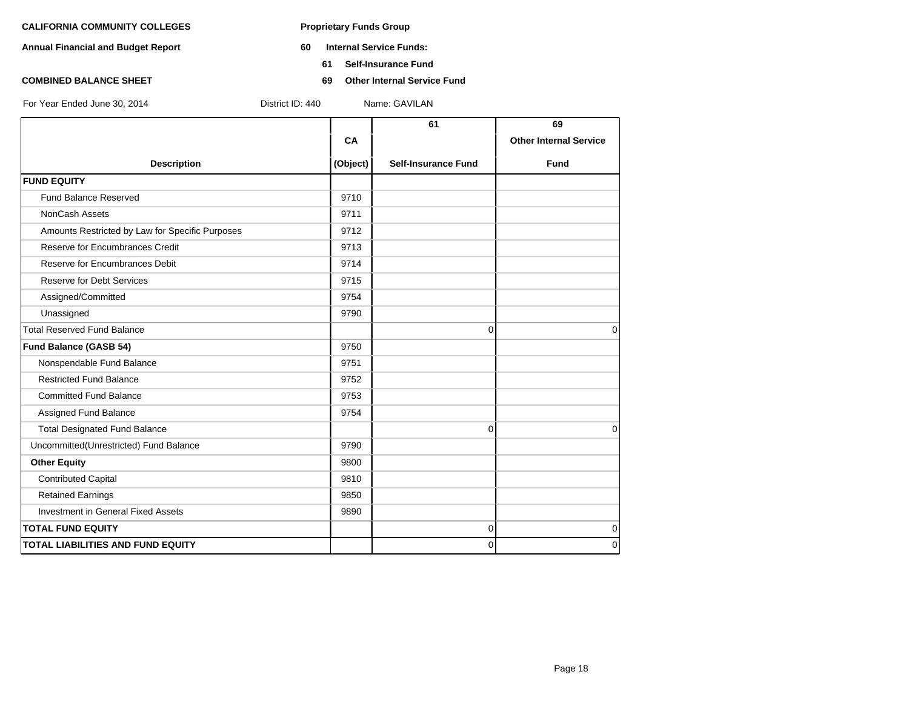**CALIFORNIA COMMUNITY COLLEGES**

**Annual Financial and Budget Report**

**COMBINED BALANCE SHEET**

**Proprietary Funds Group**

**60 Internal Service Funds:**

**61 Self-Insurance Fund**

**69 Other Internal Service Fund**

For Year Ended June 30, 2014 District ID: 440 Name: GAVILAN

| Description | CA (Object) | 61 Self-Insurance Fund | 69 Other Internal Service Fund |
|---|---|---|---|
| **FUND EQUITY** | | | |
| Fund Balance Reserved | 9710 | | |
| NonCash Assets | 9711 | | |
| Amounts Restricted by Law for Specific Purposes | 9712 | | |
| Reserve for Encumbrances Credit | 9713 | | |
| Reserve for Encumbrances Debit | 9714 | | |
| Reserve for Debt Services | 9715 | | |
| Assigned/Committed | 9754 | | |
| Unassigned | 9790 | | |
| Total Reserved Fund Balance | | 0 | 0 |
| **Fund Balance (GASB 54)** | 9750 | | |
| Nonspendable Fund Balance | 9751 | | |
| Restricted Fund Balance | 9752 | | |
| Committed Fund Balance | 9753 | | |
| Assigned Fund Balance | 9754 | | |
| Total Designated Fund Balance | | 0 | 0 |
| Uncommitted(Unrestricted) Fund Balance | 9790 | | |
| **Other Equity** | 9800 | | |
| Contributed Capital | 9810 | | |
| Retained Earnings | 9850 | | |
| Investment in General Fixed Assets | 9890 | | |
| **TOTAL FUND EQUITY** | | 0 | 0 |
| **TOTAL LIABILITIES AND FUND EQUITY** | | 0 | 0 |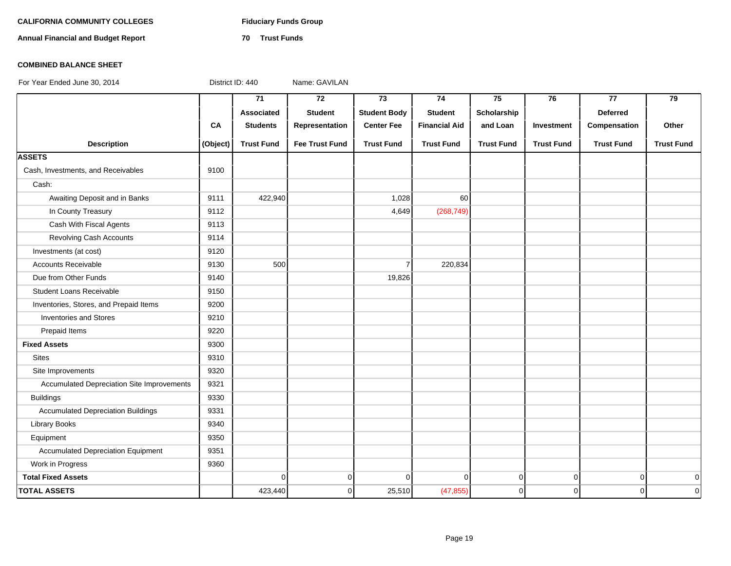**CALIFORNIA COMMUNITY COLLEGES**

**Annual Financial and Budget Report**

**Fiduciary Funds Group**

**70 Trust Funds**

**COMBINED BALANCE SHEET**

For Year Ended June 30, 2014 District ID: 440 Name: GAVILAN

| Description | CA (Object) | 71 Associated Students Trust Fund | 72 Student Representation Fee Trust Fund | 73 Student Body Center Fee Trust Fund | 74 Student Financial Aid Trust Fund | 75 Scholarship and Loan Trust Fund | 76 Investment Trust Fund | 77 Deferred Compensation Trust Fund | 79 Other Trust Fund |
|---|---|---|---|---|---|---|---|---|---|
| **ASSETS** | | | | | | | | | |
| Cash, Investments, and Receivables | 9100 | | | | | | | | |
| Cash: | | | | | | | | | |
| Awaiting Deposit and in Banks | 9111 | 422,940 | | 1,028 | 60 | | | | |
| In County Treasury | 9112 | | | 4,649 | (268,749) | | | | |
| Cash With Fiscal Agents | 9113 | | | | | | | | |
| Revolving Cash Accounts | 9114 | | | | | | | | |
| Investments (at cost) | 9120 | | | | | | | | |
| Accounts Receivable | 9130 | 500 | | 7 | 220,834 | | | | |
| Due from Other Funds | 9140 | | | 19,826 | | | | | |
| Student Loans Receivable | 9150 | | | | | | | | |
| Inventories, Stores, and Prepaid Items | 9200 | | | | | | | | |
| Inventories and Stores | 9210 | | | | | | | | |
| Prepaid Items | 9220 | | | | | | | | |
| **Fixed Assets** | 9300 | | | | | | | | |
| Sites | 9310 | | | | | | | | |
| Site Improvements | 9320 | | | | | | | | |
| Accumulated Depreciation Site Improvements | 9321 | | | | | | | | |
| Buildings | 9330 | | | | | | | | |
| Accumulated Depreciation Buildings | 9331 | | | | | | | | |
| Library Books | 9340 | | | | | | | | |
| Equipment | 9350 | | | | | | | | |
| Accumulated Depreciation Equipment | 9351 | | | | | | | | |
| Work in Progress | 9360 | | | | | | | | |
| **Total Fixed Assets** | | 0 | 0 | 0 | 0 | 0 | 0 | 0 | 0 |
| **TOTAL ASSETS** | | 423,440 | 0 | 25,510 | (47,855) | 0 | 0 | 0 | 0 |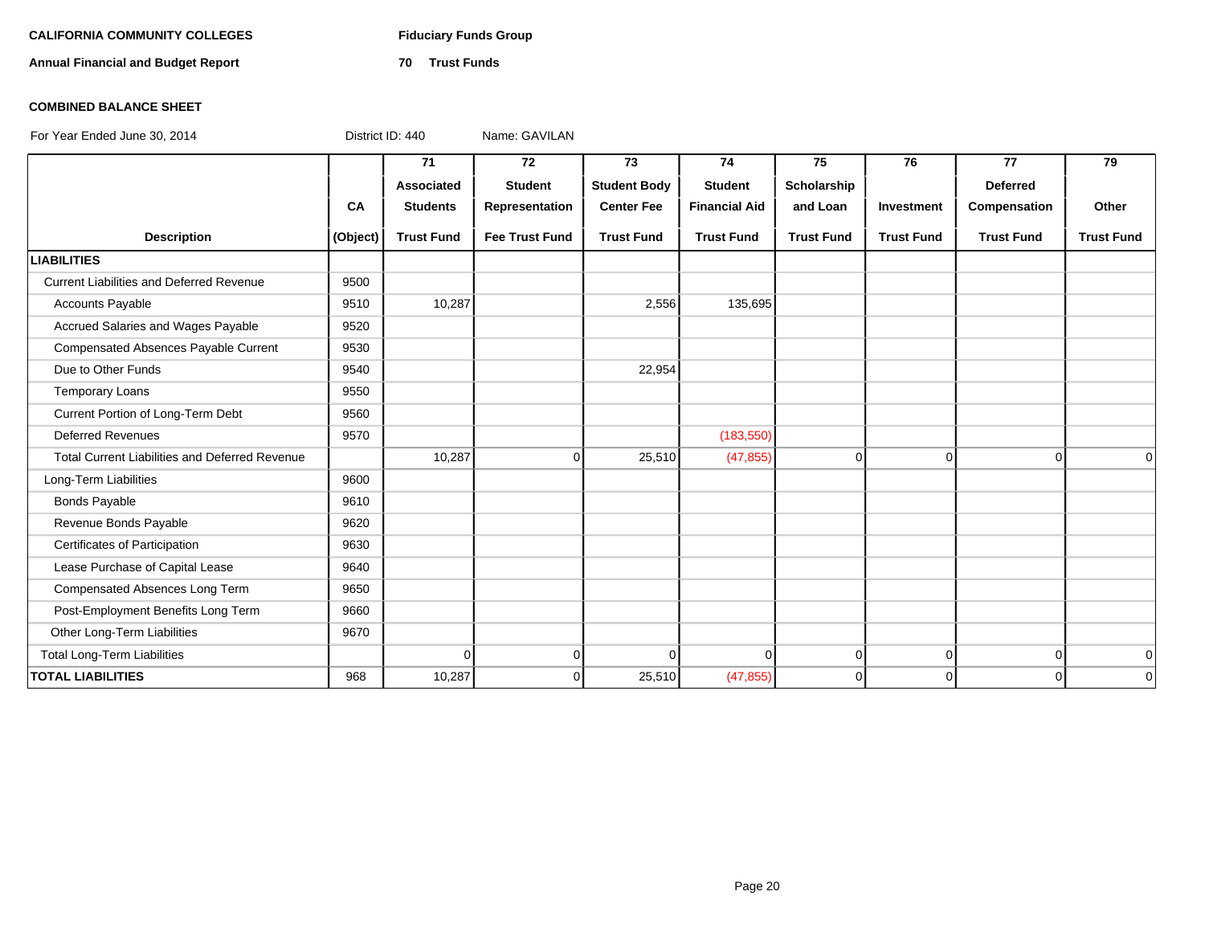**CALIFORNIA COMMUNITY COLLEGES** **Fiduciary Funds Group**

**Annual Financial and Budget Report** **70 Trust Funds**

**COMBINED BALANCE SHEET**

For Year Ended June 30, 2014 District ID: 440 Name: GAVILAN

| Description | CA (Object) | 71 Associated Students Trust Fund | 72 Student Representation Fee Trust Fund | 73 Student Body Center Fee Trust Fund | 74 Student Financial Aid Trust Fund | 75 Scholarship and Loan Trust Fund | 76 Investment Trust Fund | 77 Deferred Compensation Trust Fund | 79 Other Trust Fund |
|---|---|---|---|---|---|---|---|---|---|
| **LIABILITIES** | | | | | | | | | |
| Current Liabilities and Deferred Revenue | 9500 | | | | | | | | |
| Accounts Payable | 9510 | 10,287 | | 2,556 | 135,695 | | | | |
| Accrued Salaries and Wages Payable | 9520 | | | | | | | | |
| Compensated Absences Payable Current | 9530 | | | | | | | | |
| Due to Other Funds | 9540 | | | 22,954 | | | | | |
| Temporary Loans | 9550 | | | | | | | | |
| Current Portion of Long-Term Debt | 9560 | | | | | | | | |
| Deferred Revenues | 9570 | | | | (183,550) | | | | |
| Total Current Liabilities and Deferred Revenue | | 10,287 | 0 | 25,510 | (47,855) | 0 | 0 | 0 | 0 |
| Long-Term Liabilities | 9600 | | | | | | | | |
| Bonds Payable | 9610 | | | | | | | | |
| Revenue Bonds Payable | 9620 | | | | | | | | |
| Certificates of Participation | 9630 | | | | | | | | |
| Lease Purchase of Capital Lease | 9640 | | | | | | | | |
| Compensated Absences Long Term | 9650 | | | | | | | | |
| Post-Employment Benefits Long Term | 9660 | | | | | | | | |
| Other Long-Term Liabilities | 9670 | | | | | | | | |
| Total Long-Term Liabilities | | 0 | 0 | 0 | 0 | 0 | 0 | 0 | 0 |
| **TOTAL LIABILITIES** | 968 | 10,287 | 0 | 25,510 | (47,855) | 0 | 0 | 0 | 0 |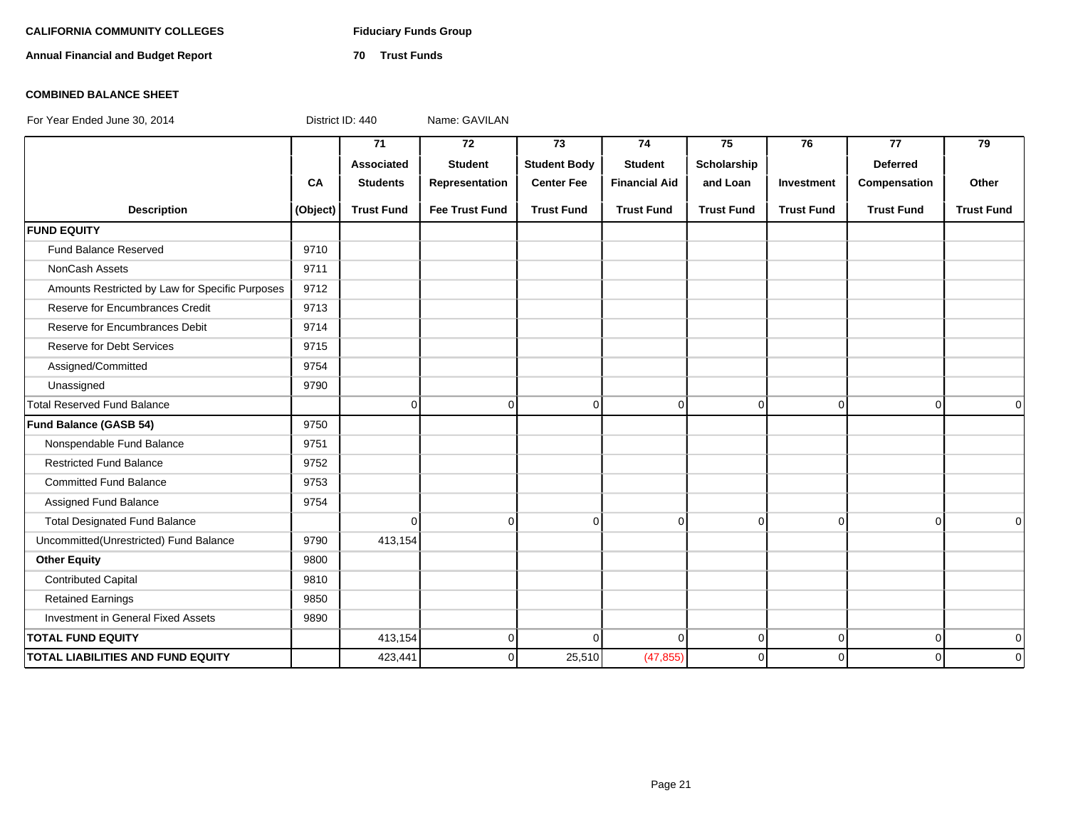**CALIFORNIA COMMUNITY COLLEGES** **Fiduciary Funds Group**

**Annual Financial and Budget Report** **70 Trust Funds**

**COMBINED BALANCE SHEET**

For Year Ended June 30, 2014 District ID: 440 Name: GAVILAN

| Description | CA (Object) | 71 Associated Students Trust Fund | 72 Student Representation Fee Trust Fund | 73 Student Body Center Fee Trust Fund | 74 Student Financial Aid Trust Fund | 75 Scholarship and Loan Trust Fund | 76 Investment Trust Fund | 77 Deferred Compensation Trust Fund | 79 Other Trust Fund |
|---|---|---|---|---|---|---|---|---|---|
| **FUND EQUITY** | | | | | | | | | |
| Fund Balance Reserved | 9710 | | | | | | | | |
| NonCash Assets | 9711 | | | | | | | | |
| Amounts Restricted by Law for Specific Purposes | 9712 | | | | | | | | |
| Reserve for Encumbrances Credit | 9713 | | | | | | | | |
| Reserve for Encumbrances Debit | 9714 | | | | | | | | |
| Reserve for Debt Services | 9715 | | | | | | | | |
| Assigned/Committed | 9754 | | | | | | | | |
| Unassigned | 9790 | | | | | | | | |
| Total Reserved Fund Balance | | 0 | 0 | 0 | 0 | 0 | 0 | 0 | 0 |
| **Fund Balance (GASB 54)** | 9750 | | | | | | | | |
| Nonspendable Fund Balance | 9751 | | | | | | | | |
| Restricted Fund Balance | 9752 | | | | | | | | |
| Committed Fund Balance | 9753 | | | | | | | | |
| Assigned Fund Balance | 9754 | | | | | | | | |
| Total Designated Fund Balance | | 0 | 0 | 0 | 0 | 0 | 0 | 0 | 0 |
| Uncommitted(Unrestricted) Fund Balance | 9790 | 413,154 | | | | | | | |
| **Other Equity** | 9800 | | | | | | | | |
| Contributed Capital | 9810 | | | | | | | | |
| Retained Earnings | 9850 | | | | | | | | |
| Investment in General Fixed Assets | 9890 | | | | | | | | |
| **TOTAL FUND EQUITY** | | 413,154 | 0 | 0 | 0 | 0 | 0 | 0 | 0 |
| **TOTAL LIABILITIES AND FUND EQUITY** | | 423,441 | 0 | 25,510 | (47,855) | 0 | 0 | 0 | 0 |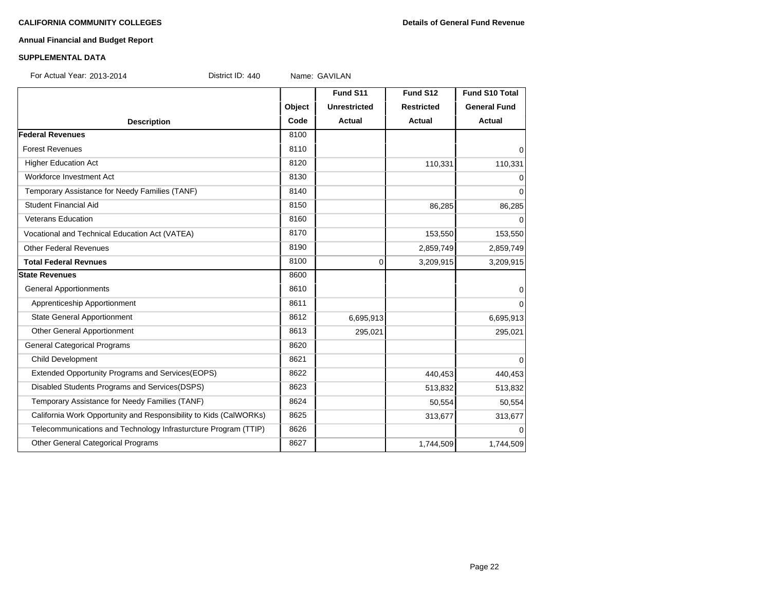**CALIFORNIA COMMUNITY COLLEGES** **Details of General Fund Revenue**

**Annual Financial and Budget Report**

**SUPPLEMENTAL DATA**

For Actual Year: 2013-2014 District ID: 440 Name: GAVILAN

| Description | Object Code | Fund S11 Unrestricted Actual | Fund S12 Restricted Actual | Fund S10 Total General Fund Actual |
|---|---|---|---|---|
| **Federal Revenues** | 8100 | | | |
| Forest Revenues | 8110 | | | 0 |
| Higher Education Act | 8120 | | 110,331 | 110,331 |
| Workforce Investment Act | 8130 | | | 0 |
| Temporary Assistance for Needy Families (TANF) | 8140 | | | 0 |
| Student Financial Aid | 8150 | | 86,285 | 86,285 |
| Veterans Education | 8160 | | | 0 |
| Vocational and Technical Education Act (VATEA) | 8170 | | 153,550 | 153,550 |
| Other Federal Revenues | 8190 | | 2,859,749 | 2,859,749 |
| **Total Federal Revnues** | 8100 | 0 | 3,209,915 | 3,209,915 |
| **State Revenues** | 8600 | | | |
| General Apportionments | 8610 | | | 0 |
| Apprenticeship Apportionment | 8611 | | | 0 |
| State General Apportionment | 8612 | 6,695,913 | | 6,695,913 |
| Other General Apportionment | 8613 | 295,021 | | 295,021 |
| General Categorical Programs | 8620 | | | |
| Child Development | 8621 | | | 0 |
| Extended Opportunity Programs and Services(EOPS) | 8622 | | 440,453 | 440,453 |
| Disabled Students Programs and Services(DSPS) | 8623 | | 513,832 | 513,832 |
| Temporary Assistance for Needy Families (TANF) | 8624 | | 50,554 | 50,554 |
| California Work Opportunity and Responsibility to Kids (CalWORKs) | 8625 | | 313,677 | 313,677 |
| Telecommunications and Technology Infrasturcture Program (TTIP) | 8626 | | | 0 |
| Other General Categorical Programs | 8627 | | 1,744,509 | 1,744,509 |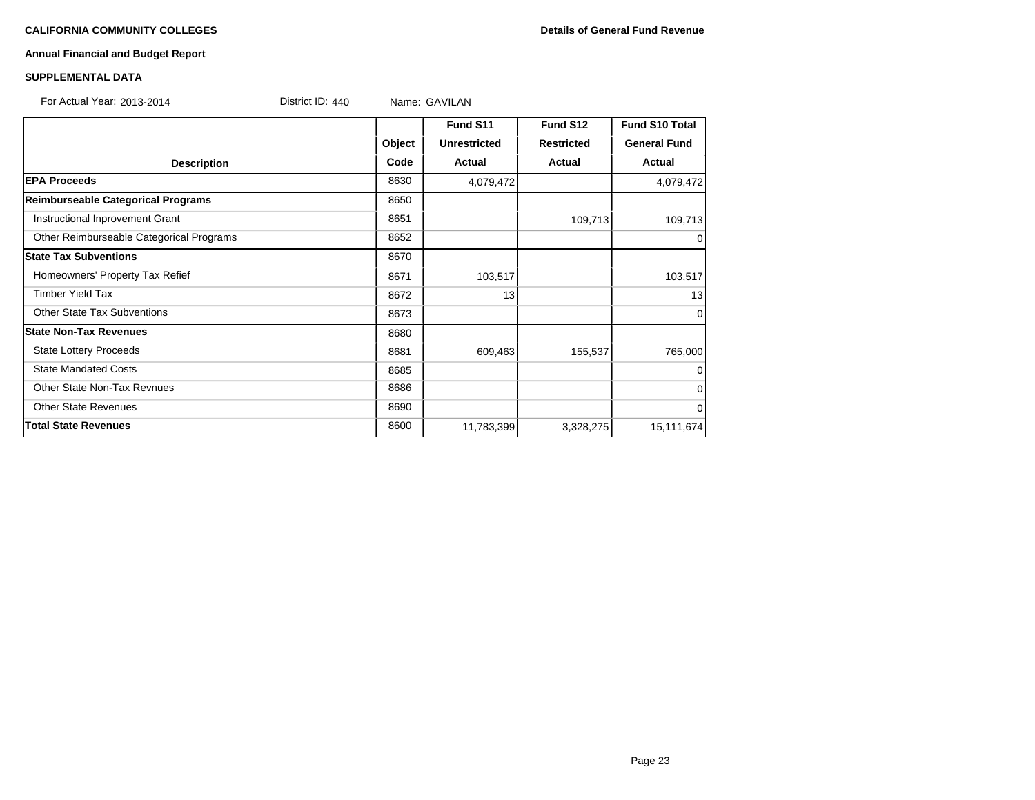**CALIFORNIA COMMUNITY COLLEGES** **Details of General Fund Revenue**

**Annual Financial and Budget Report**

**SUPPLEMENTAL DATA**

For Actual Year: 2013-2014 District ID: 440 Name: GAVILAN

| Description | Object Code | Fund S11 Unrestricted Actual | Fund S12 Restricted Actual | Fund S10 Total General Fund Actual |
|---|---|---|---|---|
| **EPA Proceeds** | 8630 | 4,079,472 | | 4,079,472 |
| **Reimburseable Categorical Programs** | 8650 | | | |
| Instructional Inprovement Grant | 8651 | | 109,713 | 109,713 |
| Other Reimburseable Categorical Programs | 8652 | | | 0 |
| **State Tax Subventions** | 8670 | | | |
| Homeowners' Property Tax Refief | 8671 | 103,517 | | 103,517 |
| Timber Yield Tax | 8672 | 13 | | 13 |
| Other State Tax Subventions | 8673 | | | 0 |
| **State Non-Tax Revenues** | 8680 | | | |
| State Lottery Proceeds | 8681 | 609,463 | 155,537 | 765,000 |
| State Mandated Costs | 8685 | | | 0 |
| Other State Non-Tax Revnues | 8686 | | | 0 |
| Other State Revenues | 8690 | | | 0 |
| **Total State Revenues** | 8600 | 11,783,399 | 3,328,275 | 15,111,674 |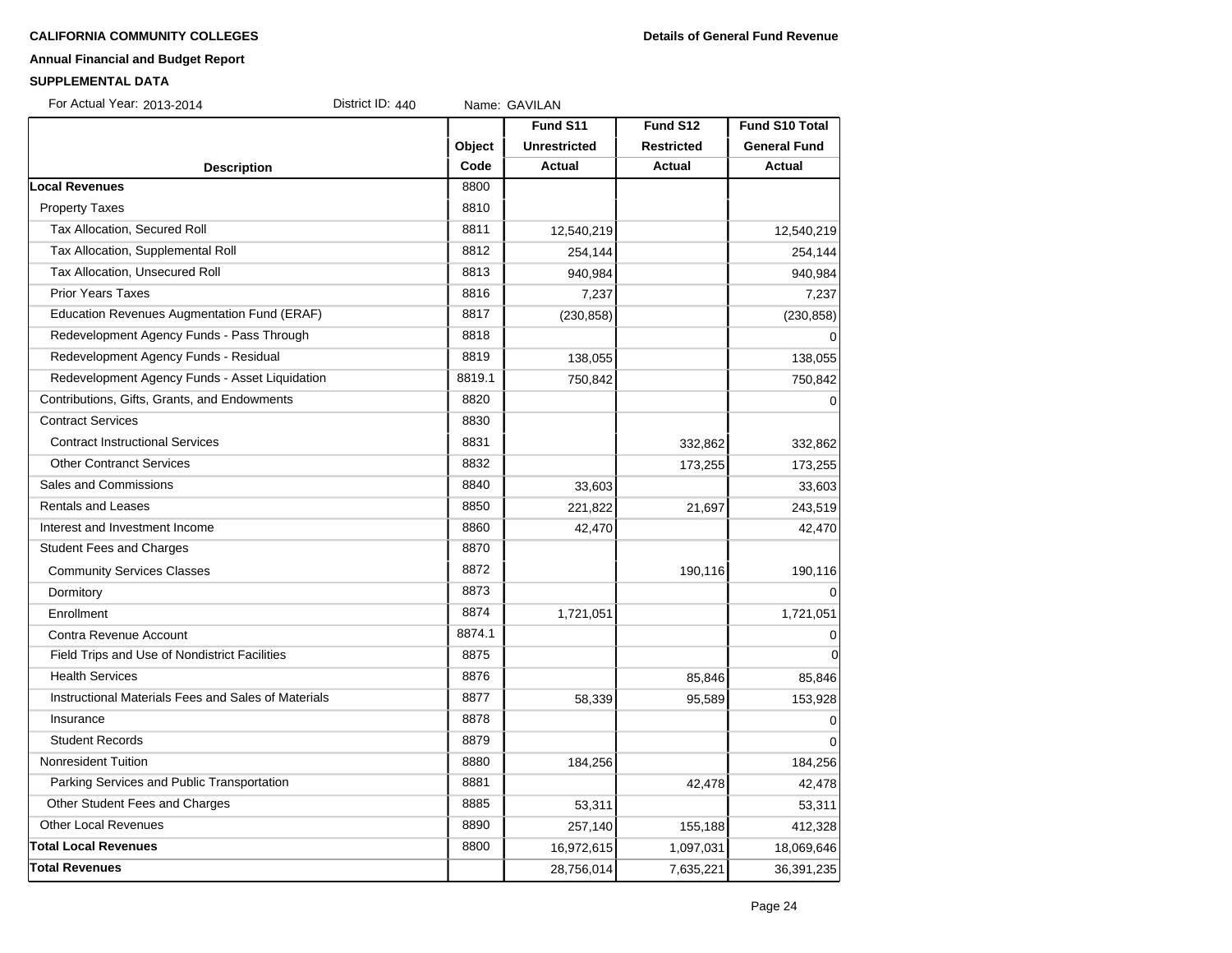**CALIFORNIA COMMUNITY COLLEGES** **Details of General Fund Revenue**

**Annual Financial and Budget Report**

**SUPPLEMENTAL DATA**

For Actual Year: 2013-2014 District ID: 440 Name: GAVILAN

| Description | Object Code | Fund S11 Unrestricted Actual | Fund S12 Restricted Actual | Fund S10 Total General Fund Actual |
|---|---|---|---|---|
| **Local Revenues** | 8800 | | | |
| Property Taxes | 8810 | | | |
| Tax Allocation, Secured Roll | 8811 | 12,540,219 | | 12,540,219 |
| Tax Allocation, Supplemental Roll | 8812 | 254,144 | | 254,144 |
| Tax Allocation, Unsecured Roll | 8813 | 940,984 | | 940,984 |
| Prior Years Taxes | 8816 | 7,237 | | 7,237 |
| Education Revenues Augmentation Fund (ERAF) | 8817 | (230,858) | | (230,858) |
| Redevelopment Agency Funds - Pass Through | 8818 | | | 0 |
| Redevelopment Agency Funds - Residual | 8819 | 138,055 | | 138,055 |
| Redevelopment Agency Funds - Asset Liquidation | 8819.1 | 750,842 | | 750,842 |
| Contributions, Gifts, Grants, and Endowments | 8820 | | | 0 |
| Contract Services | 8830 | | | |
| Contract Instructional Services | 8831 | | 332,862 | 332,862 |
| Other Contranct Services | 8832 | | 173,255 | 173,255 |
| Sales and Commissions | 8840 | 33,603 | | 33,603 |
| Rentals and Leases | 8850 | 221,822 | 21,697 | 243,519 |
| Interest and Investment Income | 8860 | 42,470 | | 42,470 |
| Student Fees and Charges | 8870 | | | |
| Community Services Classes | 8872 | | 190,116 | 190,116 |
| Dormitory | 8873 | | | 0 |
| Enrollment | 8874 | 1,721,051 | | 1,721,051 |
| Contra Revenue Account | 8874.1 | | | 0 |
| Field Trips and Use of Nondistrict Facilities | 8875 | | | 0 |
| Health Services | 8876 | | 85,846 | 85,846 |
| Instructional Materials Fees and Sales of Materials | 8877 | 58,339 | 95,589 | 153,928 |
| Insurance | 8878 | | | 0 |
| Student Records | 8879 | | | 0 |
| Nonresident Tuition | 8880 | 184,256 | | 184,256 |
| Parking Services and Public Transportation | 8881 | | 42,478 | 42,478 |
| Other Student Fees and Charges | 8885 | 53,311 | | 53,311 |
| Other Local Revenues | 8890 | 257,140 | 155,188 | 412,328 |
| **Total Local Revenues** | 8800 | 16,972,615 | 1,097,031 | 18,069,646 |
| **Total Revenues** | | 28,756,014 | 7,635,221 | 36,391,235 |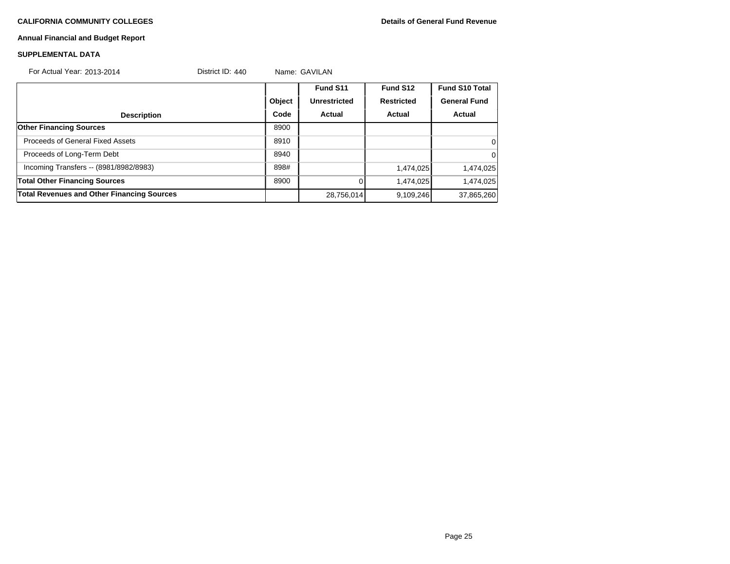**CALIFORNIA COMMUNITY COLLEGES** | **Details of General Fund Revenue**

**Annual Financial and Budget Report**

**SUPPLEMENTAL DATA**

For Actual Year: 2013-2014 District ID: 440 Name: GAVILAN

| Description | Object Code | Fund S11 Unrestricted Actual | Fund S12 Restricted Actual | Fund S10 Total General Fund Actual |
|---|---|---|---|---|
| **Other Financing Sources** | 8900 | | | |
| Proceeds of General Fixed Assets | 8910 | | | 0 |
| Proceeds of Long-Term Debt | 8940 | | | 0 |
| Incoming Transfers -- (8981/8982/8983) | 898# | | 1,474,025 | 1,474,025 |
| **Total Other Financing Sources** | 8900 | 0 | 1,474,025 | 1,474,025 |
| **Total Revenues and Other Financing Sources** | | 28,756,014 | 9,109,246 | 37,865,260 |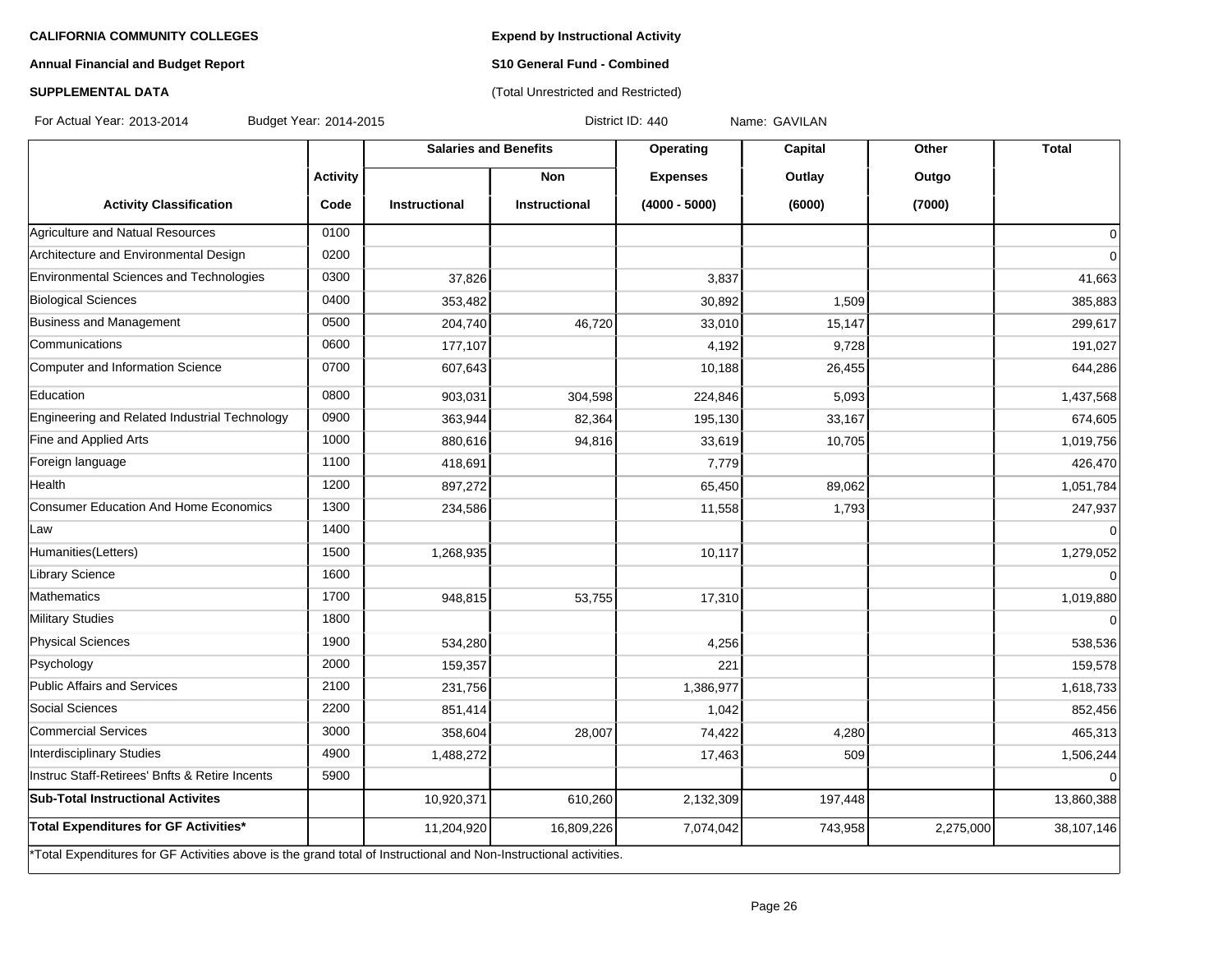**CALIFORNIA COMMUNITY COLLEGES**

**Annual Financial and Budget Report**

**SUPPLEMENTAL DATA**

**Expend by Instructional Activity**

**S10 General Fund - Combined**

(Total Unrestricted and Restricted)

For Actual Year: 2013-2014 Budget Year: 2014-2015 District ID: 440 Name: GAVILAN

| | | Salaries and Benefits | | Operating | Capital | Other | Total |
|---|---|---|---|---|---|---|---|
| | Activity | | Non | Expenses | Outlay | Outgo | |
| Activity Classification | Code | Instructional | Instructional | (4000 - 5000) | (6000) | (7000) | |
| Agriculture and Natual Resources | 0100 | | | | | | 0 |
| Architecture and Environmental Design | 0200 | | | | | | 0 |
| Environmental Sciences and Technologies | 0300 | 37,826 | | 3,837 | | | 41,663 |
| Biological Sciences | 0400 | 353,482 | | 30,892 | 1,509 | | 385,883 |
| Business and Management | 0500 | 204,740 | 46,720 | 33,010 | 15,147 | | 299,617 |
| Communications | 0600 | 177,107 | | 4,192 | 9,728 | | 191,027 |
| Computer and Information Science | 0700 | 607,643 | | 10,188 | 26,455 | | 644,286 |
| Education | 0800 | 903,031 | 304,598 | 224,846 | 5,093 | | 1,437,568 |
| Engineering and Related Industrial Technology | 0900 | 363,944 | 82,364 | 195,130 | 33,167 | | 674,605 |
| Fine and Applied Arts | 1000 | 880,616 | 94,816 | 33,619 | 10,705 | | 1,019,756 |
| Foreign language | 1100 | 418,691 | | 7,779 | | | 426,470 |
| Health | 1200 | 897,272 | | 65,450 | 89,062 | | 1,051,784 |
| Consumer Education And Home Economics | 1300 | 234,586 | | 11,558 | 1,793 | | 247,937 |
| Law | 1400 | | | | | | 0 |
| Humanities(Letters) | 1500 | 1,268,935 | | 10,117 | | | 1,279,052 |
| Library Science | 1600 | | | | | | 0 |
| Mathematics | 1700 | 948,815 | 53,755 | 17,310 | | | 1,019,880 |
| Military Studies | 1800 | | | | | | 0 |
| Physical Sciences | 1900 | 534,280 | | 4,256 | | | 538,536 |
| Psychology | 2000 | 159,357 | | 221 | | | 159,578 |
| Public Affairs and Services | 2100 | 231,756 | | 1,386,977 | | | 1,618,733 |
| Social Sciences | 2200 | 851,414 | | 1,042 | | | 852,456 |
| Commercial Services | 3000 | 358,604 | 28,007 | 74,422 | 4,280 | | 465,313 |
| Interdisciplinary Studies | 4900 | 1,488,272 | | 17,463 | 509 | | 1,506,244 |
| Instruc Staff-Retirees' Bnfts & Retire Incents | 5900 | | | | | | 0 |
| **Sub-Total Instructional Activites** | | 10,920,371 | 610,260 | 2,132,309 | 197,448 | | 13,860,388 |
| **Total Expenditures for GF Activities*** | | 11,204,920 | 16,809,226 | 7,074,042 | 743,958 | 2,275,000 | 38,107,146 |

*Total Expenditures for GF Activities above is the grand total of Instructional and Non-Instructional activities.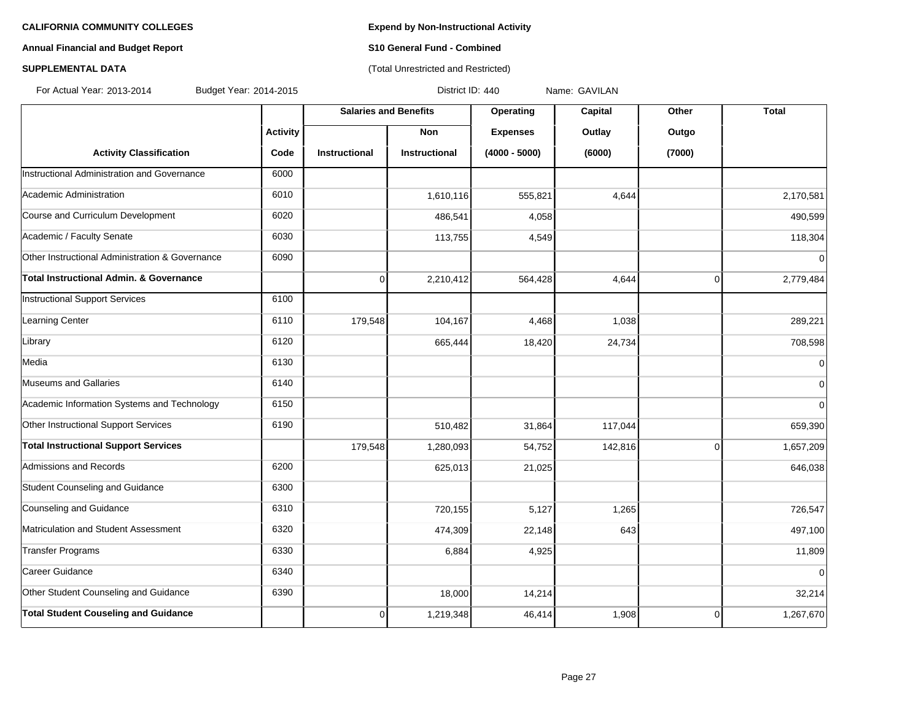**CALIFORNIA COMMUNITY COLLEGES**

**Annual Financial and Budget Report**

**SUPPLEMENTAL DATA**

**Expend by Non-Instructional Activity**

**S10 General Fund - Combined**

(Total Unrestricted and Restricted)

For Actual Year: 2013-2014 Budget Year: 2014-2015 District ID: 440 Name: GAVILAN

| | | Salaries and Benefits | | Operating | Capital | Other | Total |
|---|---|---|---|---|---|---|---|
| | Activity | | Non | Expenses | Outlay | Outgo | |
| Activity Classification | Code | Instructional | Instructional | (4000 - 5000) | (6000) | (7000) | |
| Instructional Administration and Governance | 6000 | | | | | | |
| Academic Administration | 6010 | | 1,610,116 | 555,821 | 4,644 | | 2,170,581 |
| Course and Curriculum Development | 6020 | | 486,541 | 4,058 | | | 490,599 |
| Academic / Faculty Senate | 6030 | | 113,755 | 4,549 | | | 118,304 |
| Other Instructional Administration & Governance | 6090 | | | | | | 0 |
| **Total Instructional Admin. & Governance** | | 0 | 2,210,412 | 564,428 | 4,644 | 0 | 2,779,484 |
| Instructional Support Services | 6100 | | | | | | |
| Learning Center | 6110 | 179,548 | 104,167 | 4,468 | 1,038 | | 289,221 |
| Library | 6120 | | 665,444 | 18,420 | 24,734 | | 708,598 |
| Media | 6130 | | | | | | 0 |
| Museums and Gallaries | 6140 | | | | | | 0 |
| Academic Information Systems and Technology | 6150 | | | | | | 0 |
| Other Instructional Support Services | 6190 | | 510,482 | 31,864 | 117,044 | | 659,390 |
| **Total Instructional Support Services** | | 179,548 | 1,280,093 | 54,752 | 142,816 | 0 | 1,657,209 |
| Admissions and Records | 6200 | | 625,013 | 21,025 | | | 646,038 |
| Student Counseling and Guidance | 6300 | | | | | | |
| Counseling and Guidance | 6310 | | 720,155 | 5,127 | 1,265 | | 726,547 |
| Matriculation and Student Assessment | 6320 | | 474,309 | 22,148 | 643 | | 497,100 |
| Transfer Programs | 6330 | | 6,884 | 4,925 | | | 11,809 |
| Career Guidance | 6340 | | | | | | 0 |
| Other Student Counseling and Guidance | 6390 | | 18,000 | 14,214 | | | 32,214 |
| **Total Student Couseling and Guidance** | | 0 | 1,219,348 | 46,414 | 1,908 | 0 | 1,267,670 |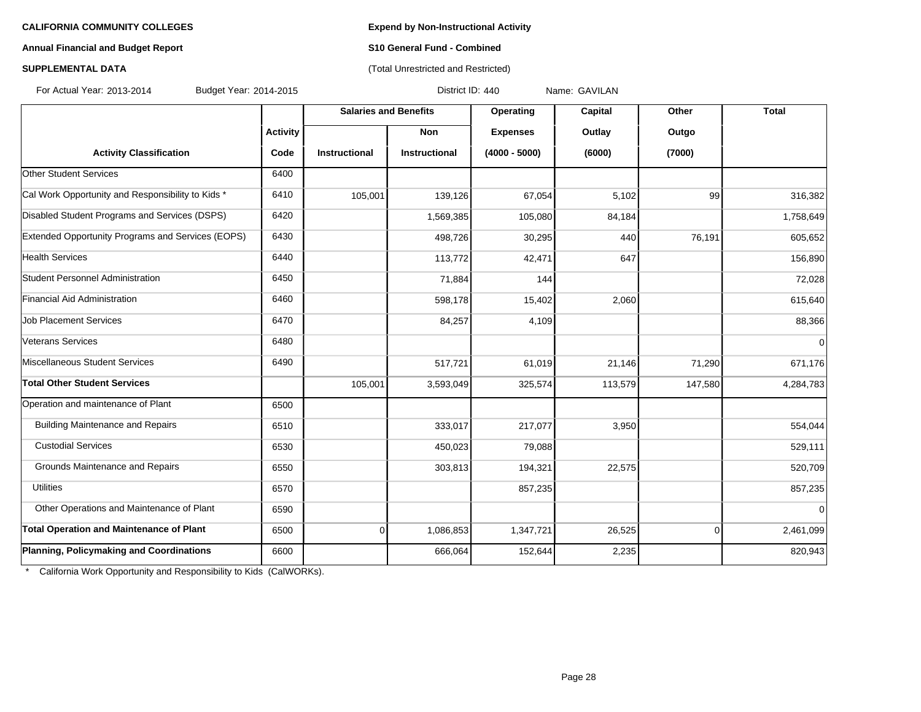**CALIFORNIA COMMUNITY COLLEGES**

**Annual Financial and Budget Report**

**SUPPLEMENTAL DATA**

**Expend by Non-Instructional Activity**

**S10 General Fund - Combined**

(Total Unrestricted and Restricted)

For Actual Year: 2013-2014 Budget Year: 2014-2015 District ID: 440 Name: GAVILAN

| | | Salaries and Benefits | | Operating | Capital | Other | Total |
|---|---|---|---|---|---|---|---|
| | Activity | | Non | Expenses | Outlay | Outgo | |
| Activity Classification | Code | Instructional | Instructional | (4000 - 5000) | (6000) | (7000) | |
| Other Student Services | 6400 | | | | | | |
| Cal Work Opportunity and Responsibility to Kids * | 6410 | 105,001 | 139,126 | 67,054 | 5,102 | 99 | 316,382 |
| Disabled Student Programs and Services (DSPS) | 6420 | | 1,569,385 | 105,080 | 84,184 | | 1,758,649 |
| Extended Opportunity Programs and Services (EOPS) | 6430 | | 498,726 | 30,295 | 440 | 76,191 | 605,652 |
| Health Services | 6440 | | 113,772 | 42,471 | 647 | | 156,890 |
| Student Personnel Administration | 6450 | | 71,884 | 144 | | | 72,028 |
| Financial Aid Administration | 6460 | | 598,178 | 15,402 | 2,060 | | 615,640 |
| Job Placement Services | 6470 | | 84,257 | 4,109 | | | 88,366 |
| Veterans Services | 6480 | | | | | | 0 |
| Miscellaneous Student Services | 6490 | | 517,721 | 61,019 | 21,146 | 71,290 | 671,176 |
| **Total Other Student Services** | | 105,001 | 3,593,049 | 325,574 | 113,579 | 147,580 | 4,284,783 |
| Operation and maintenance of Plant | 6500 | | | | | | |
| Building Maintenance and Repairs | 6510 | | 333,017 | 217,077 | 3,950 | | 554,044 |
| Custodial Services | 6530 | | 450,023 | 79,088 | | | 529,111 |
| Grounds Maintenance and Repairs | 6550 | | 303,813 | 194,321 | 22,575 | | 520,709 |
| Utilities | 6570 | | | 857,235 | | | 857,235 |
| Other Operations and Maintenance of Plant | 6590 | | | | | | 0 |
| **Total Operation and Maintenance of Plant** | 6500 | 0 | 1,086,853 | 1,347,721 | 26,525 | 0 | 2,461,099 |
| **Planning, Policymaking and Coordinations** | 6600 | | 666,064 | 152,644 | 2,235 | | 820,943 |

\* California Work Opportunity and Responsibility to Kids (CalWORKs).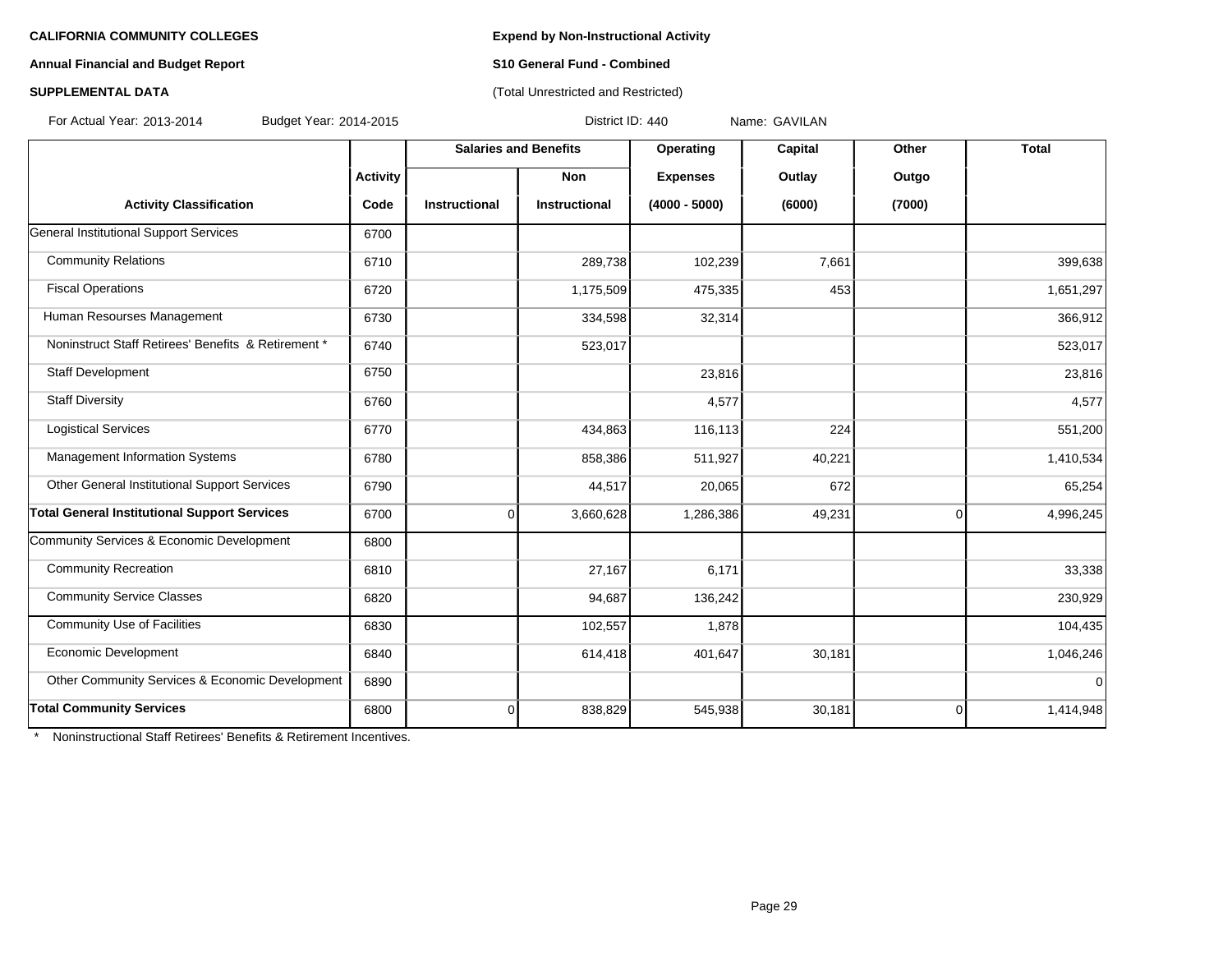**CALIFORNIA COMMUNITY COLLEGES**

**Annual Financial and Budget Report**

**SUPPLEMENTAL DATA**

**Expend by Non-Instructional Activity**

**S10 General Fund - Combined**

(Total Unrestricted and Restricted)

For Actual Year: 2013-2014 Budget Year: 2014-2015 District ID: 440 Name: GAVILAN

| | Activity | Salaries and Benefits | | Operating | Capital | Other | Total |
|---|---|---|---|---|---|---|---|
| | | | Non | Expenses | Outlay | Outgo | |
| **Activity Classification** | **Code** | **Instructional** | **Instructional** | **(4000 - 5000)** | **(6000)** | **(7000)** | |
| General Institutional Support Services | 6700 | | | | | | |
| Community Relations | 6710 | | 289,738 | 102,239 | 7,661 | | 399,638 |
| Fiscal Operations | 6720 | | 1,175,509 | 475,335 | 453 | | 1,651,297 |
| Human Resourses Management | 6730 | | 334,598 | 32,314 | | | 366,912 |
| Noninstruct Staff Retirees' Benefits & Retirement * | 6740 | | 523,017 | | | | 523,017 |
| Staff Development | 6750 | | | 23,816 | | | 23,816 |
| Staff Diversity | 6760 | | | 4,577 | | | 4,577 |
| Logistical Services | 6770 | | 434,863 | 116,113 | 224 | | 551,200 |
| Management Information Systems | 6780 | | 858,386 | 511,927 | 40,221 | | 1,410,534 |
| Other General Institutional Support Services | 6790 | | 44,517 | 20,065 | 672 | | 65,254 |
| **Total General Institutional Support Services** | 6700 | 0 | 3,660,628 | 1,286,386 | 49,231 | 0 | 4,996,245 |
| Community Services & Economic Development | 6800 | | | | | | |
| Community Recreation | 6810 | | 27,167 | 6,171 | | | 33,338 |
| Community Service Classes | 6820 | | 94,687 | 136,242 | | | 230,929 |
| Community Use of Facilities | 6830 | | 102,557 | 1,878 | | | 104,435 |
| Economic Development | 6840 | | 614,418 | 401,647 | 30,181 | | 1,046,246 |
| Other Community Services & Economic Development | 6890 | | | | | | 0 |
| **Total Community Services** | 6800 | 0 | 838,829 | 545,938 | 30,181 | 0 | 1,414,948 |

\* Noninstructional Staff Retirees' Benefits & Retirement Incentives.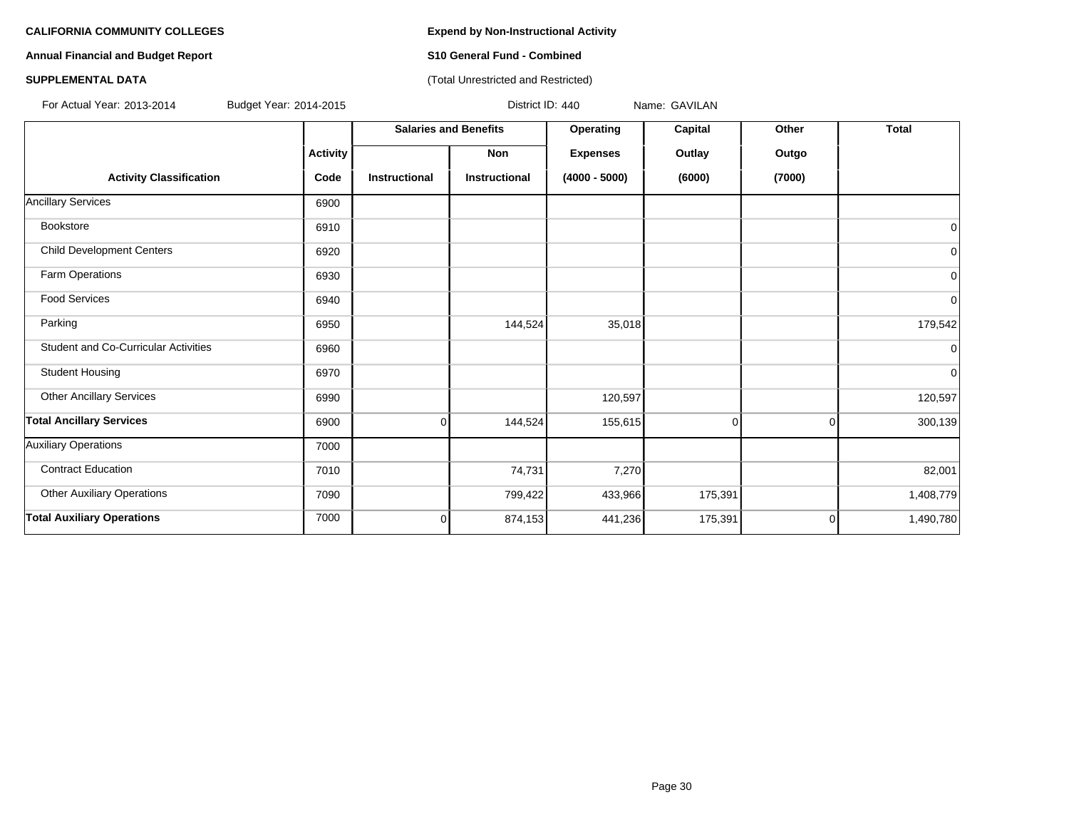**CALIFORNIA COMMUNITY COLLEGES**

**Annual Financial and Budget Report**

**SUPPLEMENTAL DATA**

**Expend by Non-Instructional Activity**

**S10 General Fund - Combined**

(Total Unrestricted and Restricted)

For Actual Year: 2013-2014 Budget Year: 2014-2015 District ID: 440 Name: GAVILAN

| | | Salaries and Benefits | | Operating | Capital | Other | Total |
|---|---|---|---|---|---|---|---|
| | Activity | | Non | Expenses | Outlay | Outgo | |
| **Activity Classification** | **Code** | **Instructional** | **Instructional** | **(4000 - 5000)** | **(6000)** | **(7000)** | |
| Ancillary Services | 6900 | | | | | | |
| Bookstore | 6910 | | | | | | 0 |
| Child Development Centers | 6920 | | | | | | 0 |
| Farm Operations | 6930 | | | | | | 0 |
| Food Services | 6940 | | | | | | 0 |
| Parking | 6950 | | 144,524 | 35,018 | | | 179,542 |
| Student and Co-Curricular Activities | 6960 | | | | | | 0 |
| Student Housing | 6970 | | | | | | 0 |
| Other Ancillary Services | 6990 | | | 120,597 | | | 120,597 |
| **Total Ancillary Services** | 6900 | 0 | 144,524 | 155,615 | 0 | 0 | 300,139 |
| Auxiliary Operations | 7000 | | | | | | |
| Contract Education | 7010 | | 74,731 | 7,270 | | | 82,001 |
| Other Auxiliary Operations | 7090 | | 799,422 | 433,966 | 175,391 | | 1,408,779 |
| **Total Auxiliary Operations** | 7000 | 0 | 874,153 | 441,236 | 175,391 | 0 | 1,490,780 |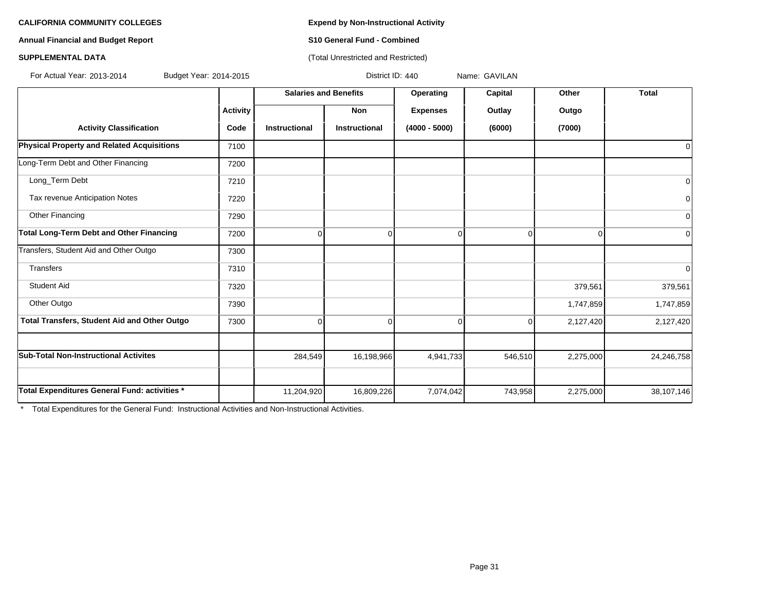**CALIFORNIA COMMUNITY COLLEGES**

**Annual Financial and Budget Report**

**SUPPLEMENTAL DATA**

**Expend by Non-Instructional Activity**

**S10 General Fund - Combined**

(Total Unrestricted and Restricted)

For Actual Year: 2013-2014 Budget Year: 2014-2015 District ID: 440 Name: GAVILAN

| | | Salaries and Benefits | | Operating | Capital | Other | Total |
|---|---|---|---|---|---|---|---|
| | Activity | | Non | Expenses | Outlay | Outgo | |
| Activity Classification | Code | Instructional | Instructional | (4000 - 5000) | (6000) | (7000) | |
| **Physical Property and Related Acquisitions** | 7100 | | | | | | 0 |
| Long-Term Debt and Other Financing | 7200 | | | | | | |
| Long_Term Debt | 7210 | | | | | | 0 |
| Tax revenue Anticipation Notes | 7220 | | | | | | 0 |
| Other Financing | 7290 | | | | | | 0 |
| **Total Long-Term Debt and Other Financing** | 7200 | 0 | 0 | 0 | 0 | 0 | 0 |
| Transfers, Student Aid and Other Outgo | 7300 | | | | | | |
| Transfers | 7310 | | | | | | 0 |
| Student Aid | 7320 | | | | | 379,561 | 379,561 |
| Other Outgo | 7390 | | | | | 1,747,859 | 1,747,859 |
| **Total Transfers, Student Aid and Other Outgo** | 7300 | 0 | 0 | 0 | 0 | 2,127,420 | 2,127,420 |
| | | | | | | | |
| **Sub-Total Non-Instructional Activites** | | 284,549 | 16,198,966 | 4,941,733 | 546,510 | 2,275,000 | 24,246,758 |
| | | | | | | | |
| **Total Expenditures General Fund: activities \*** | | 11,204,920 | 16,809,226 | 7,074,042 | 743,958 | 2,275,000 | 38,107,146 |

\* Total Expenditures for the General Fund: Instructional Activities and Non-Instructional Activities.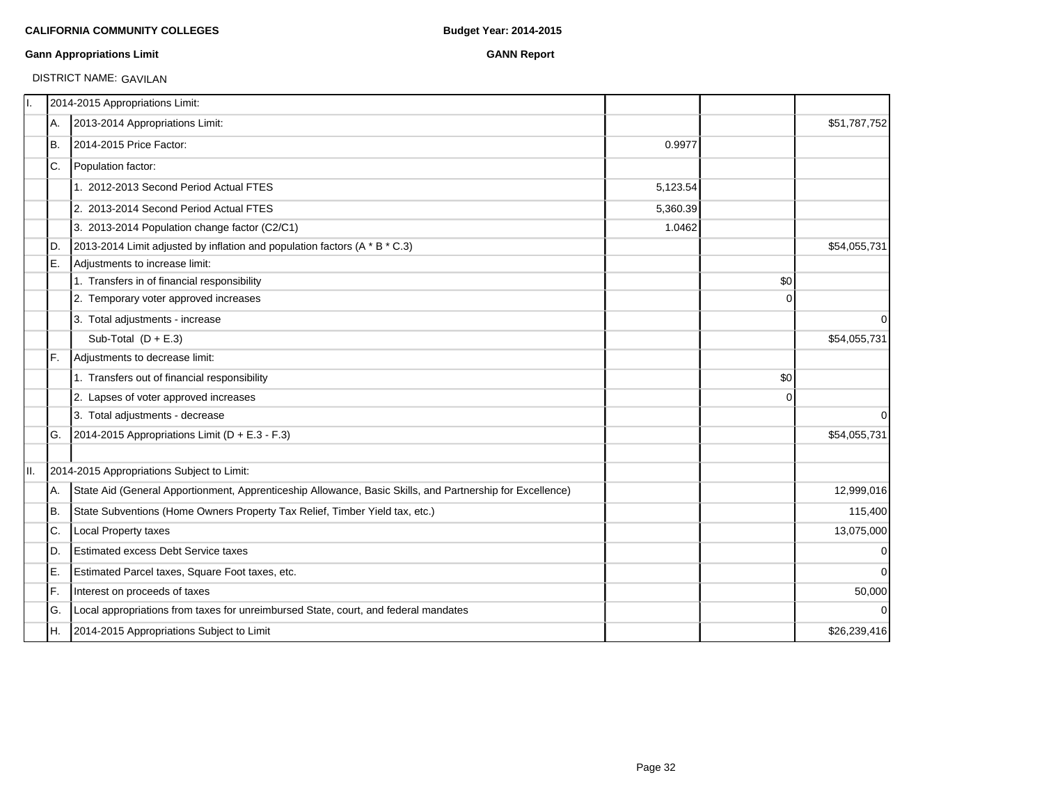**CALIFORNIA COMMUNITY COLLEGES** **Budget Year: 2014-2015**

**Gann Appropriations Limit** **GANN Report**

DISTRICT NAME: GAVILAN

| | | | | | |
|---|---|---|---|---|---|
| I. | 2014-2015 Appropriations Limit: | | | | |
| | A. | 2013-2014 Appropriations Limit: | | | $51,787,752 |
| | B. | 2014-2015 Price Factor: | 0.9977 | | |
| | C. | Population factor: | | | |
| | | 1. 2012-2013 Second Period Actual FTES | 5,123.54 | | |
| | | 2. 2013-2014 Second Period Actual FTES | 5,360.39 | | |
| | | 3. 2013-2014 Population change factor (C2/C1) | 1.0462 | | |
| | D. | 2013-2014 Limit adjusted by inflation and population factors (A * B * C.3) | | | $54,055,731 |
| | E. | Adjustments to increase limit: | | | |
| | | 1. Transfers in of financial responsibility | | $0 | |
| | | 2. Temporary voter approved increases | | 0 | |
| | | 3. Total adjustments - increase | | | 0 |
| | | Sub-Total (D + E.3) | | | $54,055,731 |
| | F. | Adjustments to decrease limit: | | | |
| | | 1. Transfers out of financial responsibility | | $0 | |
| | | 2. Lapses of voter approved increases | | 0 | |
| | | 3. Total adjustments - decrease | | | 0 |
| | G. | 2014-2015 Appropriations Limit (D + E.3 - F.3) | | | $54,055,731 |
| | | | | | |
| II. | 2014-2015 Appropriations Subject to Limit: | | | | |
| | A. | State Aid (General Apportionment, Apprenticeship Allowance, Basic Skills, and Partnership for Excellence) | | | 12,999,016 |
| | B. | State Subventions (Home Owners Property Tax Relief, Timber Yield tax, etc.) | | | 115,400 |
| | C. | Local Property taxes | | | 13,075,000 |
| | D. | Estimated excess Debt Service taxes | | | 0 |
| | E. | Estimated Parcel taxes, Square Foot taxes, etc. | | | 0 |
| | F. | Interest on proceeds of taxes | | | 50,000 |
| | G. | Local appropriations from taxes for unreimbursed State, court, and federal mandates | | | 0 |
| | H. | 2014-2015 Appropriations Subject to Limit | | | $26,239,416 |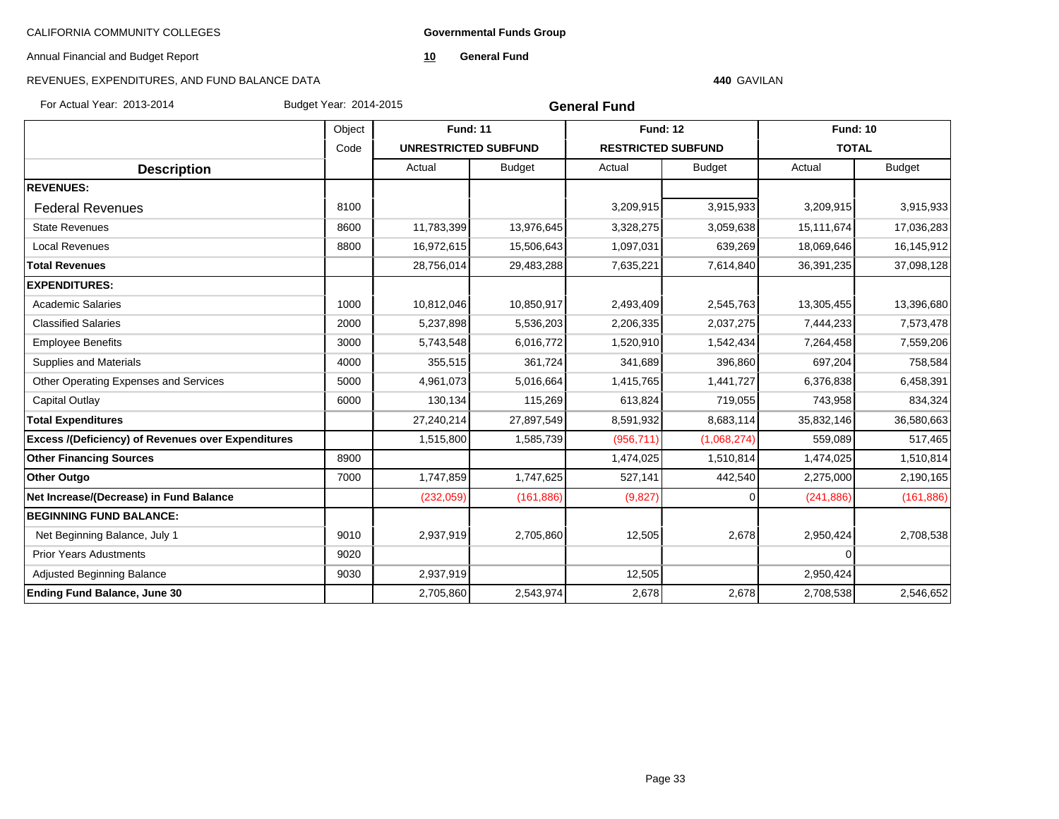CALIFORNIA COMMUNITY COLLEGES

**Governmental Funds Group**

Annual Financial and Budget Report

**10** **General Fund**

REVENUES, EXPENDITURES, AND FUND BALANCE DATA

**440** GAVILAN

For Actual Year: 2013-2014 Budget Year: 2014-2015

## General Fund

| | Object | Fund: 11 | | Fund: 12 | | Fund: 10 | |
|---|---|---|---|---|---|---|---|
| | Code | UNRESTRICTED SUBFUND | | RESTRICTED SUBFUND | | TOTAL | |
| **Description** | | Actual | Budget | Actual | Budget | Actual | Budget |
| **REVENUES:** | | | | | | | |
| Federal Revenues | 8100 | | | 3,209,915 | 3,915,933 | 3,209,915 | 3,915,933 |
| State Revenues | 8600 | 11,783,399 | 13,976,645 | 3,328,275 | 3,059,638 | 15,111,674 | 17,036,283 |
| Local Revenues | 8800 | 16,972,615 | 15,506,643 | 1,097,031 | 639,269 | 18,069,646 | 16,145,912 |
| **Total Revenues** | | 28,756,014 | 29,483,288 | 7,635,221 | 7,614,840 | 36,391,235 | 37,098,128 |
| **EXPENDITURES:** | | | | | | | |
| Academic Salaries | 1000 | 10,812,046 | 10,850,917 | 2,493,409 | 2,545,763 | 13,305,455 | 13,396,680 |
| Classified Salaries | 2000 | 5,237,898 | 5,536,203 | 2,206,335 | 2,037,275 | 7,444,233 | 7,573,478 |
| Employee Benefits | 3000 | 5,743,548 | 6,016,772 | 1,520,910 | 1,542,434 | 7,264,458 | 7,559,206 |
| Supplies and Materials | 4000 | 355,515 | 361,724 | 341,689 | 396,860 | 697,204 | 758,584 |
| Other Operating Expenses and Services | 5000 | 4,961,073 | 5,016,664 | 1,415,765 | 1,441,727 | 6,376,838 | 6,458,391 |
| Capital Outlay | 6000 | 130,134 | 115,269 | 613,824 | 719,055 | 743,958 | 834,324 |
| **Total Expenditures** | | 27,240,214 | 27,897,549 | 8,591,932 | 8,683,114 | 35,832,146 | 36,580,663 |
| **Excess /(Deficiency) of Revenues over Expenditures** | | 1,515,800 | 1,585,739 | (956,711) | (1,068,274) | 559,089 | 517,465 |
| **Other Financing Sources** | 8900 | | | 1,474,025 | 1,510,814 | 1,474,025 | 1,510,814 |
| **Other Outgo** | 7000 | 1,747,859 | 1,747,625 | 527,141 | 442,540 | 2,275,000 | 2,190,165 |
| **Net Increase/(Decrease) in Fund Balance** | | (232,059) | (161,886) | (9,827) | 0 | (241,886) | (161,886) |
| **BEGINNING FUND BALANCE:** | | | | | | | |
| Net Beginning Balance, July 1 | 9010 | 2,937,919 | 2,705,860 | 12,505 | 2,678 | 2,950,424 | 2,708,538 |
| Prior Years Adustments | 9020 | | | | | 0 | |
| Adjusted Beginning Balance | 9030 | 2,937,919 | | 12,505 | | 2,950,424 | |
| **Ending Fund Balance, June 30** | | 2,705,860 | 2,543,974 | 2,678 | 2,678 | 2,708,538 | 2,546,652 |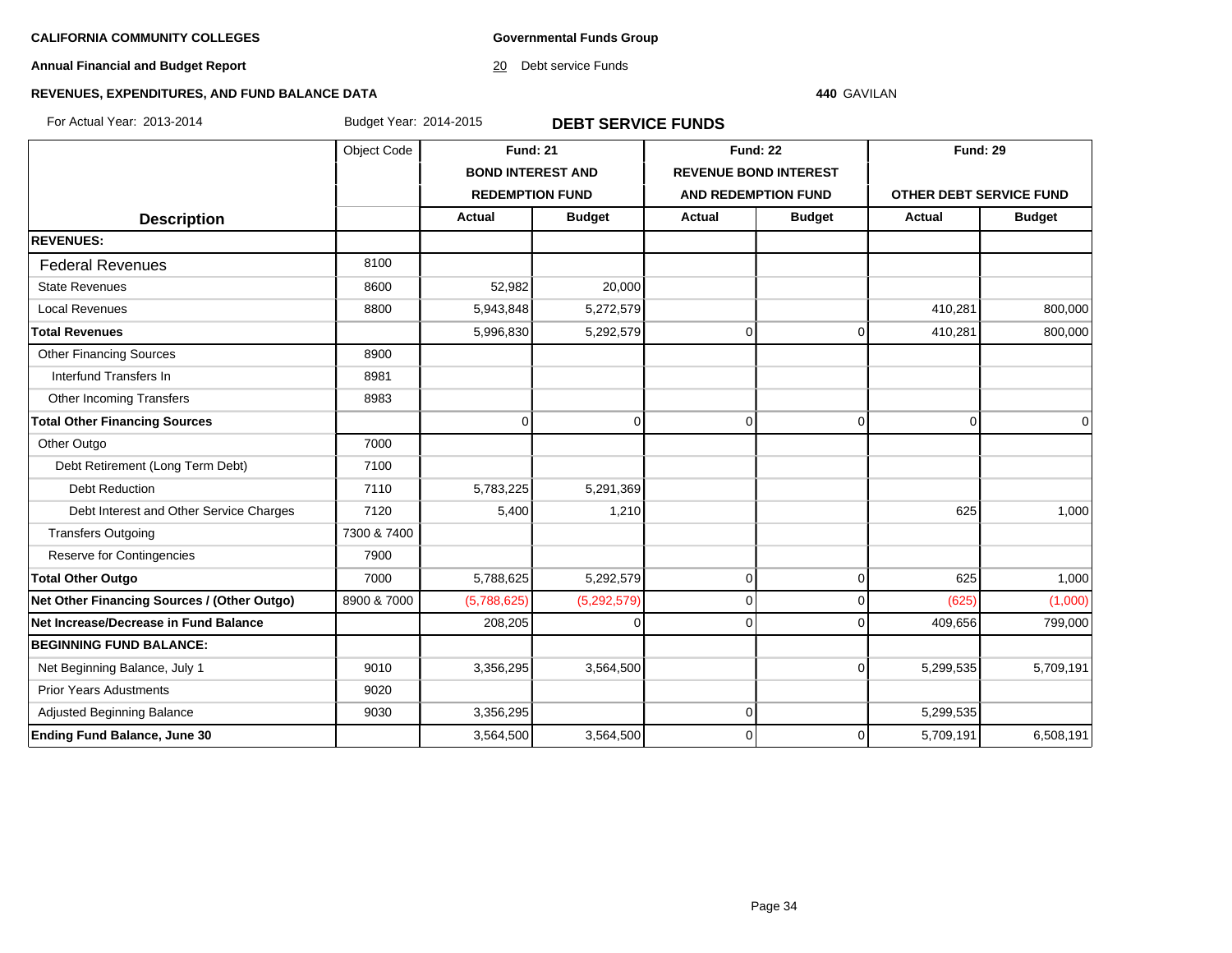**CALIFORNIA COMMUNITY COLLEGES**

**Governmental Funds Group**

**Annual Financial and Budget Report**

20 Debt service Funds

**REVENUES, EXPENDITURES, AND FUND BALANCE DATA**

**440** GAVILAN

For Actual Year: 2013-2014 Budget Year: 2014-2015

## DEBT SERVICE FUNDS

| Description | Object Code | Fund: 21 BOND INTEREST AND REDEMPTION FUND | | Fund: 22 REVENUE BOND INTEREST AND REDEMPTION FUND | | Fund: 29 OTHER DEBT SERVICE FUND | |
|---|---|---|---|---|---|---|---|
| | | **Actual** | **Budget** | **Actual** | **Budget** | **Actual** | **Budget** |
| **REVENUES:** | | | | | | | |
| Federal Revenues | 8100 | | | | | | |
| State Revenues | 8600 | 52,982 | 20,000 | | | | |
| Local Revenues | 8800 | 5,943,848 | 5,272,579 | | | 410,281 | 800,000 |
| **Total Revenues** | | 5,996,830 | 5,292,579 | 0 | 0 | 410,281 | 800,000 |
| Other Financing Sources | 8900 | | | | | | |
| Interfund Transfers In | 8981 | | | | | | |
| Other Incoming Transfers | 8983 | | | | | | |
| **Total Other Financing Sources** | | 0 | 0 | 0 | 0 | 0 | 0 |
| Other Outgo | 7000 | | | | | | |
| Debt Retirement (Long Term Debt) | 7100 | | | | | | |
| Debt Reduction | 7110 | 5,783,225 | 5,291,369 | | | | |
| Debt Interest and Other Service Charges | 7120 | 5,400 | 1,210 | | | 625 | 1,000 |
| Transfers Outgoing | 7300 & 7400 | | | | | | |
| Reserve for Contingencies | 7900 | | | | | | |
| **Total Other Outgo** | 7000 | 5,788,625 | 5,292,579 | 0 | 0 | 625 | 1,000 |
| **Net Other Financing Sources / (Other Outgo)** | 8900 & 7000 | (5,788,625) | (5,292,579) | 0 | 0 | (625) | (1,000) |
| **Net Increase/Decrease in Fund Balance** | | 208,205 | 0 | 0 | 0 | 409,656 | 799,000 |
| **BEGINNING FUND BALANCE:** | | | | | | | |
| Net Beginning Balance, July 1 | 9010 | 3,356,295 | 3,564,500 | | 0 | 5,299,535 | 5,709,191 |
| Prior Years Adustments | 9020 | | | | | | |
| Adjusted Beginning Balance | 9030 | 3,356,295 | | 0 | | 5,299,535 | |
| **Ending Fund Balance, June 30** | | 3,564,500 | 3,564,500 | 0 | 0 | 5,709,191 | 6,508,191 |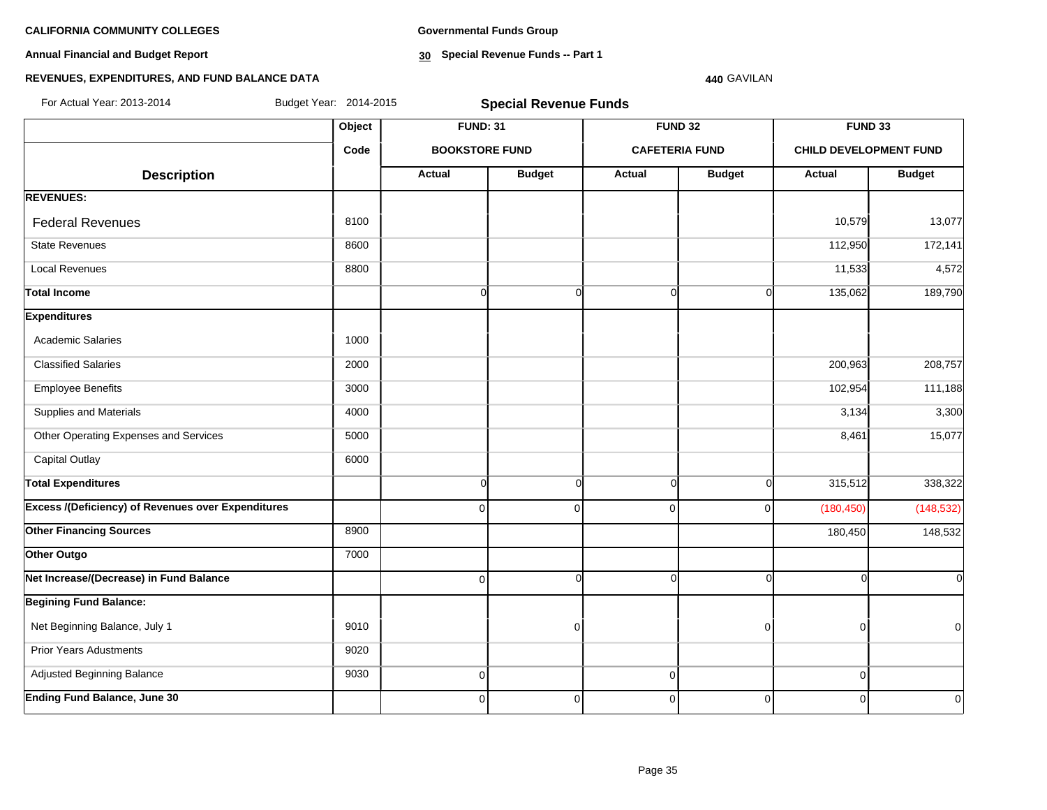**CALIFORNIA COMMUNITY COLLEGES**

**Annual Financial and Budget Report**

**REVENUES, EXPENDITURES, AND FUND BALANCE DATA**

**Governmental Funds Group**

**30 Special Revenue Funds -- Part 1**

**440** GAVILAN

For Actual Year: 2013-2014 Budget Year: 2014-2015

## Special Revenue Funds

| Description | Object Code | FUND: 31 BOOKSTORE FUND Actual | FUND: 31 BOOKSTORE FUND Budget | FUND 32 CAFETERIA FUND Actual | FUND 32 CAFETERIA FUND Budget | FUND 33 CHILD DEVELOPMENT FUND Actual | FUND 33 CHILD DEVELOPMENT FUND Budget |
|---|---|---|---|---|---|---|---|
| **REVENUES:** | | | | | | | |
| Federal Revenues | 8100 | | | | | 10,579 | 13,077 |
| State Revenues | 8600 | | | | | 112,950 | 172,141 |
| Local Revenues | 8800 | | | | | 11,533 | 4,572 |
| **Total Income** | | 0 | 0 | 0 | 0 | 135,062 | 189,790 |
| **Expenditures** | | | | | | | |
| Academic Salaries | 1000 | | | | | | |
| Classified Salaries | 2000 | | | | | 200,963 | 208,757 |
| Employee Benefits | 3000 | | | | | 102,954 | 111,188 |
| Supplies and Materials | 4000 | | | | | 3,134 | 3,300 |
| Other Operating Expenses and Services | 5000 | | | | | 8,461 | 15,077 |
| Capital Outlay | 6000 | | | | | | |
| **Total Expenditures** | | 0 | 0 | 0 | 0 | 315,512 | 338,322 |
| **Excess /(Deficiency) of Revenues over Expenditures** | | 0 | 0 | 0 | 0 | (180,450) | (148,532) |
| **Other Financing Sources** | 8900 | | | | | 180,450 | 148,532 |
| **Other Outgo** | 7000 | | | | | | |
| **Net Increase/(Decrease) in Fund Balance** | | 0 | 0 | 0 | 0 | 0 | 0 |
| **Begining Fund Balance:** | | | | | | | |
| Net Beginning Balance, July 1 | 9010 | | 0 | | 0 | 0 | 0 |
| Prior Years Adustments | 9020 | | | | | | |
| Adjusted Beginning Balance | 9030 | 0 | | 0 | | 0 | |
| **Ending Fund Balance, June 30** | | 0 | 0 | 0 | 0 | 0 | 0 |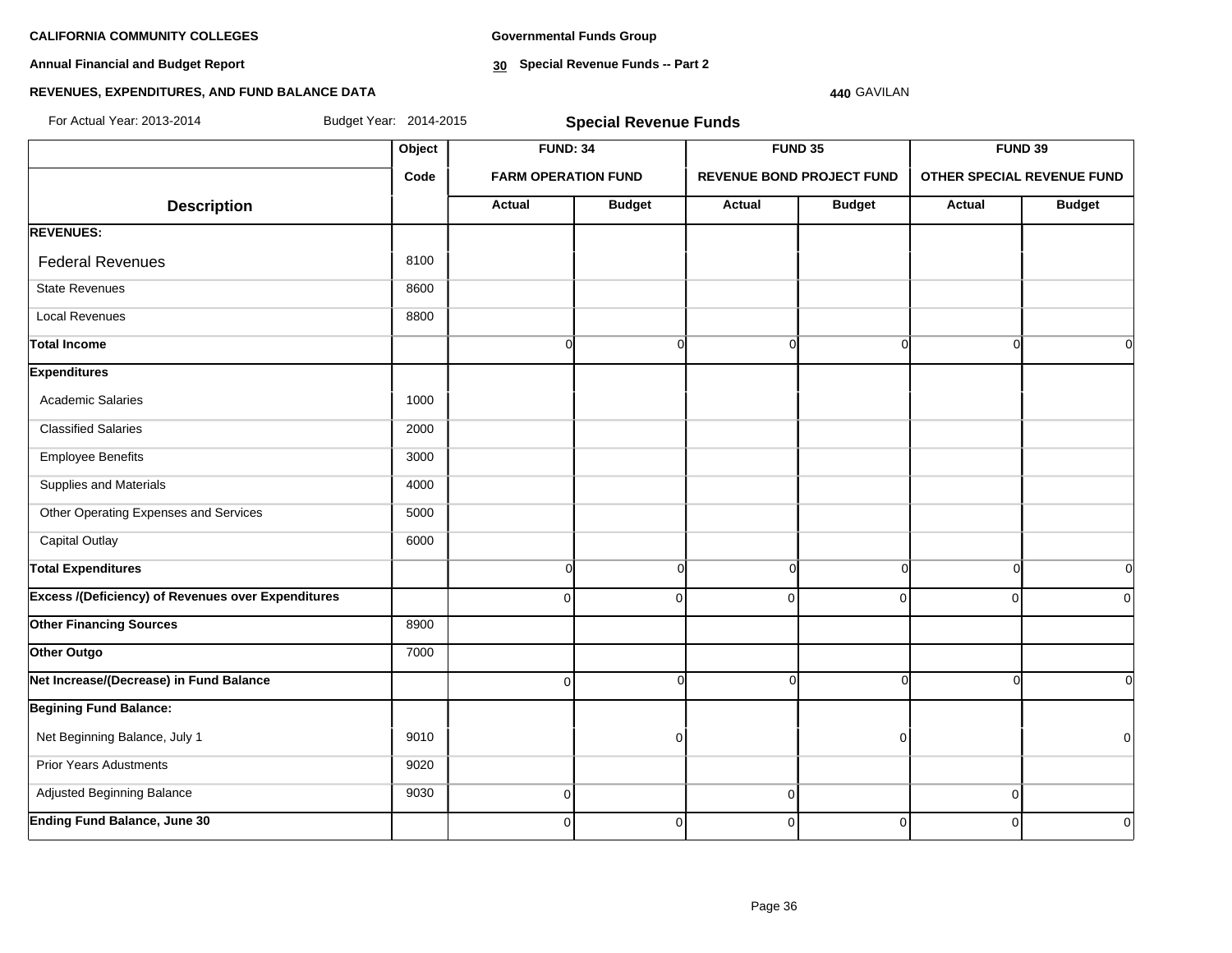**CALIFORNIA COMMUNITY COLLEGES**

**Annual Financial and Budget Report**

**REVENUES, EXPENDITURES, AND FUND BALANCE DATA**

**Governmental Funds Group**

**30 Special Revenue Funds -- Part 2**

**440** GAVILAN

For Actual Year: 2013-2014 Budget Year: 2014-2015

## Special Revenue Funds

| Description | Object Code | FUND: 34 FARM OPERATION FUND | | FUND 35 REVENUE BOND PROJECT FUND | | FUND 39 OTHER SPECIAL REVENUE FUND | |
|---|---|---|---|---|---|---|---|
| | | Actual | Budget | Actual | Budget | Actual | Budget |
| **REVENUES:** | | | | | | | |
| Federal Revenues | 8100 | | | | | | |
| State Revenues | 8600 | | | | | | |
| Local Revenues | 8800 | | | | | | |
| **Total Income** | | 0 | 0 | 0 | 0 | 0 | 0 |
| **Expenditures** | | | | | | | |
| Academic Salaries | 1000 | | | | | | |
| Classified Salaries | 2000 | | | | | | |
| Employee Benefits | 3000 | | | | | | |
| Supplies and Materials | 4000 | | | | | | |
| Other Operating Expenses and Services | 5000 | | | | | | |
| Capital Outlay | 6000 | | | | | | |
| **Total Expenditures** | | 0 | 0 | 0 | 0 | 0 | 0 |
| **Excess /(Deficiency) of Revenues over Expenditures** | | 0 | 0 | 0 | 0 | 0 | 0 |
| **Other Financing Sources** | 8900 | | | | | | |
| **Other Outgo** | 7000 | | | | | | |
| **Net Increase/(Decrease) in Fund Balance** | | 0 | 0 | 0 | 0 | 0 | 0 |
| **Begining Fund Balance:** | | | | | | | |
| Net Beginning Balance, July 1 | 9010 | | 0 | | 0 | | 0 |
| Prior Years Adustments | 9020 | | | | | | |
| Adjusted Beginning Balance | 9030 | 0 | | 0 | | 0 | |
| **Ending Fund Balance, June 30** | | 0 | 0 | 0 | 0 | 0 | 0 |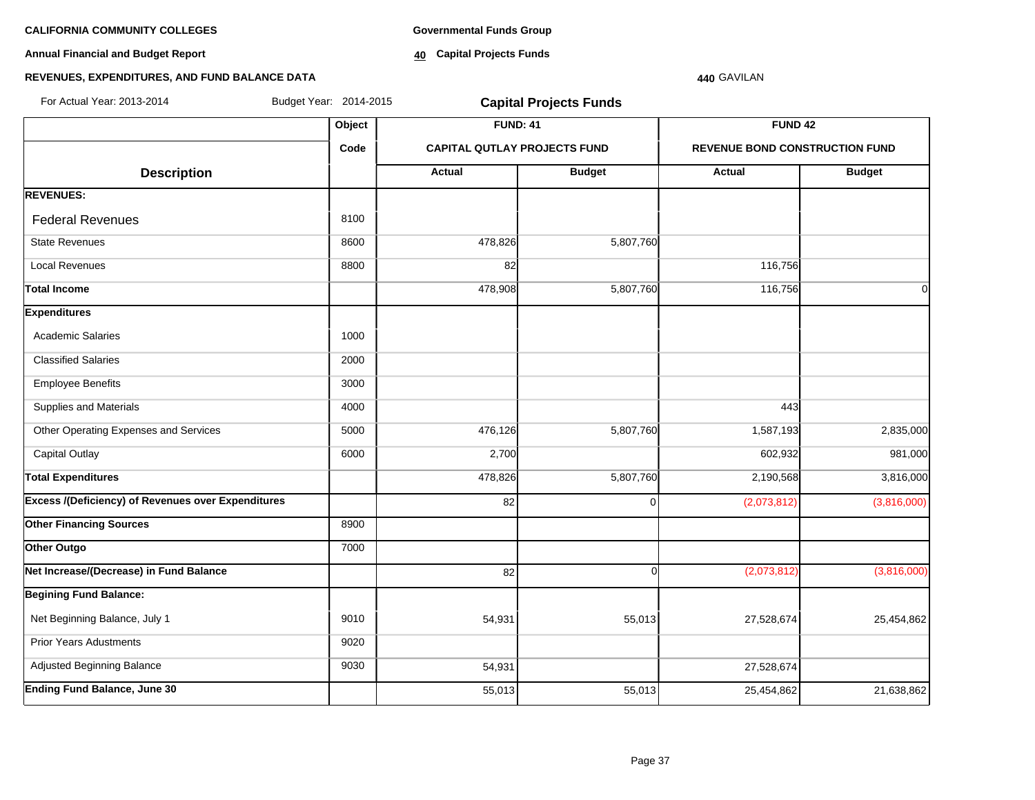**CALIFORNIA COMMUNITY COLLEGES**

**Annual Financial and Budget Report**

**REVENUES, EXPENDITURES, AND FUND BALANCE DATA**

**Governmental Funds Group**

**40 Capital Projects Funds**

**440** GAVILAN

For Actual Year: 2013-2014 Budget Year: 2014-2015

## Capital Projects Funds

| Description | Object Code | FUND: 41 CAPITAL QUTLAY PROJECTS FUND | | FUND 42 REVENUE BOND CONSTRUCTION FUND | |
|---|---|---|---|---|---|
| | | Actual | Budget | Actual | Budget |
| **REVENUES:** | | | | | |
| Federal Revenues | 8100 | | | | |
| State Revenues | 8600 | 478,826 | 5,807,760 | | |
| Local Revenues | 8800 | 82 | | 116,756 | |
| **Total Income** | | 478,908 | 5,807,760 | 116,756 | 0 |
| **Expenditures** | | | | | |
| Academic Salaries | 1000 | | | | |
| Classified Salaries | 2000 | | | | |
| Employee Benefits | 3000 | | | | |
| Supplies and Materials | 4000 | | | 443 | |
| Other Operating Expenses and Services | 5000 | 476,126 | 5,807,760 | 1,587,193 | 2,835,000 |
| Capital Outlay | 6000 | 2,700 | | 602,932 | 981,000 |
| **Total Expenditures** | | 478,826 | 5,807,760 | 2,190,568 | 3,816,000 |
| **Excess /(Deficiency) of Revenues over Expenditures** | | 82 | 0 | (2,073,812) | (3,816,000) |
| **Other Financing Sources** | 8900 | | | | |
| **Other Outgo** | 7000 | | | | |
| **Net Increase/(Decrease) in Fund Balance** | | 82 | 0 | (2,073,812) | (3,816,000) |
| **Begining Fund Balance:** | | | | | |
| Net Beginning Balance, July 1 | 9010 | 54,931 | 55,013 | 27,528,674 | 25,454,862 |
| Prior Years Adustments | 9020 | | | | |
| Adjusted Beginning Balance | 9030 | 54,931 | | 27,528,674 | |
| **Ending Fund Balance, June 30** | | 55,013 | 55,013 | 25,454,862 | 21,638,862 |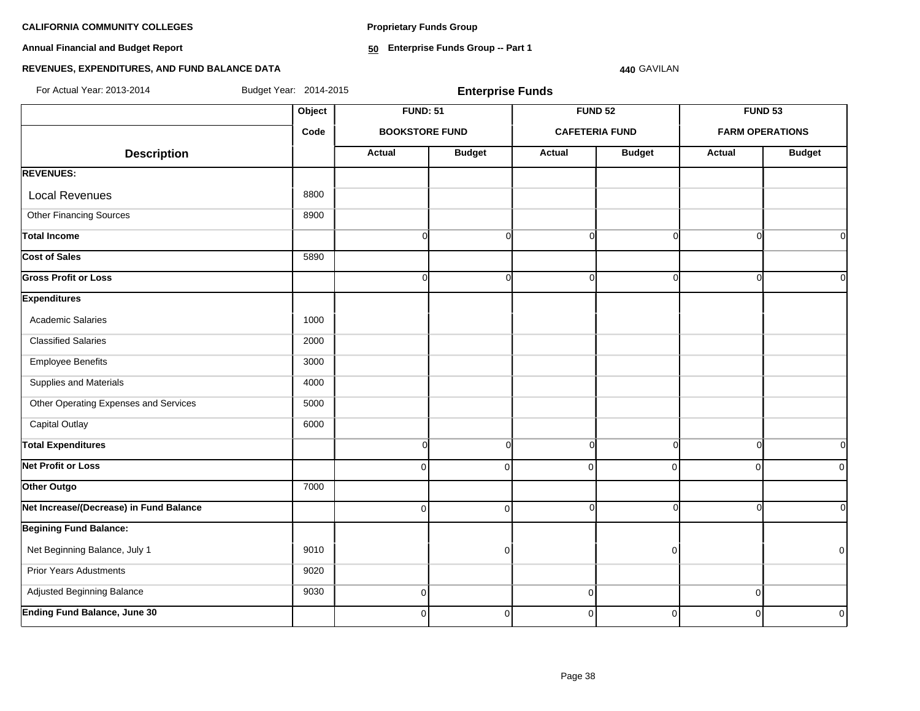**CALIFORNIA COMMUNITY COLLEGES**

**Annual Financial and Budget Report**

**REVENUES, EXPENDITURES, AND FUND BALANCE DATA**

**Proprietary Funds Group**

**50 Enterprise Funds Group -- Part 1**

**440** GAVILAN

For Actual Year: 2013-2014 Budget Year: 2014-2015

## Enterprise Funds

| | Object | FUND: 51 | | FUND 52 | | FUND 53 | |
|---|---|---|---|---|---|---|---|
| | Code | BOOKSTORE FUND | | CAFETERIA FUND | | FARM OPERATIONS | |
| **Description** | | **Actual** | **Budget** | **Actual** | **Budget** | **Actual** | **Budget** |
| **REVENUES:** | | | | | | | |
| Local Revenues | 8800 | | | | | | |
| Other Financing Sources | 8900 | | | | | | |
| **Total Income** | | 0 | 0 | 0 | 0 | 0 | 0 |
| **Cost of Sales** | 5890 | | | | | | |
| **Gross Profit or Loss** | | 0 | 0 | 0 | 0 | 0 | 0 |
| **Expenditures** | | | | | | | |
| Academic Salaries | 1000 | | | | | | |
| Classified Salaries | 2000 | | | | | | |
| Employee Benefits | 3000 | | | | | | |
| Supplies and Materials | 4000 | | | | | | |
| Other Operating Expenses and Services | 5000 | | | | | | |
| Capital Outlay | 6000 | | | | | | |
| **Total Expenditures** | | 0 | 0 | 0 | 0 | 0 | 0 |
| **Net Profit or Loss** | | 0 | 0 | 0 | 0 | 0 | 0 |
| **Other Outgo** | 7000 | | | | | | |
| **Net Increase/(Decrease) in Fund Balance** | | 0 | 0 | 0 | 0 | 0 | 0 |
| **Begining Fund Balance:** | | | | | | | |
| Net Beginning Balance, July 1 | 9010 | | 0 | | 0 | | 0 |
| Prior Years Adustments | 9020 | | | | | | |
| Adjusted Beginning Balance | 9030 | 0 | | 0 | | 0 | |
| **Ending Fund Balance, June 30** | | 0 | 0 | 0 | 0 | 0 | 0 |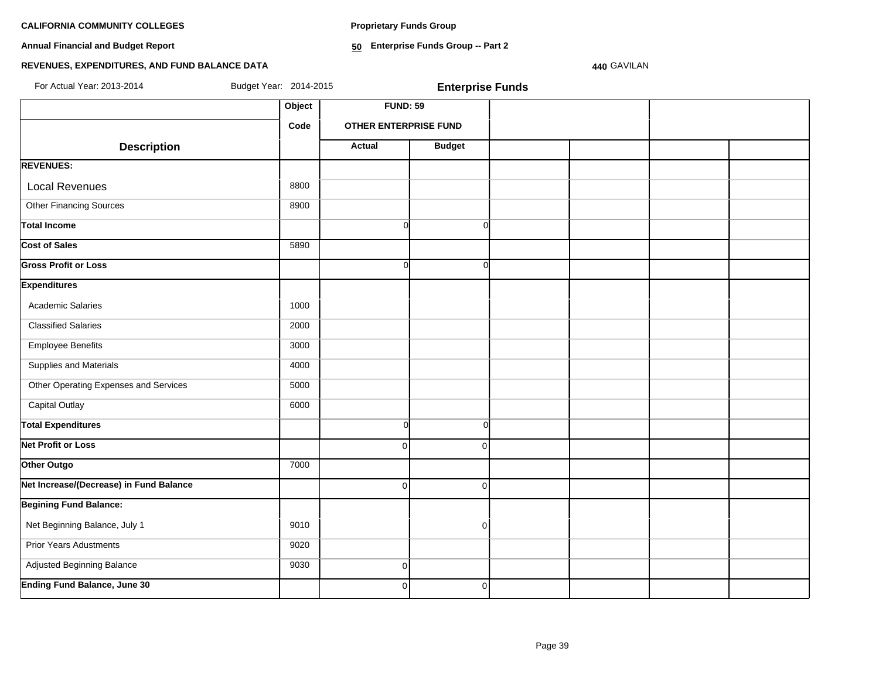**CALIFORNIA COMMUNITY COLLEGES**

**Annual Financial and Budget Report**

**REVENUES, EXPENDITURES, AND FUND BALANCE DATA**

**Proprietary Funds Group**

**50 Enterprise Funds Group -- Part 2**

**440** GAVILAN

For Actual Year: 2013-2014 Budget Year: 2014-2015

**Enterprise Funds**

| | Object | FUND: 59 | | | | | |
|---|---|---|---|---|---|---|---|
| | Code | OTHER ENTERPRISE FUND | | | | | |
| **Description** | | **Actual** | **Budget** | | | | |
| **REVENUES:** | | | | | | | |
| Local Revenues | 8800 | | | | | | |
| Other Financing Sources | 8900 | | | | | | |
| **Total Income** | | 0 | 0 | | | | |
| **Cost of Sales** | 5890 | | | | | | |
| **Gross Profit or Loss** | | 0 | 0 | | | | |
| **Expenditures** | | | | | | | |
| Academic Salaries | 1000 | | | | | | |
| Classified Salaries | 2000 | | | | | | |
| Employee Benefits | 3000 | | | | | | |
| Supplies and Materials | 4000 | | | | | | |
| Other Operating Expenses and Services | 5000 | | | | | | |
| Capital Outlay | 6000 | | | | | | |
| **Total Expenditures** | | 0 | 0 | | | | |
| **Net Profit or Loss** | | 0 | 0 | | | | |
| **Other Outgo** | 7000 | | | | | | |
| **Net Increase/(Decrease) in Fund Balance** | | 0 | 0 | | | | |
| **Begining Fund Balance:** | | | | | | | |
| Net Beginning Balance, July 1 | 9010 | | 0 | | | | |
| Prior Years Adustments | 9020 | | | | | | |
| Adjusted Beginning Balance | 9030 | 0 | | | | | |
| **Ending Fund Balance, June 30** | | 0 | 0 | | | | |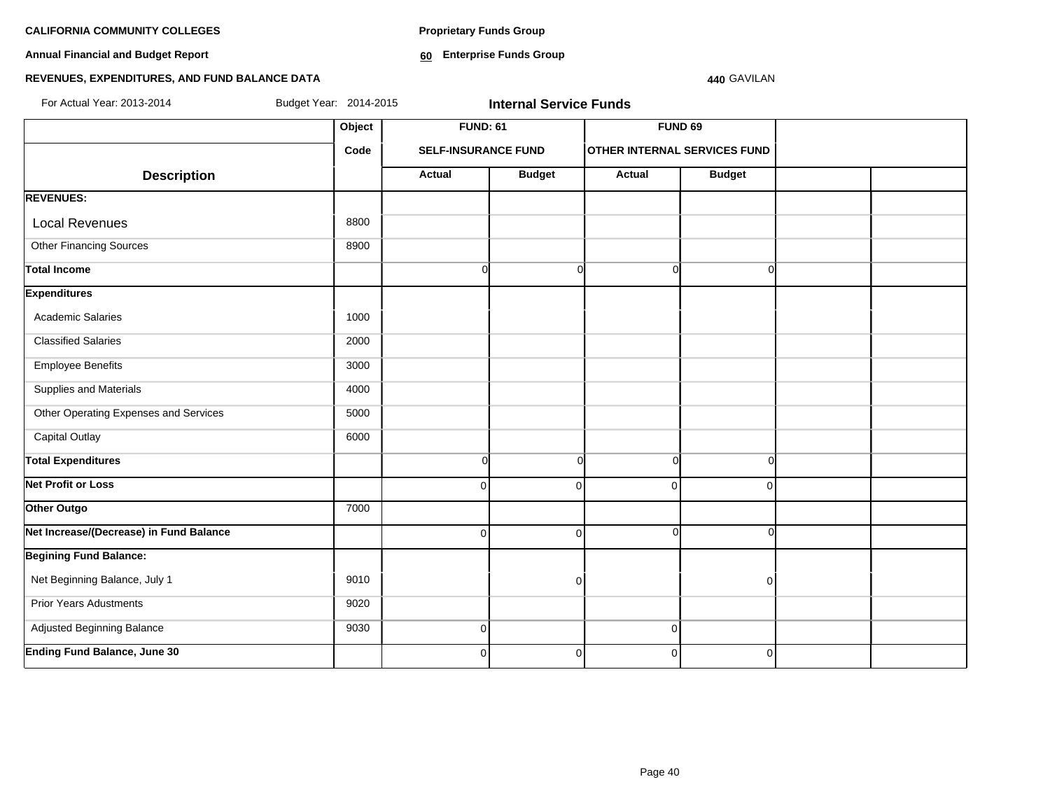**CALIFORNIA COMMUNITY COLLEGES**

**Annual Financial and Budget Report**

**REVENUES, EXPENDITURES, AND FUND BALANCE DATA**

**Proprietary Funds Group**

**60 Enterprise Funds Group**

**440** GAVILAN

For Actual Year: 2013-2014 Budget Year: 2014-2015

**Internal Service Funds**

| | Object | FUND: 61 | | FUND 69 | | | |
|---|---|---|---|---|---|---|---|
| | Code | SELF-INSURANCE FUND | | OTHER INTERNAL SERVICES FUND | | | |
| **Description** | | Actual | Budget | Actual | Budget | | |
| **REVENUES:** | | | | | | | |
| Local Revenues | 8800 | | | | | | |
| Other Financing Sources | 8900 | | | | | | |
| **Total Income** | | 0 | 0 | 0 | 0 | | |
| **Expenditures** | | | | | | | |
| Academic Salaries | 1000 | | | | | | |
| Classified Salaries | 2000 | | | | | | |
| Employee Benefits | 3000 | | | | | | |
| Supplies and Materials | 4000 | | | | | | |
| Other Operating Expenses and Services | 5000 | | | | | | |
| Capital Outlay | 6000 | | | | | | |
| **Total Expenditures** | | 0 | 0 | 0 | 0 | | |
| **Net Profit or Loss** | | 0 | 0 | 0 | 0 | | |
| **Other Outgo** | 7000 | | | | | | |
| **Net Increase/(Decrease) in Fund Balance** | | 0 | 0 | 0 | 0 | | |
| **Begining Fund Balance:** | | | | | | | |
| Net Beginning Balance, July 1 | 9010 | | 0 | | 0 | | |
| Prior Years Adustments | 9020 | | | | | | |
| Adjusted Beginning Balance | 9030 | 0 | | 0 | | | |
| **Ending Fund Balance, June 30** | | 0 | 0 | 0 | 0 | | |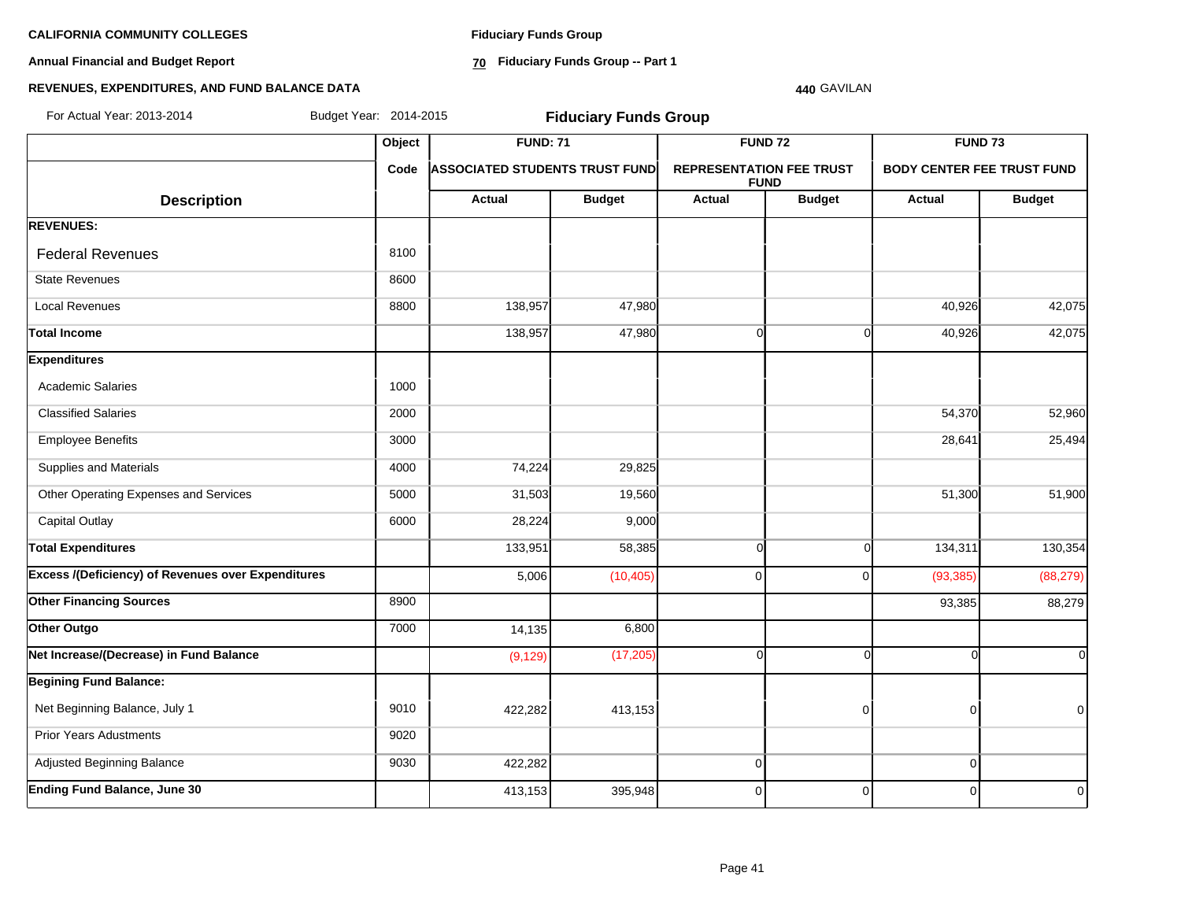**CALIFORNIA COMMUNITY COLLEGES**

**Annual Financial and Budget Report**

**REVENUES, EXPENDITURES, AND FUND BALANCE DATA**

**Fiduciary Funds Group**

**70 Fiduciary Funds Group -- Part 1**

**440** GAVILAN

For Actual Year: 2013-2014 Budget Year: 2014-2015

## Fiduciary Funds Group

| Description | Object Code | FUND: 71 ASSOCIATED STUDENTS TRUST FUND | | FUND 72 REPRESENTATION FEE TRUST FUND | | FUND 73 BODY CENTER FEE TRUST FUND | |
|---|---|---|---|---|---|---|---|
| | | Actual | Budget | Actual | Budget | Actual | Budget |
| **REVENUES:** | | | | | | | |
| Federal Revenues | 8100 | | | | | | |
| State Revenues | 8600 | | | | | | |
| Local Revenues | 8800 | 138,957 | 47,980 | | | 40,926 | 42,075 |
| **Total Income** | | 138,957 | 47,980 | 0 | 0 | 40,926 | 42,075 |
| **Expenditures** | | | | | | | |
| Academic Salaries | 1000 | | | | | | |
| Classified Salaries | 2000 | | | | | 54,370 | 52,960 |
| Employee Benefits | 3000 | | | | | 28,641 | 25,494 |
| Supplies and Materials | 4000 | 74,224 | 29,825 | | | | |
| Other Operating Expenses and Services | 5000 | 31,503 | 19,560 | | | 51,300 | 51,900 |
| Capital Outlay | 6000 | 28,224 | 9,000 | | | | |
| **Total Expenditures** | | 133,951 | 58,385 | 0 | 0 | 134,311 | 130,354 |
| **Excess /(Deficiency) of Revenues over Expenditures** | | 5,006 | (10,405) | 0 | 0 | (93,385) | (88,279) |
| **Other Financing Sources** | 8900 | | | | | 93,385 | 88,279 |
| **Other Outgo** | 7000 | 14,135 | 6,800 | | | | |
| **Net Increase/(Decrease) in Fund Balance** | | (9,129) | (17,205) | 0 | 0 | 0 | 0 |
| **Begining Fund Balance:** | | | | | | | |
| Net Beginning Balance, July 1 | 9010 | 422,282 | 413,153 | | 0 | 0 | 0 |
| Prior Years Adustments | 9020 | | | | | | |
| Adjusted Beginning Balance | 9030 | 422,282 | | 0 | | 0 | |
| **Ending Fund Balance, June 30** | | 413,153 | 395,948 | 0 | 0 | 0 | 0 |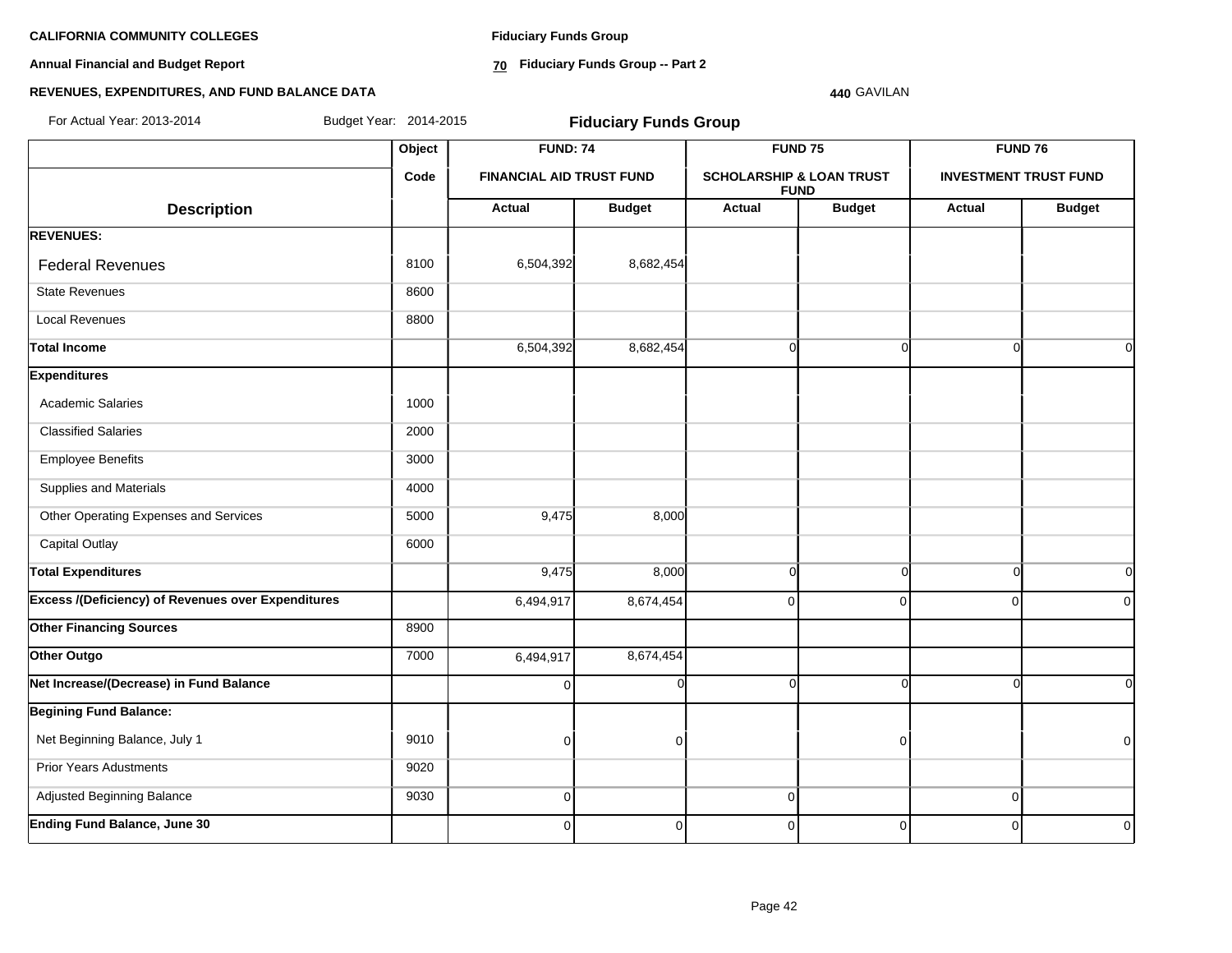**CALIFORNIA COMMUNITY COLLEGES**

**Annual Financial and Budget Report**

**REVENUES, EXPENDITURES, AND FUND BALANCE DATA**

**Fiduciary Funds Group**

**70 Fiduciary Funds Group -- Part 2**

**440** GAVILAN

For Actual Year: 2013-2014 Budget Year: 2014-2015

**Fiduciary Funds Group**

| Description | Object Code | FUND: 74 FINANCIAL AID TRUST FUND Actual | FUND: 74 FINANCIAL AID TRUST FUND Budget | FUND 75 SCHOLARSHIP & LOAN TRUST FUND Actual | FUND 75 SCHOLARSHIP & LOAN TRUST FUND Budget | FUND 76 INVESTMENT TRUST FUND Actual | FUND 76 INVESTMENT TRUST FUND Budget |
|---|---|---|---|---|---|---|---|
| **REVENUES:** | | | | | | | |
| Federal Revenues | 8100 | 6,504,392 | 8,682,454 | | | | |
| State Revenues | 8600 | | | | | | |
| Local Revenues | 8800 | | | | | | |
| **Total Income** | | 6,504,392 | 8,682,454 | 0 | 0 | 0 | 0 |
| **Expenditures** | | | | | | | |
| Academic Salaries | 1000 | | | | | | |
| Classified Salaries | 2000 | | | | | | |
| Employee Benefits | 3000 | | | | | | |
| Supplies and Materials | 4000 | | | | | | |
| Other Operating Expenses and Services | 5000 | 9,475 | 8,000 | | | | |
| Capital Outlay | 6000 | | | | | | |
| **Total Expenditures** | | 9,475 | 8,000 | 0 | 0 | 0 | 0 |
| **Excess /(Deficiency) of Revenues over Expenditures** | | 6,494,917 | 8,674,454 | 0 | 0 | 0 | 0 |
| **Other Financing Sources** | 8900 | | | | | | |
| **Other Outgo** | 7000 | 6,494,917 | 8,674,454 | | | | |
| **Net Increase/(Decrease) in Fund Balance** | | 0 | 0 | 0 | 0 | 0 | 0 |
| **Begining Fund Balance:** | | | | | | | |
| Net Beginning Balance, July 1 | 9010 | 0 | 0 | | 0 | | 0 |
| Prior Years Adustments | 9020 | | | | | | |
| Adjusted Beginning Balance | 9030 | 0 | | 0 | | 0 | |
| **Ending Fund Balance, June 30** | | 0 | 0 | 0 | 0 | 0 | 0 |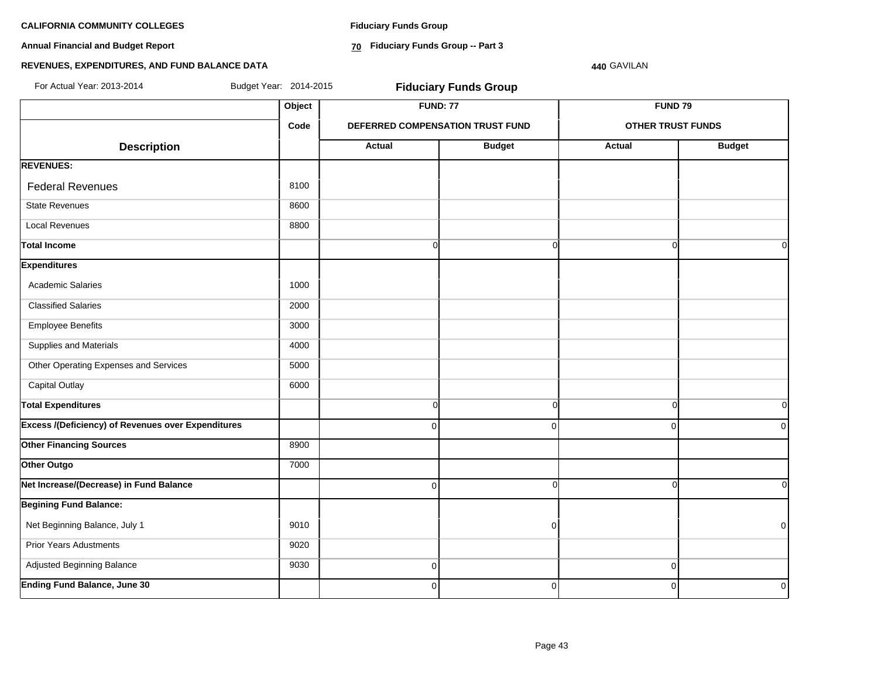**CALIFORNIA COMMUNITY COLLEGES**

**Annual Financial and Budget Report**

**REVENUES, EXPENDITURES, AND FUND BALANCE DATA**

**Fiduciary Funds Group**

**70 Fiduciary Funds Group -- Part 3**

**440** GAVILAN

For Actual Year: 2013-2014 Budget Year: 2014-2015

## Fiduciary Funds Group

| | Object | FUND: 77 | | FUND 79 | |
|---|---|---|---|---|---|
| | Code | DEFERRED COMPENSATION TRUST FUND | | OTHER TRUST FUNDS | |
| **Description** | | **Actual** | **Budget** | **Actual** | **Budget** |
| **REVENUES:** | | | | | |
| Federal Revenues | 8100 | | | | |
| State Revenues | 8600 | | | | |
| Local Revenues | 8800 | | | | |
| **Total Income** | | 0 | 0 | 0 | 0 |
| **Expenditures** | | | | | |
| Academic Salaries | 1000 | | | | |
| Classified Salaries | 2000 | | | | |
| Employee Benefits | 3000 | | | | |
| Supplies and Materials | 4000 | | | | |
| Other Operating Expenses and Services | 5000 | | | | |
| Capital Outlay | 6000 | | | | |
| **Total Expenditures** | | 0 | 0 | 0 | 0 |
| **Excess /(Deficiency) of Revenues over Expenditures** | | 0 | 0 | 0 | 0 |
| **Other Financing Sources** | 8900 | | | | |
| **Other Outgo** | 7000 | | | | |
| **Net Increase/(Decrease) in Fund Balance** | | 0 | 0 | 0 | 0 |
| **Begining Fund Balance:** | | | | | |
| Net Beginning Balance, July 1 | 9010 | | 0 | | 0 |
| Prior Years Adustments | 9020 | | | | |
| Adjusted Beginning Balance | 9030 | 0 | | 0 | |
| **Ending Fund Balance, June 30** | | 0 | 0 | 0 | 0 |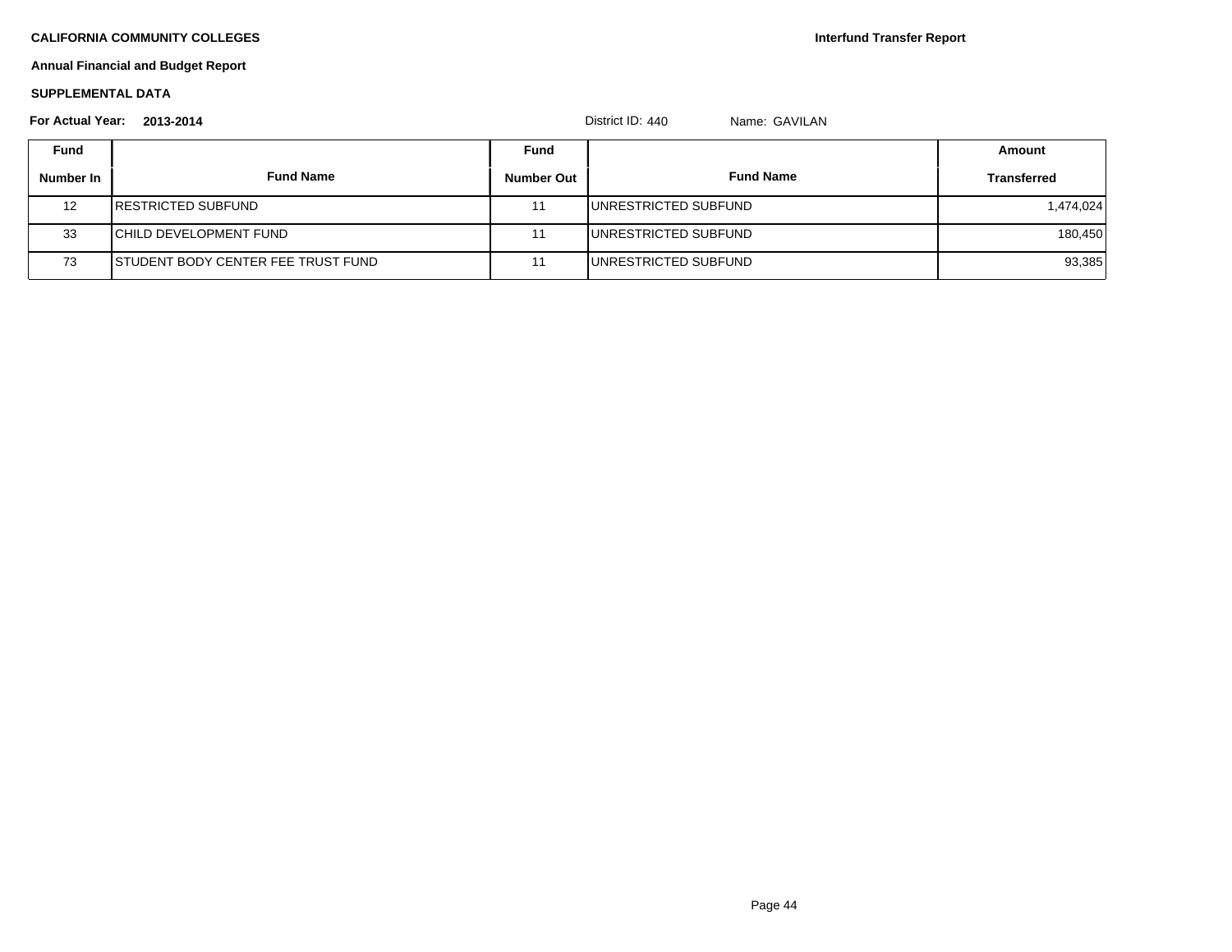**CALIFORNIA COMMUNITY COLLEGES**

**Interfund Transfer Report**

**Annual Financial and Budget Report**

**SUPPLEMENTAL DATA**

**For Actual Year: 2013-2014** District ID: 440 Name: GAVILAN

| Fund Number In | Fund Name | Fund Number Out | Fund Name | Amount Transferred |
|---|---|---|---|---|
| 12 | RESTRICTED SUBFUND | 11 | UNRESTRICTED SUBFUND | 1,474,024 |
| 33 | CHILD DEVELOPMENT FUND | 11 | UNRESTRICTED SUBFUND | 180,450 |
| 73 | STUDENT BODY CENTER FEE TRUST FUND | 11 | UNRESTRICTED SUBFUND | 93,385 |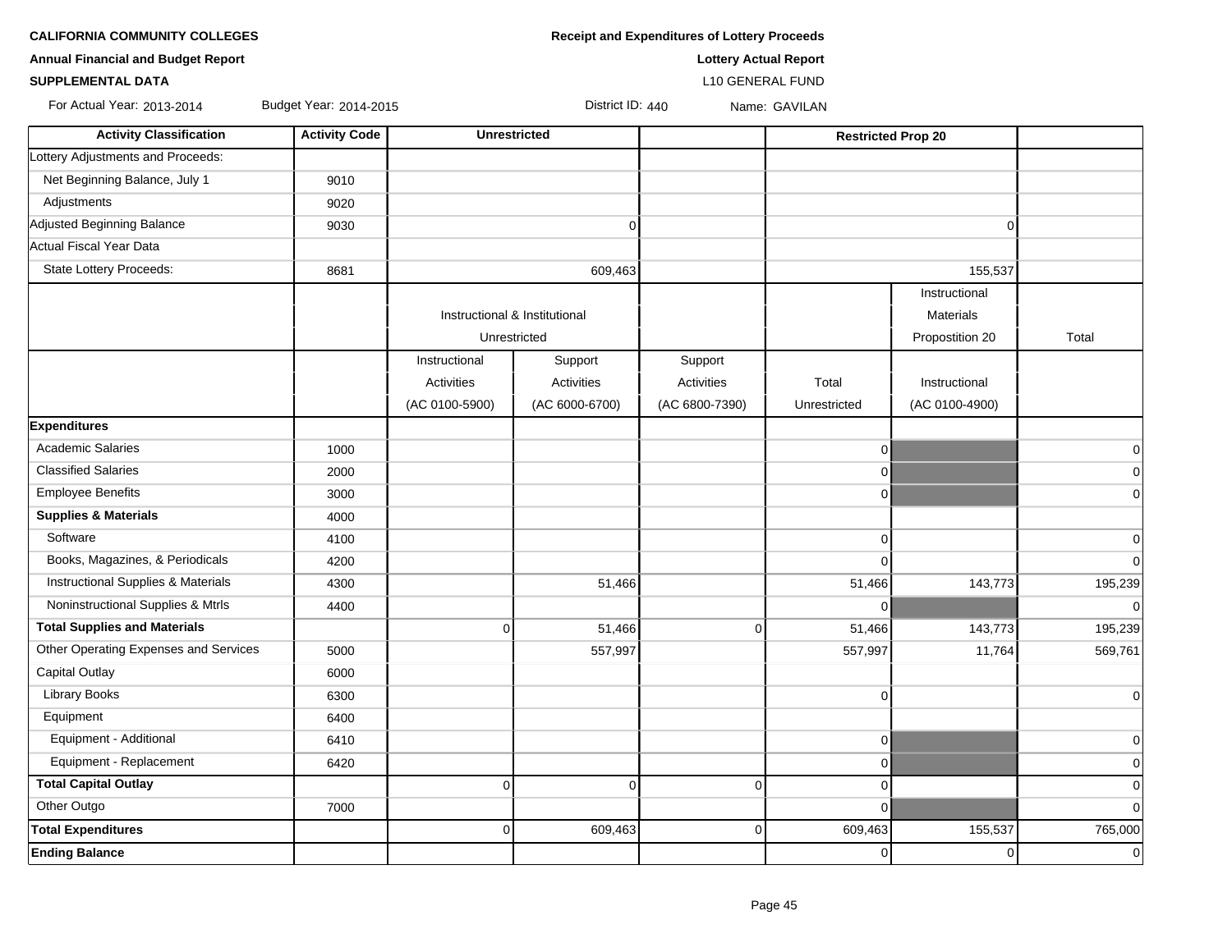**CALIFORNIA COMMUNITY COLLEGES**

**Annual Financial and Budget Report**

**SUPPLEMENTAL DATA**

**Receipt and Expenditures of Lottery Proceeds**

**Lottery Actual Report**

L10 GENERAL FUND

For Actual Year: 2013-2014 Budget Year: 2014-2015 District ID: 440 Name: GAVILAN

| Activity Classification | Activity Code | Unrestricted | | | Restricted Prop 20 | | |
|---|---|---|---|---|---|---|---|
| Lottery Adjustments and Proceeds: | | | | | | | |
| Net Beginning Balance, July 1 | 9010 | | | | | | |
| Adjustments | 9020 | | | | | | |
| Adjusted Beginning Balance | 9030 | | 0 | | | 0 | |
| Actual Fiscal Year Data | | | | | | | |
| State Lottery Proceeds: | 8681 | | 609,463 | | | 155,537 | |
| | | Instructional & Institutional Unrestricted | | | | Instructional Materials Propostition 20 | Total |
| | | Instructional Activities (AC 0100-5900) | Support Activities (AC 6000-6700) | Support Activities (AC 6800-7390) | Total Unrestricted | Instructional (AC 0100-4900) | |
| **Expenditures** | | | | | | | |
| Academic Salaries | 1000 | | | | 0 | | 0 |
| Classified Salaries | 2000 | | | | 0 | | 0 |
| Employee Benefits | 3000 | | | | 0 | | 0 |
| **Supplies & Materials** | 4000 | | | | | | |
| Software | 4100 | | | | 0 | | 0 |
| Books, Magazines, & Periodicals | 4200 | | | | 0 | | 0 |
| Instructional Supplies & Materials | 4300 | | 51,466 | | 51,466 | 143,773 | 195,239 |
| Noninstructional Supplies & Mtrls | 4400 | | | | 0 | | 0 |
| **Total Supplies and Materials** | | 0 | 51,466 | 0 | 51,466 | 143,773 | 195,239 |
| Other Operating Expenses and Services | 5000 | | 557,997 | | 557,997 | 11,764 | 569,761 |
| Capital Outlay | 6000 | | | | | | |
| Library Books | 6300 | | | | 0 | | 0 |
| Equipment | 6400 | | | | | | |
| Equipment - Additional | 6410 | | | | 0 | | 0 |
| Equipment - Replacement | 6420 | | | | 0 | | 0 |
| **Total Capital Outlay** | | 0 | 0 | 0 | 0 | | 0 |
| Other Outgo | 7000 | | | | 0 | | 0 |
| **Total Expenditures** | | 0 | 609,463 | 0 | 609,463 | 155,537 | 765,000 |
| **Ending Balance** | | | | | 0 | 0 | 0 |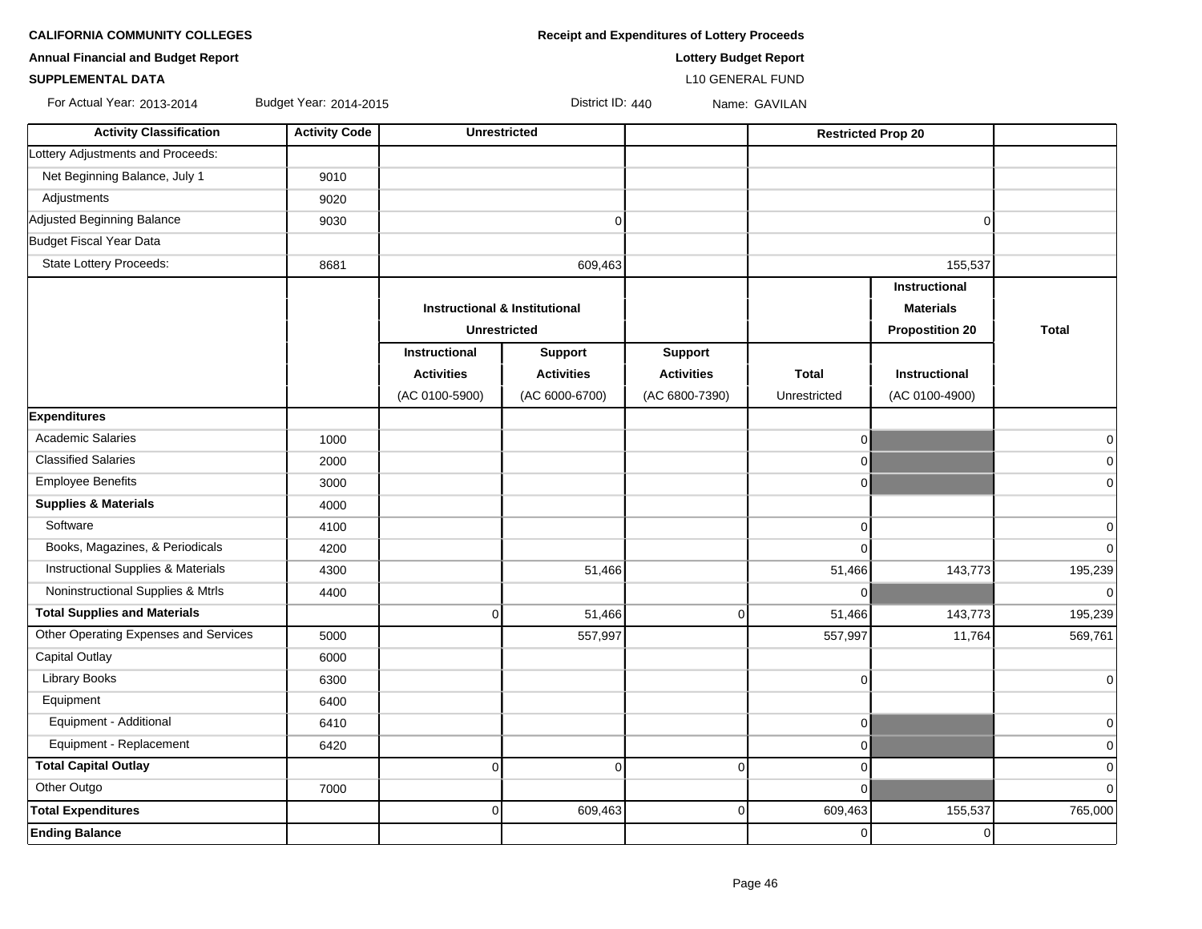**CALIFORNIA COMMUNITY COLLEGES**

**Annual Financial and Budget Report**

**SUPPLEMENTAL DATA**

**Receipt and Expenditures of Lottery Proceeds**

**Lottery Budget Report**

L10 GENERAL FUND

For Actual Year: 2013-2014 Budget Year: 2014-2015 District ID: 440 Name: GAVILAN

| Activity Classification | Activity Code | Unrestricted | | | Restricted Prop 20 | | |
|---|---|---|---|---|---|---|---|
| Lottery Adjustments and Proceeds: | | | | | | | |
| Net Beginning Balance, July 1 | 9010 | | | | | | |
| Adjustments | 9020 | | | | | | |
| Adjusted Beginning Balance | 9030 | | 0 | | | 0 | |
| Budget Fiscal Year Data | | | | | | | |
| State Lottery Proceeds: | 8681 | | 609,463 | | | 155,537 | |
| | | Instructional & Institutional Unrestricted | | | | Instructional Materials Propostition 20 | Total |
| | | Instructional Activities (AC 0100-5900) | Support Activities (AC 6000-6700) | Support Activities (AC 6800-7390) | Total Unrestricted | Instructional (AC 0100-4900) | |
| **Expenditures** | | | | | | | |
| Academic Salaries | 1000 | | | | 0 | | 0 |
| Classified Salaries | 2000 | | | | 0 | | 0 |
| Employee Benefits | 3000 | | | | 0 | | 0 |
| **Supplies & Materials** | 4000 | | | | | | |
| Software | 4100 | | | | 0 | | 0 |
| Books, Magazines, & Periodicals | 4200 | | | | 0 | | 0 |
| Instructional Supplies & Materials | 4300 | | 51,466 | | 51,466 | 143,773 | 195,239 |
| Noninstructional Supplies & Mtrls | 4400 | | | | 0 | | 0 |
| **Total Supplies and Materials** | | 0 | 51,466 | 0 | 51,466 | 143,773 | 195,239 |
| Other Operating Expenses and Services | 5000 | | 557,997 | | 557,997 | 11,764 | 569,761 |
| Capital Outlay | 6000 | | | | | | |
| Library Books | 6300 | | | | 0 | | 0 |
| Equipment | 6400 | | | | | | |
| Equipment - Additional | 6410 | | | | 0 | | 0 |
| Equipment - Replacement | 6420 | | | | 0 | | 0 |
| **Total Capital Outlay** | | 0 | 0 | 0 | 0 | | 0 |
| Other Outgo | 7000 | | | | 0 | | 0 |
| **Total Expenditures** | | 0 | 609,463 | 0 | 609,463 | 155,537 | 765,000 |
| **Ending Balance** | | | | | 0 | 0 | |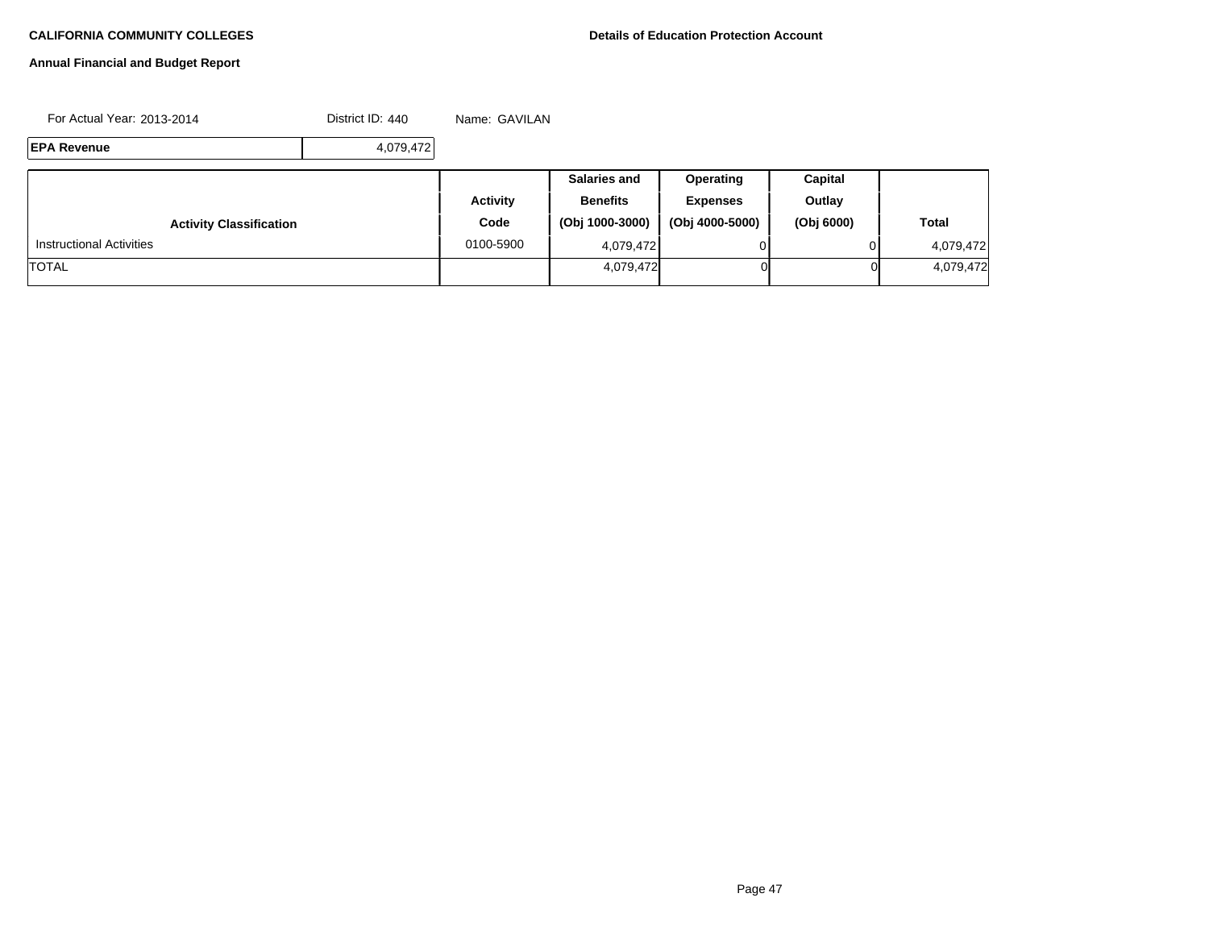**CALIFORNIA COMMUNITY COLLEGES**

**Details of Education Protection Account**

**Annual Financial and Budget Report**

For Actual Year: 2013-2014 District ID: 440 Name: GAVILAN

| | |
|---|---|
| **EPA Revenue** | 4,079,472 |

| Activity Classification | Activity Code | Salaries and Benefits (Obj 1000-3000) | Operating Expenses (Obj 4000-5000) | Capital Outlay (Obj 6000) | Total |
|---|---|---|---|---|---|
| Instructional Activities | 0100-5900 | 4,079,472 | 0 | 0 | 4,079,472 |
| TOTAL | | 4,079,472 | 0 | 0 | 4,079,472 |